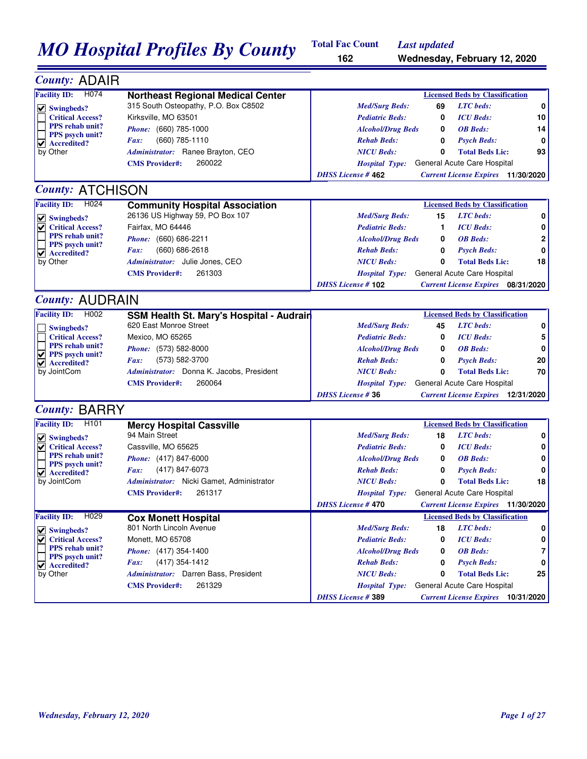# MO Hospital Profiles By County

**Total Fac Count** 162

*Last updated* **Wednesday, February 12, 2020**

## County: ADAIR

**Facility ID:** H074

### Northeast Regional Medical Center

315 South Osteopathy, P.O. Box C8502
Kirksville, MO 63501
*Phone:* (660) 785-1000
*Fax:* (660) 785-1110
*Administrator:* Ranee Brayton, CEO
**CMS Provider#:** 260022

- [x] Swingbeds?
- [ ] Critical Access?
- [ ] PPS rehab unit?
- [ ] PPS psych unit?
- [x] Accredited? by Other

| Licensed Beds by Classification | | | |
|---|---|---|---|
| *Med/Surg Beds:* | 69 | *LTC beds:* | 0 |
| *Pediatric Beds:* | 0 | *ICU Beds:* | 10 |
| *Alcohol/Drug Beds* | 0 | *OB Beds:* | 14 |
| *Rehab Beds:* | 0 | *Psych Beds:* | 0 |
| *NICU Beds:* | 0 | *Total Beds Lic:* | 93 |

*Hospital Type:* General Acute Care Hospital

*DHSS License #* **462** *Current License Expires* **11/30/2020**

## County: ATCHISON

**Facility ID:** H024

### Community Hospital Association

26136 US Highway 59, PO Box 107
Fairfax, MO 64446
*Phone:* (660) 686-2211
*Fax:* (660) 686-2618
*Administrator:* Julie Jones, CEO
**CMS Provider#:** 261303

- [x] Swingbeds?
- [x] Critical Access?
- [ ] PPS rehab unit?
- [ ] PPS psych unit?
- [x] Accredited? by Other

| Licensed Beds by Classification | | | |
|---|---|---|---|
| *Med/Surg Beds:* | 15 | *LTC beds:* | 0 |
| *Pediatric Beds:* | 1 | *ICU Beds:* | 0 |
| *Alcohol/Drug Beds* | 0 | *OB Beds:* | 2 |
| *Rehab Beds:* | 0 | *Psych Beds:* | 0 |
| *NICU Beds:* | 0 | *Total Beds Lic:* | 18 |

*Hospital Type:* General Acute Care Hospital

*DHSS License #* **102** *Current License Expires* **08/31/2020**

## County: AUDRAIN

**Facility ID:** H002

### SSM Health St. Mary's Hospital - Audrain

620 East Monroe Street
Mexico, MO 65265
*Phone:* (573) 582-8000
*Fax:* (573) 582-3700
*Administrator:* Donna K. Jacobs, President
**CMS Provider#:** 260064

- [ ] Swingbeds?
- [ ] Critical Access?
- [ ] PPS rehab unit?
- [x] PPS psych unit?
- [x] Accredited? by JointCom

| Licensed Beds by Classification | | | |
|---|---|---|---|
| *Med/Surg Beds:* | 45 | *LTC beds:* | 0 |
| *Pediatric Beds:* | 0 | *ICU Beds:* | 5 |
| *Alcohol/Drug Beds* | 0 | *OB Beds:* | 0 |
| *Rehab Beds:* | 0 | *Psych Beds:* | 20 |
| *NICU Beds:* | 0 | *Total Beds Lic:* | 70 |

*Hospital Type:* General Acute Care Hospital

*DHSS License #* **36** *Current License Expires* **12/31/2020**

## County: BARRY

**Facility ID:** H101

### Mercy Hospital Cassville

94 Main Street
Cassville, MO 65625
*Phone:* (417) 847-6000
*Fax:* (417) 847-6073
*Administrator:* Nicki Gamet, Administrator
**CMS Provider#:** 261317

- [x] Swingbeds?
- [x] Critical Access?
- [ ] PPS rehab unit?
- [ ] PPS psych unit?
- [x] Accredited? by JointCom

| Licensed Beds by Classification | | | |
|---|---|---|---|
| *Med/Surg Beds:* | 18 | *LTC beds:* | 0 |
| *Pediatric Beds:* | 0 | *ICU Beds:* | 0 |
| *Alcohol/Drug Beds* | 0 | *OB Beds:* | 0 |
| *Rehab Beds:* | 0 | *Psych Beds:* | 0 |
| *NICU Beds:* | 0 | *Total Beds Lic:* | 18 |

*Hospital Type:* General Acute Care Hospital

*DHSS License #* **470** *Current License Expires* **11/30/2020**

**Facility ID:** H029

### Cox Monett Hospital

801 North Lincoln Avenue
Monett, MO 65708
*Phone:* (417) 354-1400
*Fax:* (417) 354-1412
*Administrator:* Darren Bass, President
**CMS Provider#:** 261329

- [x] Swingbeds?
- [x] Critical Access?
- [ ] PPS rehab unit?
- [ ] PPS psych unit?
- [x] Accredited? by Other

| Licensed Beds by Classification | | | |
|---|---|---|---|
| *Med/Surg Beds:* | 18 | *LTC beds:* | 0 |
| *Pediatric Beds:* | 0 | *ICU Beds:* | 0 |
| *Alcohol/Drug Beds* | 0 | *OB Beds:* | 7 |
| *Rehab Beds:* | 0 | *Psych Beds:* | 0 |
| *NICU Beds:* | 0 | *Total Beds Lic:* | 25 |

*Hospital Type:* General Acute Care Hospital

*DHSS License #* **389** *Current License Expires* **10/31/2020**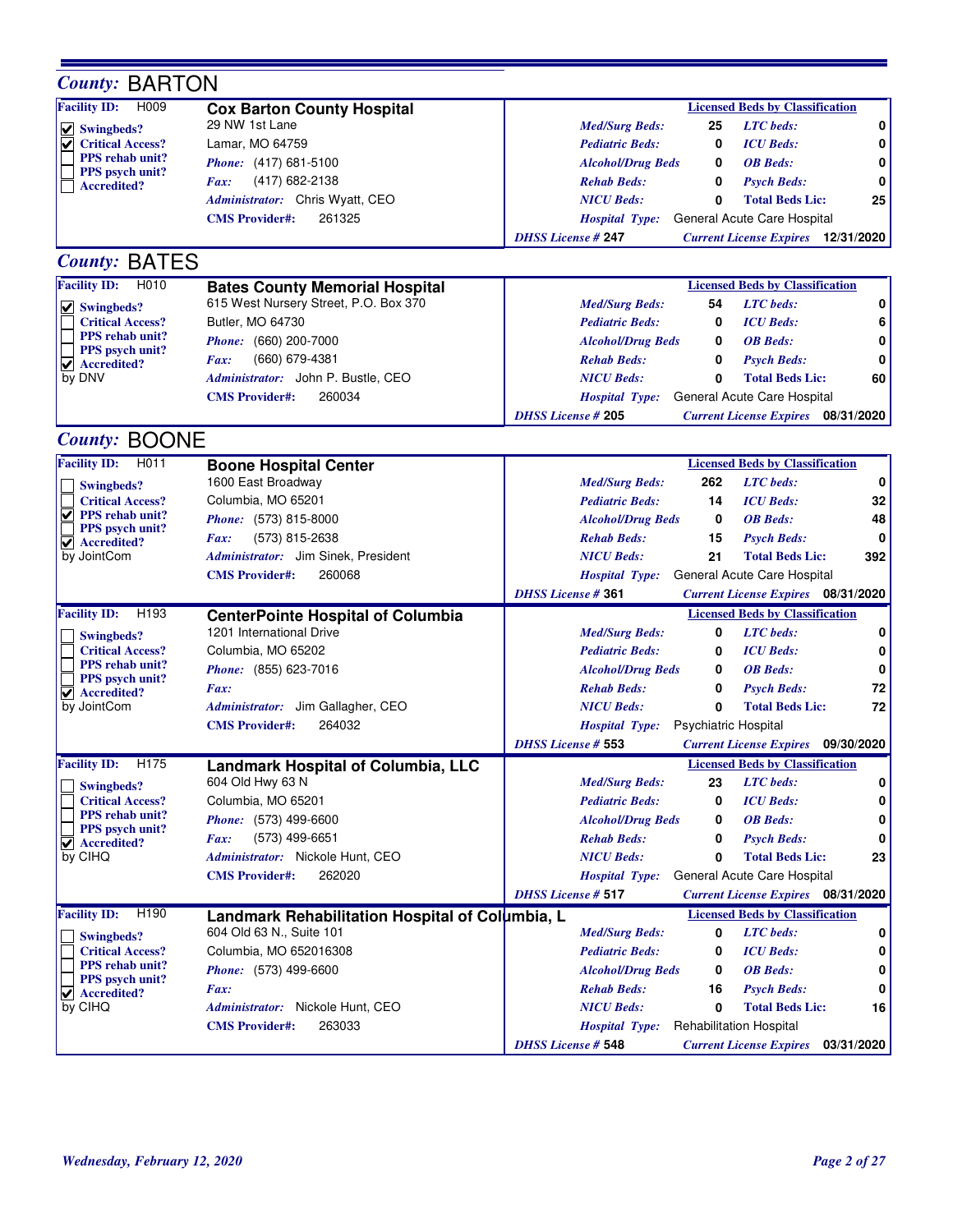## County: BARTON

**Facility ID:** H009

**Cox Barton County Hospital**
29 NW 1st Lane
Lamar, MO 64759
*Phone:* (417) 681-5100
*Fax:* (417) 682-2138
*Administrator:* Chris Wyatt, CEO
**CMS Provider#:** 261325

- [x] Swingbeds?
- [x] Critical Access?
- [ ] PPS rehab unit?
- [ ] PPS psych unit?
- [ ] Accredited?

| Licensed Beds by Classification | | | |
|---|---|---|---|
| *Med/Surg Beds:* | 25 | *LTC beds:* | 0 |
| *Pediatric Beds:* | 0 | *ICU Beds:* | 0 |
| *Alcohol/Drug Beds* | 0 | *OB Beds:* | 0 |
| *Rehab Beds:* | 0 | *Psych Beds:* | 0 |
| *NICU Beds:* | 0 | *Total Beds Lic:* | 25 |

*Hospital Type:* General Acute Care Hospital
*DHSS License #* **247** *Current License Expires* **12/31/2020**

## County: BATES

**Facility ID:** H010

**Bates County Memorial Hospital**
615 West Nursery Street, P.O. Box 370
Butler, MO 64730
*Phone:* (660) 200-7000
*Fax:* (660) 679-4381
*Administrator:* John P. Bustle, CEO
**CMS Provider#:** 260034

- [x] Swingbeds?
- [ ] Critical Access?
- [ ] PPS rehab unit?
- [ ] PPS psych unit?
- [x] Accredited? by DNV

| Licensed Beds by Classification | | | |
|---|---|---|---|
| *Med/Surg Beds:* | 54 | *LTC beds:* | 0 |
| *Pediatric Beds:* | 0 | *ICU Beds:* | 6 |
| *Alcohol/Drug Beds* | 0 | *OB Beds:* | 0 |
| *Rehab Beds:* | 0 | *Psych Beds:* | 0 |
| *NICU Beds:* | 0 | *Total Beds Lic:* | 60 |

*Hospital Type:* General Acute Care Hospital
*DHSS License #* **205** *Current License Expires* **08/31/2020**

## County: BOONE

**Facility ID:** H011

**Boone Hospital Center**
1600 East Broadway
Columbia, MO 65201
*Phone:* (573) 815-8000
*Fax:* (573) 815-2638
*Administrator:* Jim Sinek, President
**CMS Provider#:** 260068

- [ ] Swingbeds?
- [ ] Critical Access?
- [x] PPS rehab unit?
- [ ] PPS psych unit?
- [x] Accredited? by JointCom

| Licensed Beds by Classification | | | |
|---|---|---|---|
| *Med/Surg Beds:* | 262 | *LTC beds:* | 0 |
| *Pediatric Beds:* | 14 | *ICU Beds:* | 32 |
| *Alcohol/Drug Beds* | 0 | *OB Beds:* | 48 |
| *Rehab Beds:* | 15 | *Psych Beds:* | 0 |
| *NICU Beds:* | 21 | *Total Beds Lic:* | 392 |

*Hospital Type:* General Acute Care Hospital
*DHSS License #* **361** *Current License Expires* **08/31/2020**

**Facility ID:** H193

**CenterPointe Hospital of Columbia**
1201 International Drive
Columbia, MO 65202
*Phone:* (855) 623-7016
*Fax:*
*Administrator:* Jim Gallagher, CEO
**CMS Provider#:** 264032

- [ ] Swingbeds?
- [ ] Critical Access?
- [ ] PPS rehab unit?
- [ ] PPS psych unit?
- [x] Accredited? by JointCom

| Licensed Beds by Classification | | | |
|---|---|---|---|
| *Med/Surg Beds:* | 0 | *LTC beds:* | 0 |
| *Pediatric Beds:* | 0 | *ICU Beds:* | 0 |
| *Alcohol/Drug Beds* | 0 | *OB Beds:* | 0 |
| *Rehab Beds:* | 0 | *Psych Beds:* | 72 |
| *NICU Beds:* | 0 | *Total Beds Lic:* | 72 |

*Hospital Type:* Psychiatric Hospital
*DHSS License #* **553** *Current License Expires* **09/30/2020**

**Facility ID:** H175

**Landmark Hospital of Columbia, LLC**
604 Old Hwy 63 N
Columbia, MO 65201
*Phone:* (573) 499-6600
*Fax:* (573) 499-6651
*Administrator:* Nickole Hunt, CEO
**CMS Provider#:** 262020

- [ ] Swingbeds?
- [ ] Critical Access?
- [ ] PPS rehab unit?
- [ ] PPS psych unit?
- [x] Accredited? by CIHQ

| Licensed Beds by Classification | | | |
|---|---|---|---|
| *Med/Surg Beds:* | 23 | *LTC beds:* | 0 |
| *Pediatric Beds:* | 0 | *ICU Beds:* | 0 |
| *Alcohol/Drug Beds* | 0 | *OB Beds:* | 0 |
| *Rehab Beds:* | 0 | *Psych Beds:* | 0 |
| *NICU Beds:* | 0 | *Total Beds Lic:* | 23 |

*Hospital Type:* General Acute Care Hospital
*DHSS License #* **517** *Current License Expires* **08/31/2020**

**Facility ID:** H190

**Landmark Rehabilitation Hospital of Columbia, L**
604 Old 63 N., Suite 101
Columbia, MO 652016308
*Phone:* (573) 499-6600
*Fax:*
*Administrator:* Nickole Hunt, CEO
**CMS Provider#:** 263033

- [ ] Swingbeds?
- [ ] Critical Access?
- [ ] PPS rehab unit?
- [ ] PPS psych unit?
- [x] Accredited? by CIHQ

| Licensed Beds by Classification | | | |
|---|---|---|---|
| *Med/Surg Beds:* | 0 | *LTC beds:* | 0 |
| *Pediatric Beds:* | 0 | *ICU Beds:* | 0 |
| *Alcohol/Drug Beds* | 0 | *OB Beds:* | 0 |
| *Rehab Beds:* | 16 | *Psych Beds:* | 0 |
| *NICU Beds:* | 0 | *Total Beds Lic:* | 16 |

*Hospital Type:* Rehabilitation Hospital
*DHSS License #* **548** *Current License Expires* **03/31/2020**

*Wednesday, February 12, 2020*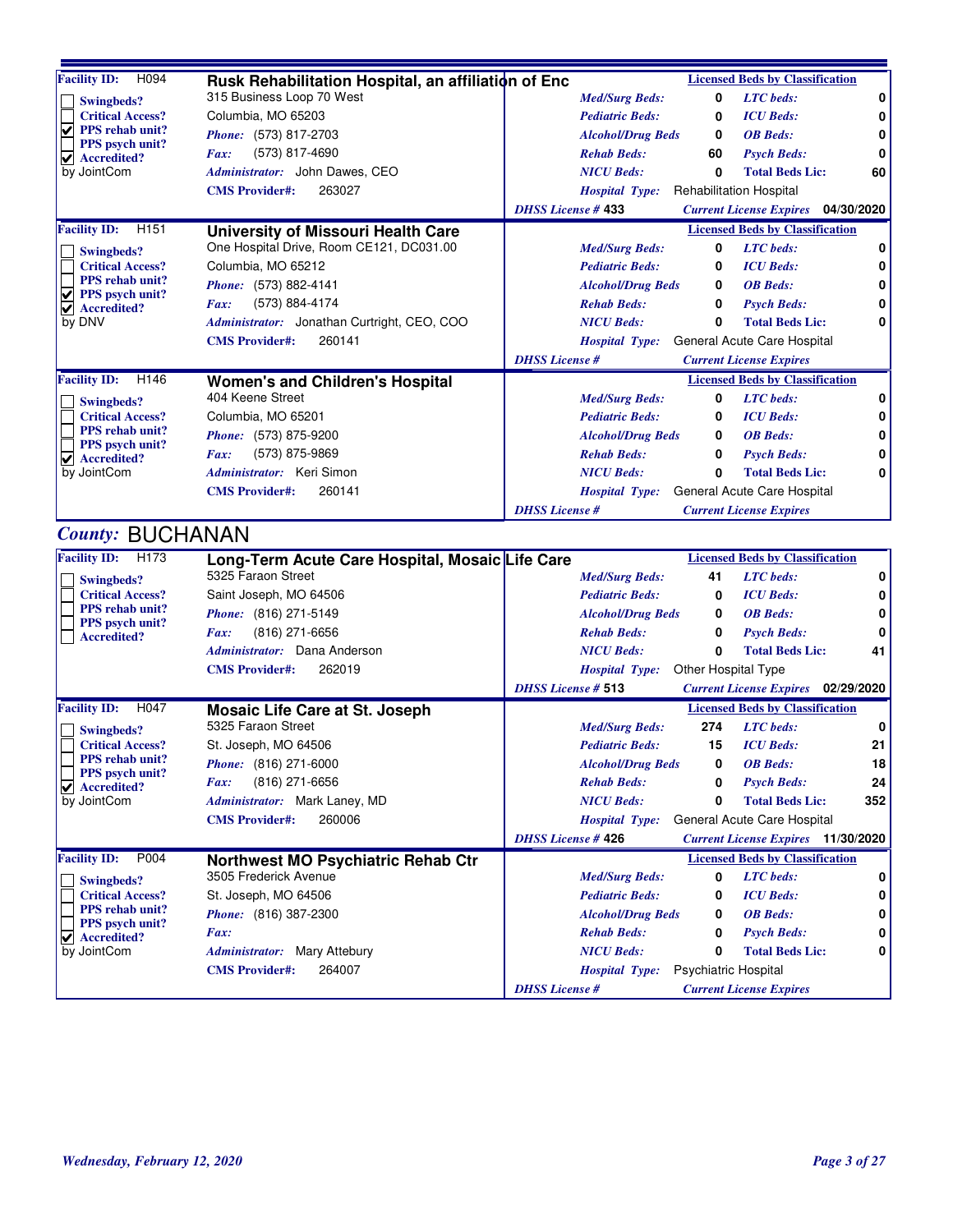**Facility ID:** H094

## Rusk Rehabilitation Hospital, an affiliation of Enc

- [ ] Swingbeds?
- [ ] Critical Access?
- [x] PPS rehab unit?
- [ ] PPS psych unit?
- [x] Accredited? by JointCom

315 Business Loop 70 West
Columbia, MO 65203
*Phone:* (573) 817-2703
*Fax:* (573) 817-4690
*Administrator:* John Dawes, CEO
**CMS Provider#:** 263027

| Licensed Beds by Classification | | | |
|---|---|---|---|
| *Med/Surg Beds:* | 0 | *LTC beds:* | 0 |
| *Pediatric Beds:* | 0 | *ICU Beds:* | 0 |
| *Alcohol/Drug Beds* | 0 | *OB Beds:* | 0 |
| *Rehab Beds:* | 60 | *Psych Beds:* | 0 |
| *NICU Beds:* | 0 | *Total Beds Lic:* | 60 |

*Hospital Type:* Rehabilitation Hospital
*DHSS License #* 433 — *Current License Expires* 04/30/2020

---

**Facility ID:** H151

## University of Missouri Health Care

- [ ] Swingbeds?
- [ ] Critical Access?
- [ ] PPS rehab unit?
- [x] PPS psych unit?
- [x] Accredited? by DNV

One Hospital Drive, Room CE121, DC031.00
Columbia, MO 65212
*Phone:* (573) 882-4141
*Fax:* (573) 884-4174
*Administrator:* Jonathan Curtright, CEO, COO
**CMS Provider#:** 260141

| Licensed Beds by Classification | | | |
|---|---|---|---|
| *Med/Surg Beds:* | 0 | *LTC beds:* | 0 |
| *Pediatric Beds:* | 0 | *ICU Beds:* | 0 |
| *Alcohol/Drug Beds* | 0 | *OB Beds:* | 0 |
| *Rehab Beds:* | 0 | *Psych Beds:* | 0 |
| *NICU Beds:* | 0 | *Total Beds Lic:* | 0 |

*Hospital Type:* General Acute Care Hospital
*DHSS License #* — *Current License Expires*

---

**Facility ID:** H146

## Women's and Children's Hospital

- [ ] Swingbeds?
- [ ] Critical Access?
- [ ] PPS rehab unit?
- [ ] PPS psych unit?
- [x] Accredited? by JointCom

404 Keene Street
Columbia, MO 65201
*Phone:* (573) 875-9200
*Fax:* (573) 875-9869
*Administrator:* Keri Simon
**CMS Provider#:** 260141

| Licensed Beds by Classification | | | |
|---|---|---|---|
| *Med/Surg Beds:* | 0 | *LTC beds:* | 0 |
| *Pediatric Beds:* | 0 | *ICU Beds:* | 0 |
| *Alcohol/Drug Beds* | 0 | *OB Beds:* | 0 |
| *Rehab Beds:* | 0 | *Psych Beds:* | 0 |
| *NICU Beds:* | 0 | *Total Beds Lic:* | 0 |

*Hospital Type:* General Acute Care Hospital
*DHSS License #* — *Current License Expires*

# *County:* BUCHANAN

**Facility ID:** H173

## Long-Term Acute Care Hospital, Mosaic Life Care

- [ ] Swingbeds?
- [ ] Critical Access?
- [ ] PPS rehab unit?
- [ ] PPS psych unit?
- [ ] Accredited?

5325 Faraon Street
Saint Joseph, MO 64506
*Phone:* (816) 271-5149
*Fax:* (816) 271-6656
*Administrator:* Dana Anderson
**CMS Provider#:** 262019

| Licensed Beds by Classification | | | |
|---|---|---|---|
| *Med/Surg Beds:* | 41 | *LTC beds:* | 0 |
| *Pediatric Beds:* | 0 | *ICU Beds:* | 0 |
| *Alcohol/Drug Beds* | 0 | *OB Beds:* | 0 |
| *Rehab Beds:* | 0 | *Psych Beds:* | 0 |
| *NICU Beds:* | 0 | *Total Beds Lic:* | 41 |

*Hospital Type:* Other Hospital Type
*DHSS License #* 513 — *Current License Expires* 02/29/2020

---

**Facility ID:** H047

## Mosaic Life Care at St. Joseph

- [ ] Swingbeds?
- [ ] Critical Access?
- [ ] PPS rehab unit?
- [ ] PPS psych unit?
- [x] Accredited? by JointCom

5325 Faraon Street
St. Joseph, MO 64506
*Phone:* (816) 271-6000
*Fax:* (816) 271-6656
*Administrator:* Mark Laney, MD
**CMS Provider#:** 260006

| Licensed Beds by Classification | | | |
|---|---|---|---|
| *Med/Surg Beds:* | 274 | *LTC beds:* | 0 |
| *Pediatric Beds:* | 15 | *ICU Beds:* | 21 |
| *Alcohol/Drug Beds* | 0 | *OB Beds:* | 18 |
| *Rehab Beds:* | 0 | *Psych Beds:* | 24 |
| *NICU Beds:* | 0 | *Total Beds Lic:* | 352 |

*Hospital Type:* General Acute Care Hospital
*DHSS License #* 426 — *Current License Expires* 11/30/2020

---

**Facility ID:** P004

## Northwest MO Psychiatric Rehab Ctr

- [ ] Swingbeds?
- [ ] Critical Access?
- [ ] PPS rehab unit?
- [ ] PPS psych unit?
- [x] Accredited? by JointCom

3505 Frederick Avenue
St. Joseph, MO 64506
*Phone:* (816) 387-2300
*Fax:*
*Administrator:* Mary Attebury
**CMS Provider#:** 264007

| Licensed Beds by Classification | | | |
|---|---|---|---|
| *Med/Surg Beds:* | 0 | *LTC beds:* | 0 |
| *Pediatric Beds:* | 0 | *ICU Beds:* | 0 |
| *Alcohol/Drug Beds* | 0 | *OB Beds:* | 0 |
| *Rehab Beds:* | 0 | *Psych Beds:* | 0 |
| *NICU Beds:* | 0 | *Total Beds Lic:* | 0 |

*Hospital Type:* Psychiatric Hospital
*DHSS License #* — *Current License Expires*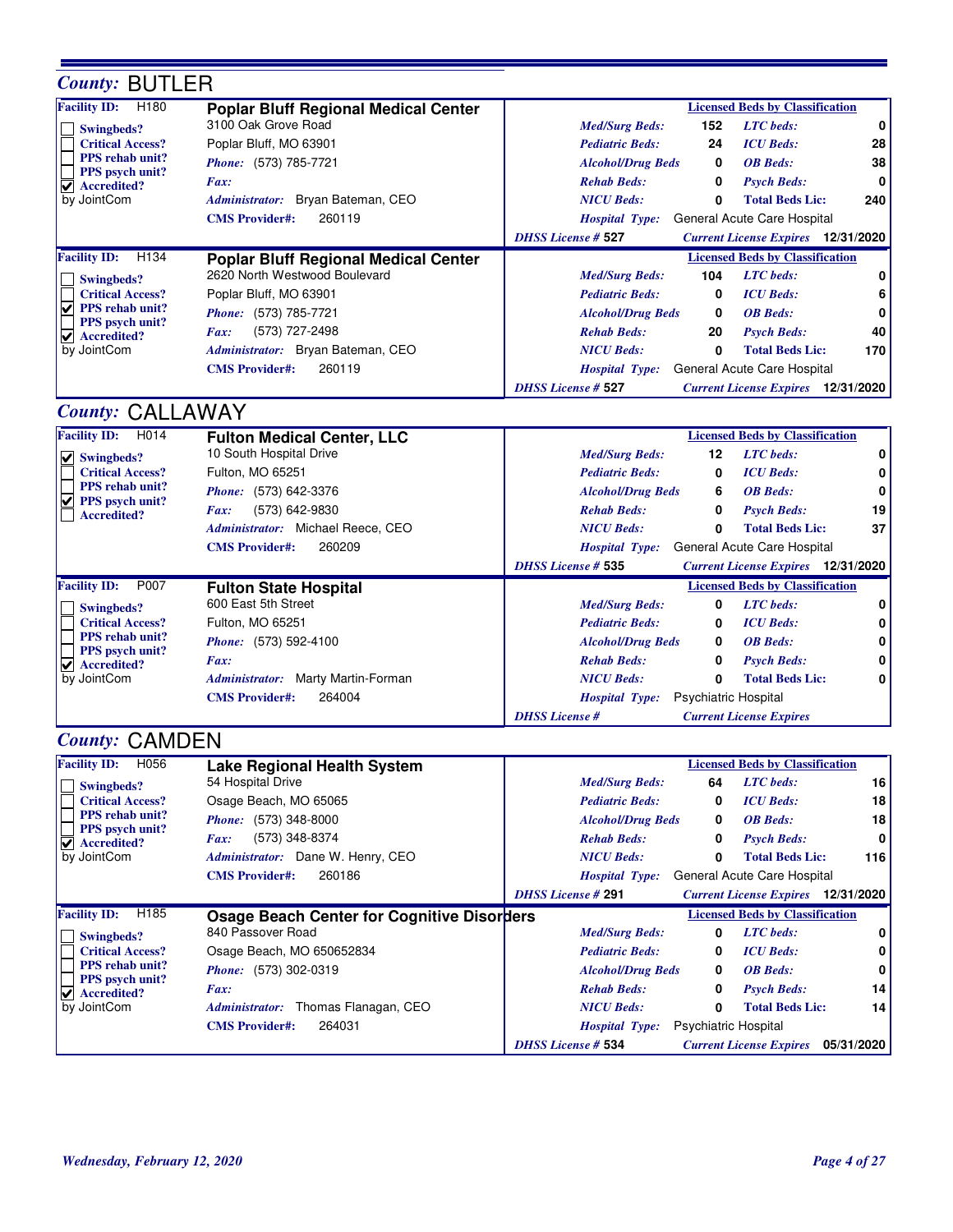## County: BUTLER

### Facility ID: H180 — Poplar Bluff Regional Medical Center

3100 Oak Grove Road
Poplar Bluff, MO 63901
*Phone:* (573) 785-7721
*Fax:*
*Administrator:* Bryan Bateman, CEO
*CMS Provider#:* 260119

- [ ] Swingbeds?
- [ ] Critical Access?
- [ ] PPS rehab unit?
- [ ] PPS psych unit?
- [x] Accredited? by JointCom

**Licensed Beds by Classification**

| | | | |
|---|---|---|---|
| Med/Surg Beds: | 152 | LTC beds: | 0 |
| Pediatric Beds: | 24 | ICU Beds: | 28 |
| Alcohol/Drug Beds | 0 | OB Beds: | 38 |
| Rehab Beds: | 0 | Psych Beds: | 0 |
| NICU Beds: | 0 | Total Beds Lic: | 240 |

*Hospital Type:* General Acute Care Hospital
*DHSS License #* 527 — *Current License Expires* 12/31/2020

### Facility ID: H134 — Poplar Bluff Regional Medical Center

2620 North Westwood Boulevard
Poplar Bluff, MO 63901
*Phone:* (573) 785-7721
*Fax:* (573) 727-2498
*Administrator:* Bryan Bateman, CEO
*CMS Provider#:* 260119

- [ ] Swingbeds?
- [ ] Critical Access?
- [x] PPS rehab unit?
- [ ] PPS psych unit?
- [x] Accredited? by JointCom

**Licensed Beds by Classification**

| | | | |
|---|---|---|---|
| Med/Surg Beds: | 104 | LTC beds: | 0 |
| Pediatric Beds: | 0 | ICU Beds: | 6 |
| Alcohol/Drug Beds | 0 | OB Beds: | 0 |
| Rehab Beds: | 20 | Psych Beds: | 40 |
| NICU Beds: | 0 | Total Beds Lic: | 170 |

*Hospital Type:* General Acute Care Hospital
*DHSS License #* 527 — *Current License Expires* 12/31/2020

## County: CALLAWAY

### Facility ID: H014 — Fulton Medical Center, LLC

10 South Hospital Drive
Fulton, MO 65251
*Phone:* (573) 642-3376
*Fax:* (573) 642-9830
*Administrator:* Michael Reece, CEO
*CMS Provider#:* 260209

- [x] Swingbeds?
- [ ] Critical Access?
- [ ] PPS rehab unit?
- [x] PPS psych unit?
- [ ] Accredited?

**Licensed Beds by Classification**

| | | | |
|---|---|---|---|
| Med/Surg Beds: | 12 | LTC beds: | 0 |
| Pediatric Beds: | 0 | ICU Beds: | 0 |
| Alcohol/Drug Beds | 6 | OB Beds: | 0 |
| Rehab Beds: | 0 | Psych Beds: | 19 |
| NICU Beds: | 0 | Total Beds Lic: | 37 |

*Hospital Type:* General Acute Care Hospital
*DHSS License #* 535 — *Current License Expires* 12/31/2020

### Facility ID: P007 — Fulton State Hospital

600 East 5th Street
Fulton, MO 65251
*Phone:* (573) 592-4100
*Fax:*
*Administrator:* Marty Martin-Forman
*CMS Provider#:* 264004

- [ ] Swingbeds?
- [ ] Critical Access?
- [ ] PPS rehab unit?
- [ ] PPS psych unit?
- [x] Accredited? by JointCom

**Licensed Beds by Classification**

| | | | |
|---|---|---|---|
| Med/Surg Beds: | 0 | LTC beds: | 0 |
| Pediatric Beds: | 0 | ICU Beds: | 0 |
| Alcohol/Drug Beds | 0 | OB Beds: | 0 |
| Rehab Beds: | 0 | Psych Beds: | 0 |
| NICU Beds: | 0 | Total Beds Lic: | 0 |

*Hospital Type:* Psychiatric Hospital
*DHSS License #* — *Current License Expires*

## County: CAMDEN

### Facility ID: H056 — Lake Regional Health System

54 Hospital Drive
Osage Beach, MO 65065
*Phone:* (573) 348-8000
*Fax:* (573) 348-8374
*Administrator:* Dane W. Henry, CEO
*CMS Provider#:* 260186

- [ ] Swingbeds?
- [ ] Critical Access?
- [ ] PPS rehab unit?
- [ ] PPS psych unit?
- [x] Accredited? by JointCom

**Licensed Beds by Classification**

| | | | |
|---|---|---|---|
| Med/Surg Beds: | 64 | LTC beds: | 16 |
| Pediatric Beds: | 0 | ICU Beds: | 18 |
| Alcohol/Drug Beds | 0 | OB Beds: | 18 |
| Rehab Beds: | 0 | Psych Beds: | 0 |
| NICU Beds: | 0 | Total Beds Lic: | 116 |

*Hospital Type:* General Acute Care Hospital
*DHSS License #* 291 — *Current License Expires* 12/31/2020

### Facility ID: H185 — Osage Beach Center for Cognitive Disorders

840 Passover Road
Osage Beach, MO 650652834
*Phone:* (573) 302-0319
*Fax:*
*Administrator:* Thomas Flanagan, CEO
*CMS Provider#:* 264031

- [ ] Swingbeds?
- [ ] Critical Access?
- [ ] PPS rehab unit?
- [ ] PPS psych unit?
- [x] Accredited? by JointCom

**Licensed Beds by Classification**

| | | | |
|---|---|---|---|
| Med/Surg Beds: | 0 | LTC beds: | 0 |
| Pediatric Beds: | 0 | ICU Beds: | 0 |
| Alcohol/Drug Beds | 0 | OB Beds: | 0 |
| Rehab Beds: | 0 | Psych Beds: | 14 |
| NICU Beds: | 0 | Total Beds Lic: | 14 |

*Hospital Type:* Psychiatric Hospital
*DHSS License #* 534 — *Current License Expires* 05/31/2020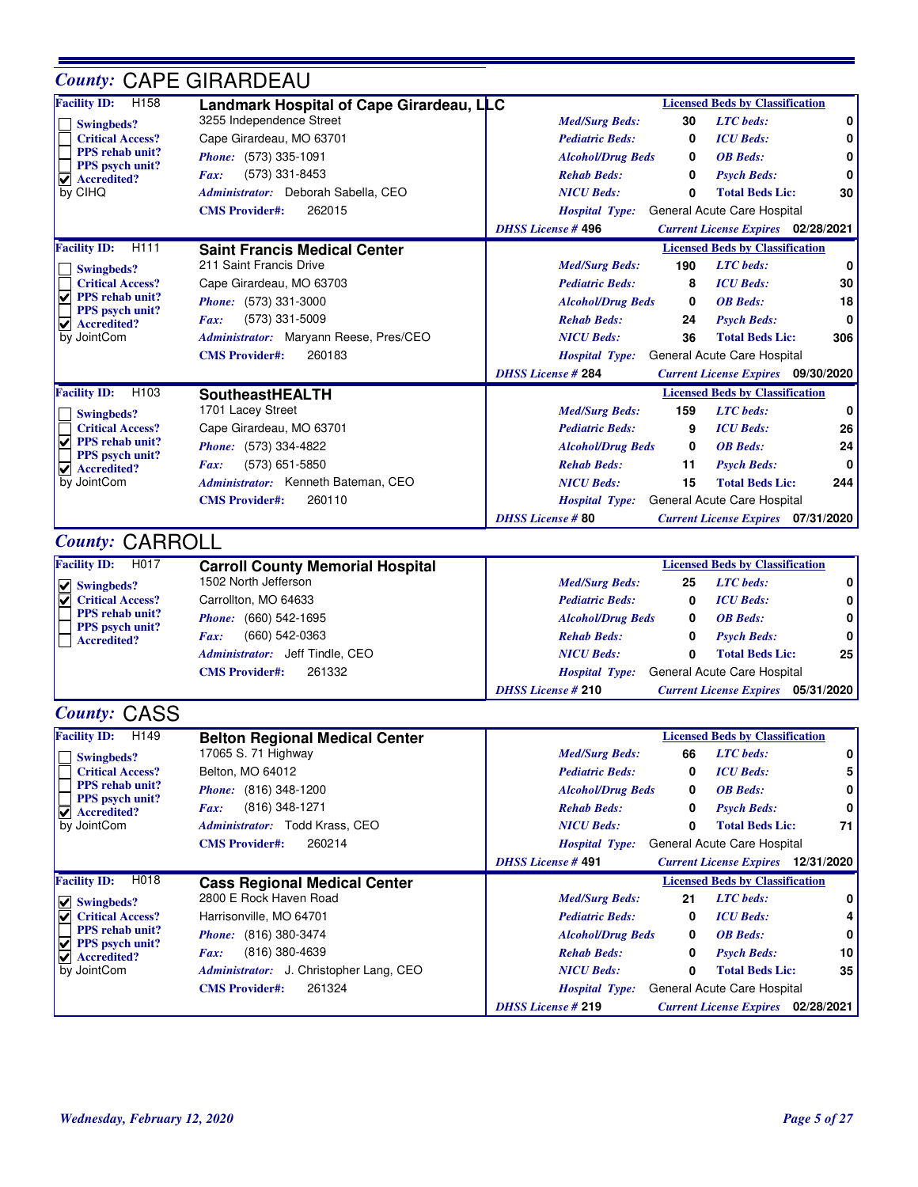## County: CAPE GIRARDEAU

**Facility ID:** H158
**Landmark Hospital of Cape Girardeau, LLC**
3255 Independence Street
Cape Girardeau, MO 63701
*Phone:* (573) 335-1091
*Fax:* (573) 331-8453
*Administrator:* Deborah Sabella, CEO
**CMS Provider#:** 262015

- [ ] Swingbeds?
- [ ] Critical Access?
- [ ] PPS rehab unit?
- [ ] PPS psych unit?
- [x] Accredited? by CIHQ

| Licensed Beds by Classification | | | |
|---|---|---|---|
| Med/Surg Beds: | 30 | LTC beds: | 0 |
| Pediatric Beds: | 0 | ICU Beds: | 0 |
| Alcohol/Drug Beds | 0 | OB Beds: | 0 |
| Rehab Beds: | 0 | Psych Beds: | 0 |
| NICU Beds: | 0 | Total Beds Lic: | 30 |

*Hospital Type:* General Acute Care Hospital
*DHSS License #* 496 — *Current License Expires* 02/28/2021

---

**Facility ID:** H111
**Saint Francis Medical Center**
211 Saint Francis Drive
Cape Girardeau, MO 63703
*Phone:* (573) 331-3000
*Fax:* (573) 331-5009
*Administrator:* Maryann Reese, Pres/CEO
**CMS Provider#:** 260183

- [ ] Swingbeds?
- [ ] Critical Access?
- [x] PPS rehab unit?
- [ ] PPS psych unit?
- [x] Accredited? by JointCom

| Licensed Beds by Classification | | | |
|---|---|---|---|
| Med/Surg Beds: | 190 | LTC beds: | 0 |
| Pediatric Beds: | 8 | ICU Beds: | 30 |
| Alcohol/Drug Beds | 0 | OB Beds: | 18 |
| Rehab Beds: | 24 | Psych Beds: | 0 |
| NICU Beds: | 36 | Total Beds Lic: | 306 |

*Hospital Type:* General Acute Care Hospital
*DHSS License #* 284 — *Current License Expires* 09/30/2020

---

**Facility ID:** H103
**SoutheastHEALTH**
1701 Lacey Street
Cape Girardeau, MO 63701
*Phone:* (573) 334-4822
*Fax:* (573) 651-5850
*Administrator:* Kenneth Bateman, CEO
**CMS Provider#:** 260110

- [ ] Swingbeds?
- [ ] Critical Access?
- [x] PPS rehab unit?
- [ ] PPS psych unit?
- [x] Accredited? by JointCom

| Licensed Beds by Classification | | | |
|---|---|---|---|
| Med/Surg Beds: | 159 | LTC beds: | 0 |
| Pediatric Beds: | 9 | ICU Beds: | 26 |
| Alcohol/Drug Beds | 0 | OB Beds: | 24 |
| Rehab Beds: | 11 | Psych Beds: | 0 |
| NICU Beds: | 15 | Total Beds Lic: | 244 |

*Hospital Type:* General Acute Care Hospital
*DHSS License #* 80 — *Current License Expires* 07/31/2020

## County: CARROLL

**Facility ID:** H017
**Carroll County Memorial Hospital**
1502 North Jefferson
Carrollton, MO 64633
*Phone:* (660) 542-1695
*Fax:* (660) 542-0363
*Administrator:* Jeff Tindle, CEO
**CMS Provider#:** 261332

- [x] Swingbeds?
- [x] Critical Access?
- [ ] PPS rehab unit?
- [ ] PPS psych unit?
- [ ] Accredited?

| Licensed Beds by Classification | | | |
|---|---|---|---|
| Med/Surg Beds: | 25 | LTC beds: | 0 |
| Pediatric Beds: | 0 | ICU Beds: | 0 |
| Alcohol/Drug Beds | 0 | OB Beds: | 0 |
| Rehab Beds: | 0 | Psych Beds: | 0 |
| NICU Beds: | 0 | Total Beds Lic: | 25 |

*Hospital Type:* General Acute Care Hospital
*DHSS License #* 210 — *Current License Expires* 05/31/2020

## County: CASS

**Facility ID:** H149
**Belton Regional Medical Center**
17065 S. 71 Highway
Belton, MO 64012
*Phone:* (816) 348-1200
*Fax:* (816) 348-1271
*Administrator:* Todd Krass, CEO
**CMS Provider#:** 260214

- [ ] Swingbeds?
- [ ] Critical Access?
- [ ] PPS rehab unit?
- [ ] PPS psych unit?
- [x] Accredited? by JointCom

| Licensed Beds by Classification | | | |
|---|---|---|---|
| Med/Surg Beds: | 66 | LTC beds: | 0 |
| Pediatric Beds: | 0 | ICU Beds: | 5 |
| Alcohol/Drug Beds | 0 | OB Beds: | 0 |
| Rehab Beds: | 0 | Psych Beds: | 0 |
| NICU Beds: | 0 | Total Beds Lic: | 71 |

*Hospital Type:* General Acute Care Hospital
*DHSS License #* 491 — *Current License Expires* 12/31/2020

---

**Facility ID:** H018
**Cass Regional Medical Center**
2800 E Rock Haven Road
Harrisonville, MO 64701
*Phone:* (816) 380-3474
*Fax:* (816) 380-4639
*Administrator:* J. Christopher Lang, CEO
**CMS Provider#:** 261324

- [x] Swingbeds?
- [x] Critical Access?
- [ ] PPS rehab unit?
- [x] PPS psych unit?
- [x] Accredited? by JointCom

| Licensed Beds by Classification | | | |
|---|---|---|---|
| Med/Surg Beds: | 21 | LTC beds: | 0 |
| Pediatric Beds: | 0 | ICU Beds: | 4 |
| Alcohol/Drug Beds | 0 | OB Beds: | 0 |
| Rehab Beds: | 0 | Psych Beds: | 10 |
| NICU Beds: | 0 | Total Beds Lic: | 35 |

*Hospital Type:* General Acute Care Hospital
*DHSS License #* 219 — *Current License Expires* 02/28/2021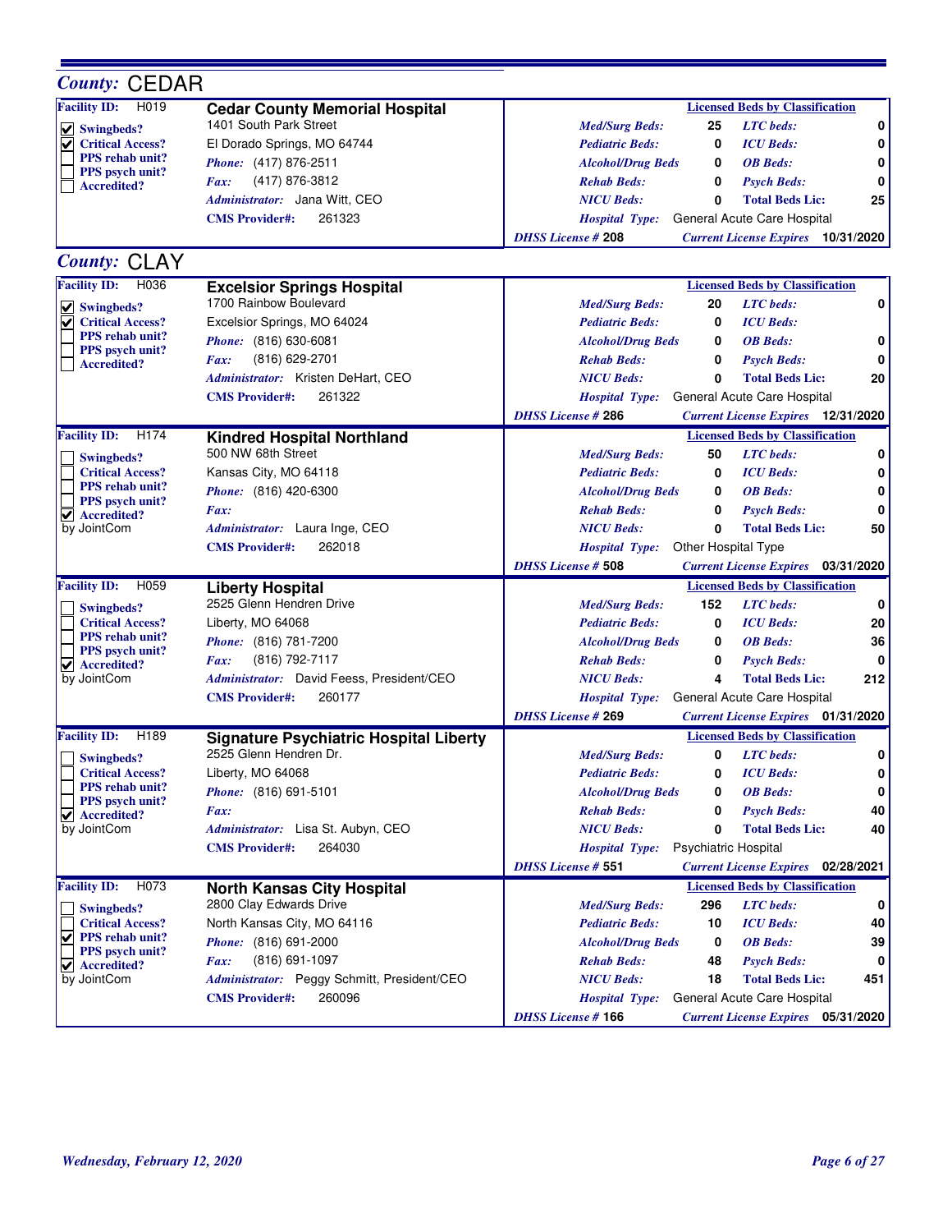## County: CEDAR

**Facility ID:** H019

### Cedar County Memorial Hospital

1401 South Park Street
El Dorado Springs, MO 64744
*Phone:* (417) 876-2511
*Fax:* (417) 876-3812
*Administrator:* Jana Witt, CEO
**CMS Provider#:** 261323

- [x] Swingbeds?
- [x] Critical Access?
- [ ] PPS rehab unit?
- [ ] PPS psych unit?
- [ ] Accredited?

**Licensed Beds by Classification**

| Type | Beds | Type | Beds |
|---|---|---|---|
| *Med/Surg Beds:* | 25 | *LTC beds:* | 0 |
| *Pediatric Beds:* | 0 | *ICU Beds:* | 0 |
| *Alcohol/Drug Beds* | 0 | *OB Beds:* | 0 |
| *Rehab Beds:* | 0 | *Psych Beds:* | 0 |
| *NICU Beds:* | 0 | *Total Beds Lic:* | 25 |

*Hospital Type:* General Acute Care Hospital
*DHSS License #* 208 — *Current License Expires* 10/31/2020

## County: CLAY

**Facility ID:** H036

### Excelsior Springs Hospital

1700 Rainbow Boulevard
Excelsior Springs, MO 64024
*Phone:* (816) 630-6081
*Fax:* (816) 629-2701
*Administrator:* Kristen DeHart, CEO
**CMS Provider#:** 261322

- [x] Swingbeds?
- [x] Critical Access?
- [ ] PPS rehab unit?
- [ ] PPS psych unit?
- [ ] Accredited?

**Licensed Beds by Classification**

| Type | Beds | Type | Beds |
|---|---|---|---|
| *Med/Surg Beds:* | 20 | *LTC beds:* | 0 |
| *Pediatric Beds:* | 0 | *ICU Beds:* | |
| *Alcohol/Drug Beds* | 0 | *OB Beds:* | 0 |
| *Rehab Beds:* | 0 | *Psych Beds:* | 0 |
| *NICU Beds:* | 0 | *Total Beds Lic:* | 20 |

*Hospital Type:* General Acute Care Hospital
*DHSS License #* 286 — *Current License Expires* 12/31/2020

**Facility ID:** H174

### Kindred Hospital Northland

500 NW 68th Street
Kansas City, MO 64118
*Phone:* (816) 420-6300
*Fax:*
*Administrator:* Laura Inge, CEO
**CMS Provider#:** 262018

- [ ] Swingbeds?
- [ ] Critical Access?
- [ ] PPS rehab unit?
- [ ] PPS psych unit?
- [x] Accredited? by JointCom

**Licensed Beds by Classification**

| Type | Beds | Type | Beds |
|---|---|---|---|
| *Med/Surg Beds:* | 50 | *LTC beds:* | 0 |
| *Pediatric Beds:* | 0 | *ICU Beds:* | 0 |
| *Alcohol/Drug Beds* | 0 | *OB Beds:* | 0 |
| *Rehab Beds:* | 0 | *Psych Beds:* | 0 |
| *NICU Beds:* | 0 | *Total Beds Lic:* | 50 |

*Hospital Type:* Other Hospital Type
*DHSS License #* 508 — *Current License Expires* 03/31/2020

**Facility ID:** H059

### Liberty Hospital

2525 Glenn Hendren Drive
Liberty, MO 64068
*Phone:* (816) 781-7200
*Fax:* (816) 792-7117
*Administrator:* David Feess, President/CEO
**CMS Provider#:** 260177

- [ ] Swingbeds?
- [ ] Critical Access?
- [ ] PPS rehab unit?
- [ ] PPS psych unit?
- [x] Accredited? by JointCom

**Licensed Beds by Classification**

| Type | Beds | Type | Beds |
|---|---|---|---|
| *Med/Surg Beds:* | 152 | *LTC beds:* | 0 |
| *Pediatric Beds:* | 0 | *ICU Beds:* | 20 |
| *Alcohol/Drug Beds* | 0 | *OB Beds:* | 36 |
| *Rehab Beds:* | 0 | *Psych Beds:* | 0 |
| *NICU Beds:* | 4 | *Total Beds Lic:* | 212 |

*Hospital Type:* General Acute Care Hospital
*DHSS License #* 269 — *Current License Expires* 01/31/2020

**Facility ID:** H189

### Signature Psychiatric Hospital Liberty

2525 Glenn Hendren Dr.
Liberty, MO 64068
*Phone:* (816) 691-5101
*Fax:*
*Administrator:* Lisa St. Aubyn, CEO
**CMS Provider#:** 264030

- [ ] Swingbeds?
- [ ] Critical Access?
- [ ] PPS rehab unit?
- [ ] PPS psych unit?
- [x] Accredited? by JointCom

**Licensed Beds by Classification**

| Type | Beds | Type | Beds |
|---|---|---|---|
| *Med/Surg Beds:* | 0 | *LTC beds:* | 0 |
| *Pediatric Beds:* | 0 | *ICU Beds:* | 0 |
| *Alcohol/Drug Beds* | 0 | *OB Beds:* | 0 |
| *Rehab Beds:* | 0 | *Psych Beds:* | 40 |
| *NICU Beds:* | 0 | *Total Beds Lic:* | 40 |

*Hospital Type:* Psychiatric Hospital
*DHSS License #* 551 — *Current License Expires* 02/28/2021

**Facility ID:** H073

### North Kansas City Hospital

2800 Clay Edwards Drive
North Kansas City, MO 64116
*Phone:* (816) 691-2000
*Fax:* (816) 691-1097
*Administrator:* Peggy Schmitt, President/CEO
**CMS Provider#:** 260096

- [ ] Swingbeds?
- [ ] Critical Access?
- [x] PPS rehab unit?
- [ ] PPS psych unit?
- [x] Accredited? by JointCom

**Licensed Beds by Classification**

| Type | Beds | Type | Beds |
|---|---|---|---|
| *Med/Surg Beds:* | 296 | *LTC beds:* | 0 |
| *Pediatric Beds:* | 10 | *ICU Beds:* | 40 |
| *Alcohol/Drug Beds* | 0 | *OB Beds:* | 39 |
| *Rehab Beds:* | 48 | *Psych Beds:* | 0 |
| *NICU Beds:* | 18 | *Total Beds Lic:* | 451 |

*Hospital Type:* General Acute Care Hospital
*DHSS License #* 166 — *Current License Expires* 05/31/2020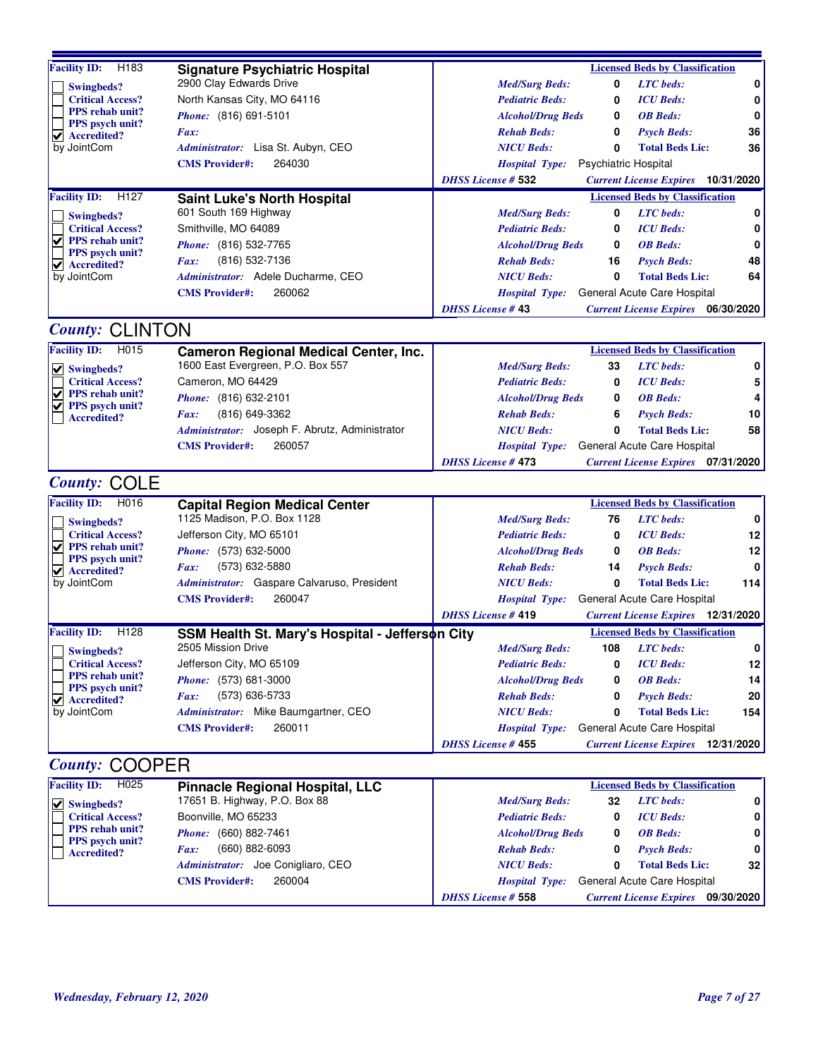**Facility ID:** H183

## Signature Psychiatric Hospital

2900 Clay Edwards Drive
North Kansas City, MO 64116
*Phone:* (816) 691-5101
*Fax:*
*Administrator:* Lisa St. Aubyn, CEO
**CMS Provider#:** 264030

- [ ] Swingbeds?
- [ ] Critical Access?
- [ ] PPS rehab unit?
- [ ] PPS psych unit?
- [x] Accredited? by JointCom

| Licensed Beds by Classification | | | |
|---|---|---|---|
| Med/Surg Beds: | 0 | LTC beds: | 0 |
| Pediatric Beds: | 0 | ICU Beds: | 0 |
| Alcohol/Drug Beds | 0 | OB Beds: | 0 |
| Rehab Beds: | 0 | Psych Beds: | 36 |
| NICU Beds: | 0 | Total Beds Lic: | 36 |

*Hospital Type:* Psychiatric Hospital
*DHSS License #* 532 — *Current License Expires* 10/31/2020

---

**Facility ID:** H127

## Saint Luke's North Hospital

601 South 169 Highway
Smithville, MO 64089
*Phone:* (816) 532-7765
*Fax:* (816) 532-7136
*Administrator:* Adele Ducharme, CEO
**CMS Provider#:** 260062

- [ ] Swingbeds?
- [ ] Critical Access?
- [x] PPS rehab unit?
- [ ] PPS psych unit?
- [x] Accredited? by JointCom

| Licensed Beds by Classification | | | |
|---|---|---|---|
| Med/Surg Beds: | 0 | LTC beds: | 0 |
| Pediatric Beds: | 0 | ICU Beds: | 0 |
| Alcohol/Drug Beds | 0 | OB Beds: | 0 |
| Rehab Beds: | 16 | Psych Beds: | 48 |
| NICU Beds: | 0 | Total Beds Lic: | 64 |

*Hospital Type:* General Acute Care Hospital
*DHSS License #* 43 — *Current License Expires* 06/30/2020

# *County:* CLINTON

**Facility ID:** H015

## Cameron Regional Medical Center, Inc.

1600 East Evergreen, P.O. Box 557
Cameron, MO 64429
*Phone:* (816) 632-2101
*Fax:* (816) 649-3362
*Administrator:* Joseph F. Abrutz, Administrator
**CMS Provider#:** 260057

- [x] Swingbeds?
- [ ] Critical Access?
- [x] PPS rehab unit?
- [x] PPS psych unit?
- [ ] Accredited?

| Licensed Beds by Classification | | | |
|---|---|---|---|
| Med/Surg Beds: | 33 | LTC beds: | 0 |
| Pediatric Beds: | 0 | ICU Beds: | 5 |
| Alcohol/Drug Beds | 0 | OB Beds: | 4 |
| Rehab Beds: | 6 | Psych Beds: | 10 |
| NICU Beds: | 0 | Total Beds Lic: | 58 |

*Hospital Type:* General Acute Care Hospital
*DHSS License #* 473 — *Current License Expires* 07/31/2020

# *County:* COLE

**Facility ID:** H016

## Capital Region Medical Center

1125 Madison, P.O. Box 1128
Jefferson City, MO 65101
*Phone:* (573) 632-5000
*Fax:* (573) 632-5880
*Administrator:* Gaspare Calvaruso, President
**CMS Provider#:** 260047

- [ ] Swingbeds?
- [ ] Critical Access?
- [x] PPS rehab unit?
- [ ] PPS psych unit?
- [x] Accredited? by JointCom

| Licensed Beds by Classification | | | |
|---|---|---|---|
| Med/Surg Beds: | 76 | LTC beds: | 0 |
| Pediatric Beds: | 0 | ICU Beds: | 12 |
| Alcohol/Drug Beds | 0 | OB Beds: | 12 |
| Rehab Beds: | 14 | Psych Beds: | 0 |
| NICU Beds: | 0 | Total Beds Lic: | 114 |

*Hospital Type:* General Acute Care Hospital
*DHSS License #* 419 — *Current License Expires* 12/31/2020

---

**Facility ID:** H128

## SSM Health St. Mary's Hospital - Jefferson City

2505 Mission Drive
Jefferson City, MO 65109
*Phone:* (573) 681-3000
*Fax:* (573) 636-5733
*Administrator:* Mike Baumgartner, CEO
**CMS Provider#:** 260011

- [ ] Swingbeds?
- [ ] Critical Access?
- [ ] PPS rehab unit?
- [ ] PPS psych unit?
- [x] Accredited? by JointCom

| Licensed Beds by Classification | | | |
|---|---|---|---|
| Med/Surg Beds: | 108 | LTC beds: | 0 |
| Pediatric Beds: | 0 | ICU Beds: | 12 |
| Alcohol/Drug Beds | 0 | OB Beds: | 14 |
| Rehab Beds: | 0 | Psych Beds: | 20 |
| NICU Beds: | 0 | Total Beds Lic: | 154 |

*Hospital Type:* General Acute Care Hospital
*DHSS License #* 455 — *Current License Expires* 12/31/2020

# *County:* COOPER

**Facility ID:** H025

## Pinnacle Regional Hospital, LLC

17651 B. Highway, P.O. Box 88
Boonville, MO 65233
*Phone:* (660) 882-7461
*Fax:* (660) 882-6093
*Administrator:* Joe Conigliaro, CEO
**CMS Provider#:** 260004

- [x] Swingbeds?
- [ ] Critical Access?
- [ ] PPS rehab unit?
- [ ] PPS psych unit?
- [ ] Accredited?

| Licensed Beds by Classification | | | |
|---|---|---|---|
| Med/Surg Beds: | 32 | LTC beds: | 0 |
| Pediatric Beds: | 0 | ICU Beds: | 0 |
| Alcohol/Drug Beds | 0 | OB Beds: | 0 |
| Rehab Beds: | 0 | Psych Beds: | 0 |
| NICU Beds: | 0 | Total Beds Lic: | 32 |

*Hospital Type:* General Acute Care Hospital
*DHSS License #* 558 — *Current License Expires* 09/30/2020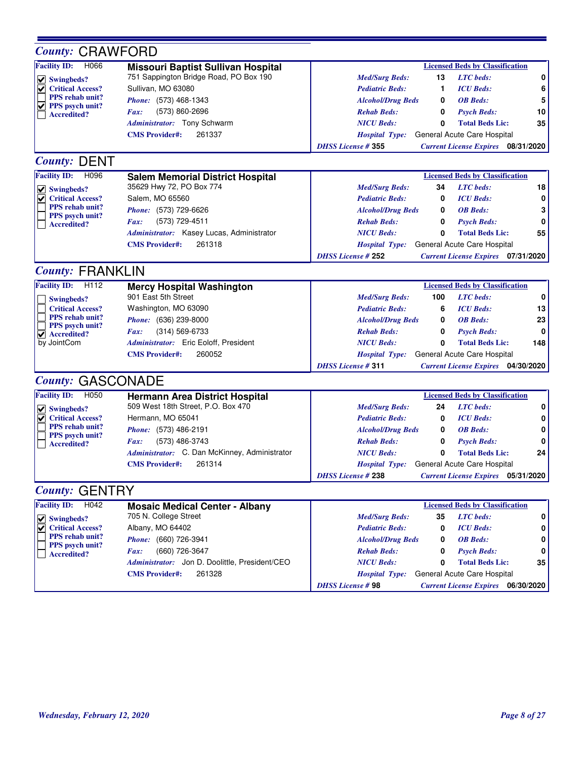## County: CRAWFORD

**Facility ID:** H066

**Missouri Baptist Sullivan Hospital**

- [x] Swingbeds?
- [x] Critical Access?
- [ ] PPS rehab unit?
- [x] PPS psych unit?
- [ ] Accredited?

751 Sappington Bridge Road, PO Box 190
Sullivan, MO 63080
*Phone:* (573) 468-1343
*Fax:* (573) 860-2696
*Administrator:* Tony Schwarm
**CMS Provider#:** 261337

| Licensed Beds by Classification | | | |
|---|---|---|---|
| *Med/Surg Beds:* | 13 | *LTC beds:* | 0 |
| *Pediatric Beds:* | 1 | *ICU Beds:* | 6 |
| *Alcohol/Drug Beds* | 0 | *OB Beds:* | 5 |
| *Rehab Beds:* | 0 | *Psych Beds:* | 10 |
| *NICU Beds:* | 0 | **Total Beds Lic:** | 35 |

*Hospital Type:* General Acute Care Hospital
*DHSS License #* **355** *Current License Expires* **08/31/2020**

## County: DENT

**Facility ID:** H096

**Salem Memorial District Hospital**

- [x] Swingbeds?
- [x] Critical Access?
- [ ] PPS rehab unit?
- [ ] PPS psych unit?
- [ ] Accredited?

35629 Hwy 72, PO Box 774
Salem, MO 65560
*Phone:* (573) 729-6626
*Fax:* (573) 729-4511
*Administrator:* Kasey Lucas, Administrator
**CMS Provider#:** 261318

| Licensed Beds by Classification | | | |
|---|---|---|---|
| *Med/Surg Beds:* | 34 | *LTC beds:* | 18 |
| *Pediatric Beds:* | 0 | *ICU Beds:* | 0 |
| *Alcohol/Drug Beds* | 0 | *OB Beds:* | 3 |
| *Rehab Beds:* | 0 | *Psych Beds:* | 0 |
| *NICU Beds:* | 0 | **Total Beds Lic:** | 55 |

*Hospital Type:* General Acute Care Hospital
*DHSS License #* **252** *Current License Expires* **07/31/2020**

## County: FRANKLIN

**Facility ID:** H112

**Mercy Hospital Washington**

- [ ] Swingbeds?
- [ ] Critical Access?
- [ ] PPS rehab unit?
- [ ] PPS psych unit?
- [x] Accredited? by JointCom

901 East 5th Street
Washington, MO 63090
*Phone:* (636) 239-8000
*Fax:* (314) 569-6733
*Administrator:* Eric Eoloff, President
**CMS Provider#:** 260052

| Licensed Beds by Classification | | | |
|---|---|---|---|
| *Med/Surg Beds:* | 100 | *LTC beds:* | 0 |
| *Pediatric Beds:* | 6 | *ICU Beds:* | 13 |
| *Alcohol/Drug Beds* | 0 | *OB Beds:* | 23 |
| *Rehab Beds:* | 0 | *Psych Beds:* | 0 |
| *NICU Beds:* | 0 | **Total Beds Lic:** | 148 |

*Hospital Type:* General Acute Care Hospital
*DHSS License #* **311** *Current License Expires* **04/30/2020**

## County: GASCONADE

**Facility ID:** H050

**Hermann Area District Hospital**

- [x] Swingbeds?
- [x] Critical Access?
- [ ] PPS rehab unit?
- [ ] PPS psych unit?
- [ ] Accredited?

509 West 18th Street, P.O. Box 470
Hermann, MO 65041
*Phone:* (573) 486-2191
*Fax:* (573) 486-3743
*Administrator:* C. Dan McKinney, Administrator
**CMS Provider#:** 261314

| Licensed Beds by Classification | | | |
|---|---|---|---|
| *Med/Surg Beds:* | 24 | *LTC beds:* | 0 |
| *Pediatric Beds:* | 0 | *ICU Beds:* | 0 |
| *Alcohol/Drug Beds* | 0 | *OB Beds:* | 0 |
| *Rehab Beds:* | 0 | *Psych Beds:* | 0 |
| *NICU Beds:* | 0 | **Total Beds Lic:** | 24 |

*Hospital Type:* General Acute Care Hospital
*DHSS License #* **238** *Current License Expires* **05/31/2020**

## County: GENTRY

**Facility ID:** H042

**Mosaic Medical Center - Albany**

- [x] Swingbeds?
- [x] Critical Access?
- [ ] PPS rehab unit?
- [ ] PPS psych unit?
- [ ] Accredited?

705 N. College Street
Albany, MO 64402
*Phone:* (660) 726-3941
*Fax:* (660) 726-3647
*Administrator:* Jon D. Doolittle, President/CEO
**CMS Provider#:** 261328

| Licensed Beds by Classification | | | |
|---|---|---|---|
| *Med/Surg Beds:* | 35 | *LTC beds:* | 0 |
| *Pediatric Beds:* | 0 | *ICU Beds:* | 0 |
| *Alcohol/Drug Beds* | 0 | *OB Beds:* | 0 |
| *Rehab Beds:* | 0 | *Psych Beds:* | 0 |
| *NICU Beds:* | 0 | **Total Beds Lic:** | 35 |

*Hospital Type:* General Acute Care Hospital
*DHSS License #* **98** *Current License Expires* **06/30/2020**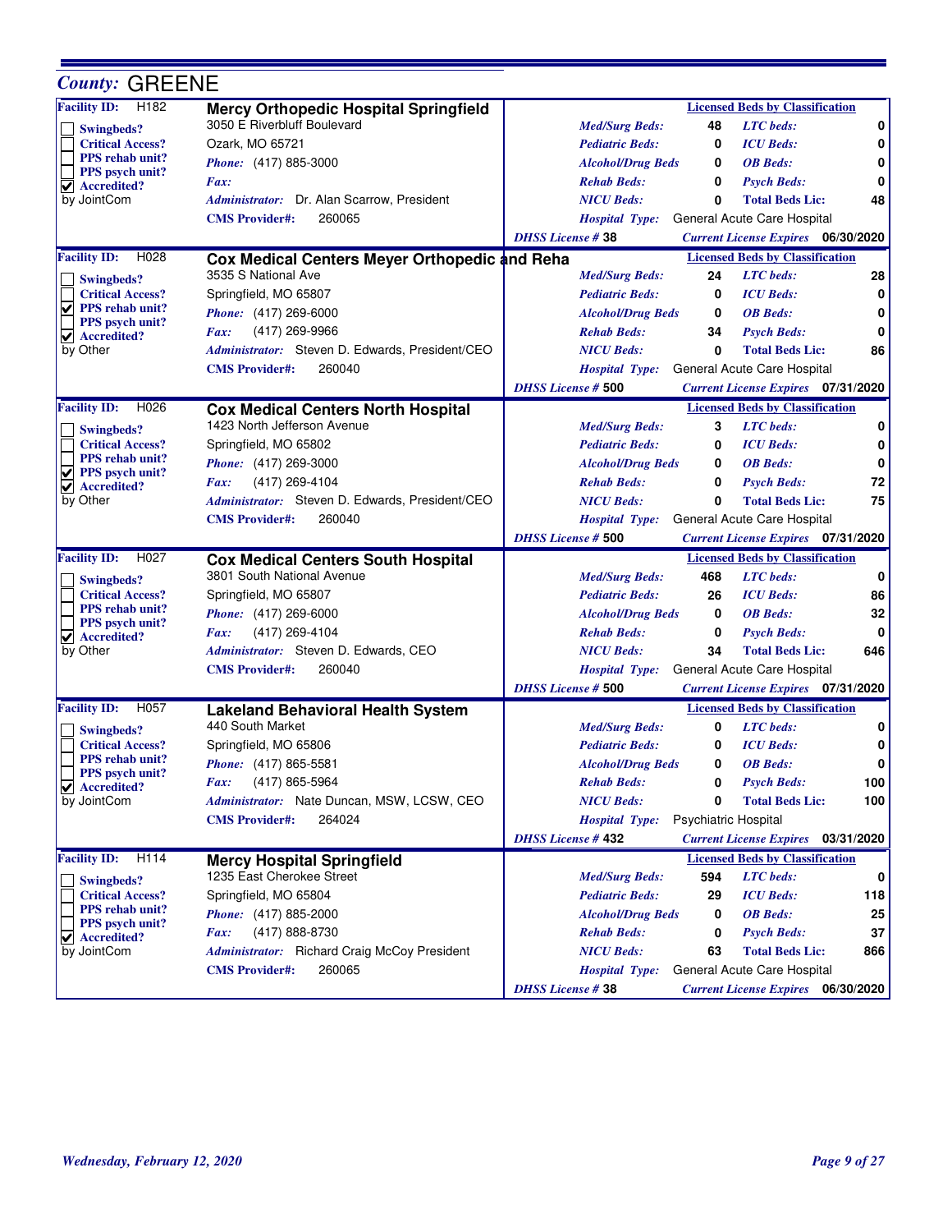## County: GREENE

### Facility ID: H182 — Mercy Orthopedic Hospital Springfield

- [ ] Swingbeds?
- [ ] Critical Access?
- [ ] PPS rehab unit?
- [ ] PPS psych unit?
- [x] Accredited? by JointCom

3050 E Riverbluff Boulevard
Ozark, MO 65721
*Phone:* (417) 885-3000
*Fax:*
*Administrator:* Dr. Alan Scarrow, President
**CMS Provider#:** 260065

| Licensed Beds by Classification | | | |
|---|---|---|---|
| *Med/Surg Beds:* | 48 | *LTC beds:* | 0 |
| *Pediatric Beds:* | 0 | *ICU Beds:* | 0 |
| *Alcohol/Drug Beds* | 0 | *OB Beds:* | 0 |
| *Rehab Beds:* | 0 | *Psych Beds:* | 0 |
| *NICU Beds:* | 0 | *Total Beds Lic:* | 48 |

*Hospital Type:* General Acute Care Hospital
*DHSS License #* 38 — *Current License Expires* 06/30/2020

### Facility ID: H028 — Cox Medical Centers Meyer Orthopedic and Reha

- [ ] Swingbeds?
- [ ] Critical Access?
- [x] PPS rehab unit?
- [ ] PPS psych unit?
- [x] Accredited? by Other

3535 S National Ave
Springfield, MO 65807
*Phone:* (417) 269-6000
*Fax:* (417) 269-9966
*Administrator:* Steven D. Edwards, President/CEO
**CMS Provider#:** 260040

| Licensed Beds by Classification | | | |
|---|---|---|---|
| *Med/Surg Beds:* | 24 | *LTC beds:* | 28 |
| *Pediatric Beds:* | 0 | *ICU Beds:* | 0 |
| *Alcohol/Drug Beds* | 0 | *OB Beds:* | 0 |
| *Rehab Beds:* | 34 | *Psych Beds:* | 0 |
| *NICU Beds:* | 0 | *Total Beds Lic:* | 86 |

*Hospital Type:* General Acute Care Hospital
*DHSS License #* 500 — *Current License Expires* 07/31/2020

### Facility ID: H026 — Cox Medical Centers North Hospital

- [ ] Swingbeds?
- [ ] Critical Access?
- [ ] PPS rehab unit?
- [x] PPS psych unit?
- [x] Accredited? by Other

1423 North Jefferson Avenue
Springfield, MO 65802
*Phone:* (417) 269-3000
*Fax:* (417) 269-4104
*Administrator:* Steven D. Edwards, President/CEO
**CMS Provider#:** 260040

| Licensed Beds by Classification | | | |
|---|---|---|---|
| *Med/Surg Beds:* | 3 | *LTC beds:* | 0 |
| *Pediatric Beds:* | 0 | *ICU Beds:* | 0 |
| *Alcohol/Drug Beds* | 0 | *OB Beds:* | 0 |
| *Rehab Beds:* | 0 | *Psych Beds:* | 72 |
| *NICU Beds:* | 0 | *Total Beds Lic:* | 75 |

*Hospital Type:* General Acute Care Hospital
*DHSS License #* 500 — *Current License Expires* 07/31/2020

### Facility ID: H027 — Cox Medical Centers South Hospital

- [ ] Swingbeds?
- [ ] Critical Access?
- [ ] PPS rehab unit?
- [ ] PPS psych unit?
- [x] Accredited? by Other

3801 South National Avenue
Springfield, MO 65807
*Phone:* (417) 269-6000
*Fax:* (417) 269-4104
*Administrator:* Steven D. Edwards, CEO
**CMS Provider#:** 260040

| Licensed Beds by Classification | | | |
|---|---|---|---|
| *Med/Surg Beds:* | 468 | *LTC beds:* | 0 |
| *Pediatric Beds:* | 26 | *ICU Beds:* | 86 |
| *Alcohol/Drug Beds* | 0 | *OB Beds:* | 32 |
| *Rehab Beds:* | 0 | *Psych Beds:* | 0 |
| *NICU Beds:* | 34 | *Total Beds Lic:* | 646 |

*Hospital Type:* General Acute Care Hospital
*DHSS License #* 500 — *Current License Expires* 07/31/2020

### Facility ID: H057 — Lakeland Behavioral Health System

- [ ] Swingbeds?
- [ ] Critical Access?
- [ ] PPS rehab unit?
- [ ] PPS psych unit?
- [x] Accredited? by JointCom

440 South Market
Springfield, MO 65806
*Phone:* (417) 865-5581
*Fax:* (417) 865-5964
*Administrator:* Nate Duncan, MSW, LCSW, CEO
**CMS Provider#:** 264024

| Licensed Beds by Classification | | | |
|---|---|---|---|
| *Med/Surg Beds:* | 0 | *LTC beds:* | 0 |
| *Pediatric Beds:* | 0 | *ICU Beds:* | 0 |
| *Alcohol/Drug Beds* | 0 | *OB Beds:* | 0 |
| *Rehab Beds:* | 0 | *Psych Beds:* | 100 |
| *NICU Beds:* | 0 | *Total Beds Lic:* | 100 |

*Hospital Type:* Psychiatric Hospital
*DHSS License #* 432 — *Current License Expires* 03/31/2020

### Facility ID: H114 — Mercy Hospital Springfield

- [ ] Swingbeds?
- [ ] Critical Access?
- [ ] PPS rehab unit?
- [ ] PPS psych unit?
- [x] Accredited? by JointCom

1235 East Cherokee Street
Springfield, MO 65804
*Phone:* (417) 885-2000
*Fax:* (417) 888-8730
*Administrator:* Richard Craig McCoy President
**CMS Provider#:** 260065

| Licensed Beds by Classification | | | |
|---|---|---|---|
| *Med/Surg Beds:* | 594 | *LTC beds:* | 0 |
| *Pediatric Beds:* | 29 | *ICU Beds:* | 118 |
| *Alcohol/Drug Beds* | 0 | *OB Beds:* | 25 |
| *Rehab Beds:* | 0 | *Psych Beds:* | 37 |
| *NICU Beds:* | 63 | *Total Beds Lic:* | 866 |

*Hospital Type:* General Acute Care Hospital
*DHSS License #* 38 — *Current License Expires* 06/30/2020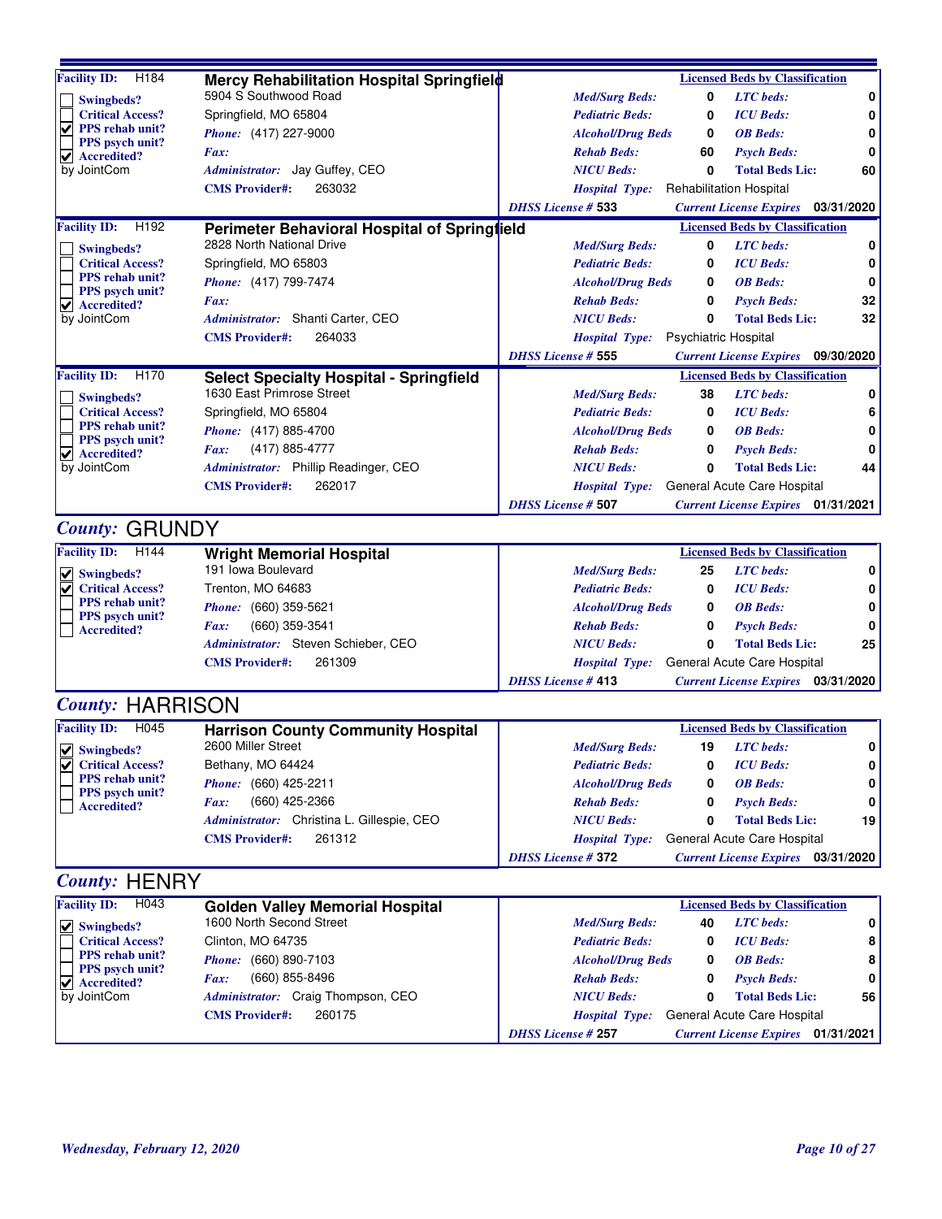**Facility ID:** H184

## Mercy Rehabilitation Hospital Springfield

- [ ] Swingbeds?
- [ ] Critical Access?
- [x] PPS rehab unit?
- [ ] PPS psych unit?
- [x] Accredited? by JointCom

5904 S Southwood Road
Springfield, MO 65804
*Phone:* (417) 227-9000
*Fax:*
*Administrator:* Jay Guffey, CEO
**CMS Provider#:** 263032

**Licensed Beds by Classification**

| | | | |
|---|---|---|---|
| *Med/Surg Beds:* | 0 | *LTC beds:* | 0 |
| *Pediatric Beds:* | 0 | *ICU Beds:* | 0 |
| *Alcohol/Drug Beds* | 0 | *OB Beds:* | 0 |
| *Rehab Beds:* | 60 | *Psych Beds:* | 0 |
| *NICU Beds:* | 0 | *Total Beds Lic:* | 60 |

*Hospital Type:* Rehabilitation Hospital
*DHSS License #* 533 — *Current License Expires* 03/31/2020

---

**Facility ID:** H192

## Perimeter Behavioral Hospital of Springfield

- [ ] Swingbeds?
- [ ] Critical Access?
- [ ] PPS rehab unit?
- [ ] PPS psych unit?
- [x] Accredited? by JointCom

2828 North National Drive
Springfield, MO 65803
*Phone:* (417) 799-7474
*Fax:*
*Administrator:* Shanti Carter, CEO
**CMS Provider#:** 264033

**Licensed Beds by Classification**

| | | | |
|---|---|---|---|
| *Med/Surg Beds:* | 0 | *LTC beds:* | 0 |
| *Pediatric Beds:* | 0 | *ICU Beds:* | 0 |
| *Alcohol/Drug Beds* | 0 | *OB Beds:* | 0 |
| *Rehab Beds:* | 0 | *Psych Beds:* | 32 |
| *NICU Beds:* | 0 | *Total Beds Lic:* | 32 |

*Hospital Type:* Psychiatric Hospital
*DHSS License #* 555 — *Current License Expires* 09/30/2020

---

**Facility ID:** H170

## Select Specialty Hospital - Springfield

- [ ] Swingbeds?
- [ ] Critical Access?
- [ ] PPS rehab unit?
- [ ] PPS psych unit?
- [x] Accredited? by JointCom

1630 East Primrose Street
Springfield, MO 65804
*Phone:* (417) 885-4700
*Fax:* (417) 885-4777
*Administrator:* Phillip Readinger, CEO
**CMS Provider#:** 262017

**Licensed Beds by Classification**

| | | | |
|---|---|---|---|
| *Med/Surg Beds:* | 38 | *LTC beds:* | 0 |
| *Pediatric Beds:* | 0 | *ICU Beds:* | 6 |
| *Alcohol/Drug Beds* | 0 | *OB Beds:* | 0 |
| *Rehab Beds:* | 0 | *Psych Beds:* | 0 |
| *NICU Beds:* | 0 | *Total Beds Lic:* | 44 |

*Hospital Type:* General Acute Care Hospital
*DHSS License #* 507 — *Current License Expires* 01/31/2021

# *County:* GRUNDY

**Facility ID:** H144

## Wright Memorial Hospital

- [x] Swingbeds?
- [x] Critical Access?
- [ ] PPS rehab unit?
- [ ] PPS psych unit?
- [ ] Accredited?

191 Iowa Boulevard
Trenton, MO 64683
*Phone:* (660) 359-5621
*Fax:* (660) 359-3541
*Administrator:* Steven Schieber, CEO
**CMS Provider#:** 261309

**Licensed Beds by Classification**

| | | | |
|---|---|---|---|
| *Med/Surg Beds:* | 25 | *LTC beds:* | 0 |
| *Pediatric Beds:* | 0 | *ICU Beds:* | 0 |
| *Alcohol/Drug Beds* | 0 | *OB Beds:* | 0 |
| *Rehab Beds:* | 0 | *Psych Beds:* | 0 |
| *NICU Beds:* | 0 | *Total Beds Lic:* | 25 |

*Hospital Type:* General Acute Care Hospital
*DHSS License #* 413 — *Current License Expires* 03/31/2020

# *County:* HARRISON

**Facility ID:** H045

## Harrison County Community Hospital

- [x] Swingbeds?
- [x] Critical Access?
- [ ] PPS rehab unit?
- [ ] PPS psych unit?
- [ ] Accredited?

2600 Miller Street
Bethany, MO 64424
*Phone:* (660) 425-2211
*Fax:* (660) 425-2366
*Administrator:* Christina L. Gillespie, CEO
**CMS Provider#:** 261312

**Licensed Beds by Classification**

| | | | |
|---|---|---|---|
| *Med/Surg Beds:* | 19 | *LTC beds:* | 0 |
| *Pediatric Beds:* | 0 | *ICU Beds:* | 0 |
| *Alcohol/Drug Beds* | 0 | *OB Beds:* | 0 |
| *Rehab Beds:* | 0 | *Psych Beds:* | 0 |
| *NICU Beds:* | 0 | *Total Beds Lic:* | 19 |

*Hospital Type:* General Acute Care Hospital
*DHSS License #* 372 — *Current License Expires* 03/31/2020

# *County:* HENRY

**Facility ID:** H043

## Golden Valley Memorial Hospital

- [x] Swingbeds?
- [ ] Critical Access?
- [ ] PPS rehab unit?
- [ ] PPS psych unit?
- [x] Accredited? by JointCom

1600 North Second Street
Clinton, MO 64735
*Phone:* (660) 890-7103
*Fax:* (660) 855-8496
*Administrator:* Craig Thompson, CEO
**CMS Provider#:** 260175

**Licensed Beds by Classification**

| | | | |
|---|---|---|---|
| *Med/Surg Beds:* | 40 | *LTC beds:* | 0 |
| *Pediatric Beds:* | 0 | *ICU Beds:* | 8 |
| *Alcohol/Drug Beds* | 0 | *OB Beds:* | 8 |
| *Rehab Beds:* | 0 | *Psych Beds:* | 0 |
| *NICU Beds:* | 0 | *Total Beds Lic:* | 56 |

*Hospital Type:* General Acute Care Hospital
*DHSS License #* 257 — *Current License Expires* 01/31/2021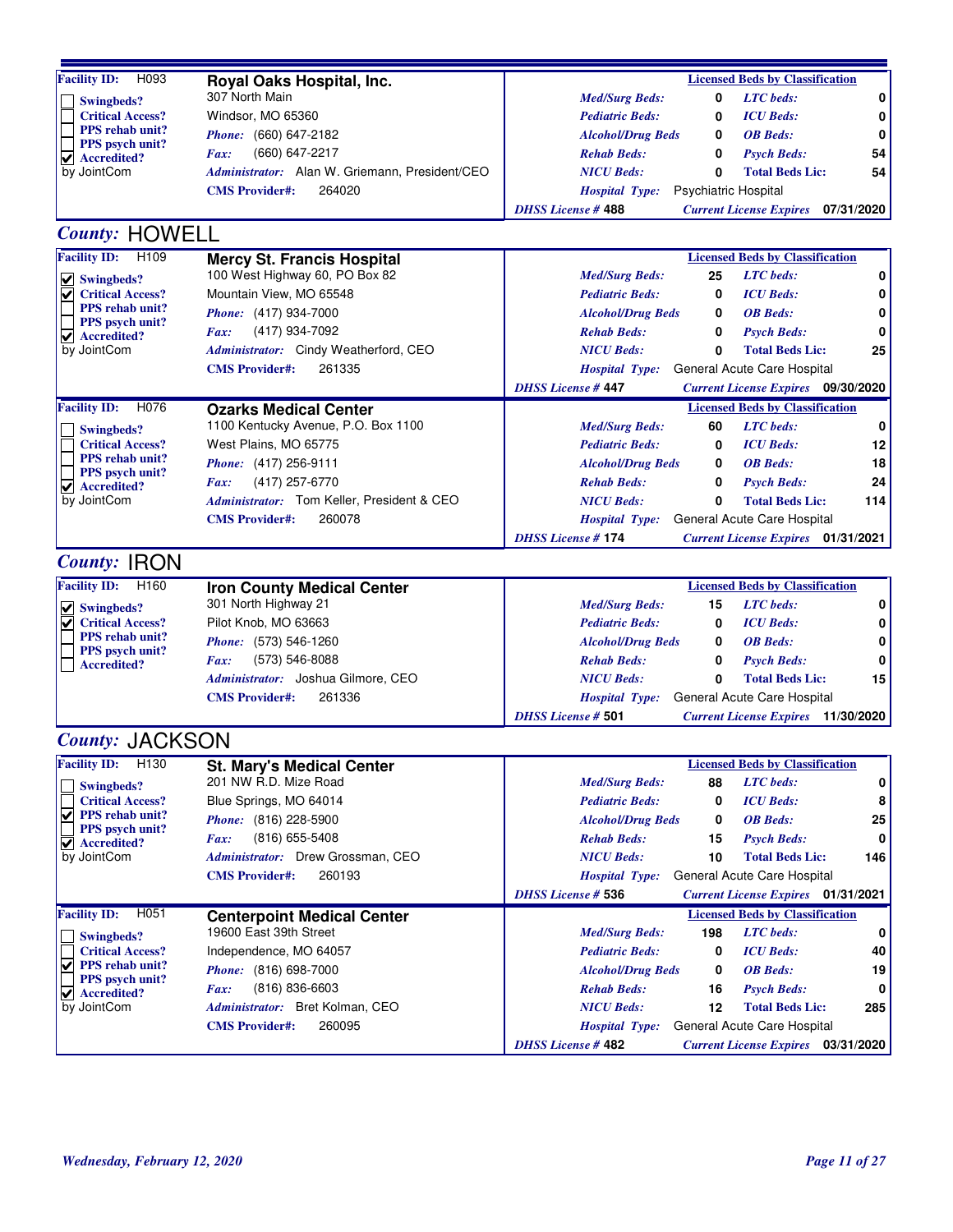**Facility ID:** H093

- [ ] Swingbeds?
- [ ] Critical Access?
- [ ] PPS rehab unit?
- [ ] PPS psych unit?
- [x] Accredited? by JointCom

**Royal Oaks Hospital, Inc.**
307 North Main
Windsor, MO 65360
*Phone:* (660) 647-2182
*Fax:* (660) 647-2217
*Administrator:* Alan W. Griemann, President/CEO
**CMS Provider#:** 264020

| Licensed Beds by Classification | | | |
|---|---|---|---|
| *Med/Surg Beds:* | 0 | *LTC beds:* | 0 |
| *Pediatric Beds:* | 0 | *ICU Beds:* | 0 |
| *Alcohol/Drug Beds* | 0 | *OB Beds:* | 0 |
| *Rehab Beds:* | 0 | *Psych Beds:* | 54 |
| *NICU Beds:* | 0 | *Total Beds Lic:* | 54 |

*Hospital Type:* Psychiatric Hospital
*DHSS License #* 488 — *Current License Expires* 07/31/2020

## County: HOWELL

**Facility ID:** H109

- [x] Swingbeds?
- [x] Critical Access?
- [ ] PPS rehab unit?
- [ ] PPS psych unit?
- [x] Accredited? by JointCom

**Mercy St. Francis Hospital**
100 West Highway 60, PO Box 82
Mountain View, MO 65548
*Phone:* (417) 934-7000
*Fax:* (417) 934-7092
*Administrator:* Cindy Weatherford, CEO
**CMS Provider#:** 261335

| Licensed Beds by Classification | | | |
|---|---|---|---|
| *Med/Surg Beds:* | 25 | *LTC beds:* | 0 |
| *Pediatric Beds:* | 0 | *ICU Beds:* | 0 |
| *Alcohol/Drug Beds* | 0 | *OB Beds:* | 0 |
| *Rehab Beds:* | 0 | *Psych Beds:* | 0 |
| *NICU Beds:* | 0 | *Total Beds Lic:* | 25 |

*Hospital Type:* General Acute Care Hospital
*DHSS License #* 447 — *Current License Expires* 09/30/2020

**Facility ID:** H076

- [ ] Swingbeds?
- [ ] Critical Access?
- [ ] PPS rehab unit?
- [ ] PPS psych unit?
- [x] Accredited? by JointCom

**Ozarks Medical Center**
1100 Kentucky Avenue, P.O. Box 1100
West Plains, MO 65775
*Phone:* (417) 256-9111
*Fax:* (417) 257-6770
*Administrator:* Tom Keller, President & CEO
**CMS Provider#:** 260078

| Licensed Beds by Classification | | | |
|---|---|---|---|
| *Med/Surg Beds:* | 60 | *LTC beds:* | 0 |
| *Pediatric Beds:* | 0 | *ICU Beds:* | 12 |
| *Alcohol/Drug Beds* | 0 | *OB Beds:* | 18 |
| *Rehab Beds:* | 0 | *Psych Beds:* | 24 |
| *NICU Beds:* | 0 | *Total Beds Lic:* | 114 |

*Hospital Type:* General Acute Care Hospital
*DHSS License #* 174 — *Current License Expires* 01/31/2021

## County: IRON

**Facility ID:** H160

- [x] Swingbeds?
- [x] Critical Access?
- [ ] PPS rehab unit?
- [ ] PPS psych unit?
- [ ] Accredited?

**Iron County Medical Center**
301 North Highway 21
Pilot Knob, MO 63663
*Phone:* (573) 546-1260
*Fax:* (573) 546-8088
*Administrator:* Joshua Gilmore, CEO
**CMS Provider#:** 261336

| Licensed Beds by Classification | | | |
|---|---|---|---|
| *Med/Surg Beds:* | 15 | *LTC beds:* | 0 |
| *Pediatric Beds:* | 0 | *ICU Beds:* | 0 |
| *Alcohol/Drug Beds* | 0 | *OB Beds:* | 0 |
| *Rehab Beds:* | 0 | *Psych Beds:* | 0 |
| *NICU Beds:* | 0 | *Total Beds Lic:* | 15 |

*Hospital Type:* General Acute Care Hospital
*DHSS License #* 501 — *Current License Expires* 11/30/2020

## County: JACKSON

**Facility ID:** H130

- [ ] Swingbeds?
- [ ] Critical Access?
- [x] PPS rehab unit?
- [ ] PPS psych unit?
- [x] Accredited? by JointCom

**St. Mary's Medical Center**
201 NW R.D. Mize Road
Blue Springs, MO 64014
*Phone:* (816) 228-5900
*Fax:* (816) 655-5408
*Administrator:* Drew Grossman, CEO
**CMS Provider#:** 260193

| Licensed Beds by Classification | | | |
|---|---|---|---|
| *Med/Surg Beds:* | 88 | *LTC beds:* | 0 |
| *Pediatric Beds:* | 0 | *ICU Beds:* | 8 |
| *Alcohol/Drug Beds* | 0 | *OB Beds:* | 25 |
| *Rehab Beds:* | 15 | *Psych Beds:* | 0 |
| *NICU Beds:* | 10 | *Total Beds Lic:* | 146 |

*Hospital Type:* General Acute Care Hospital
*DHSS License #* 536 — *Current License Expires* 01/31/2021

**Facility ID:** H051

- [ ] Swingbeds?
- [ ] Critical Access?
- [x] PPS rehab unit?
- [ ] PPS psych unit?
- [x] Accredited? by JointCom

**Centerpoint Medical Center**
19600 East 39th Street
Independence, MO 64057
*Phone:* (816) 698-7000
*Fax:* (816) 836-6603
*Administrator:* Bret Kolman, CEO
**CMS Provider#:** 260095

| Licensed Beds by Classification | | | |
|---|---|---|---|
| *Med/Surg Beds:* | 198 | *LTC beds:* | 0 |
| *Pediatric Beds:* | 0 | *ICU Beds:* | 40 |
| *Alcohol/Drug Beds* | 0 | *OB Beds:* | 19 |
| *Rehab Beds:* | 16 | *Psych Beds:* | 0 |
| *NICU Beds:* | 12 | *Total Beds Lic:* | 285 |

*Hospital Type:* General Acute Care Hospital
*DHSS License #* 482 — *Current License Expires* 03/31/2020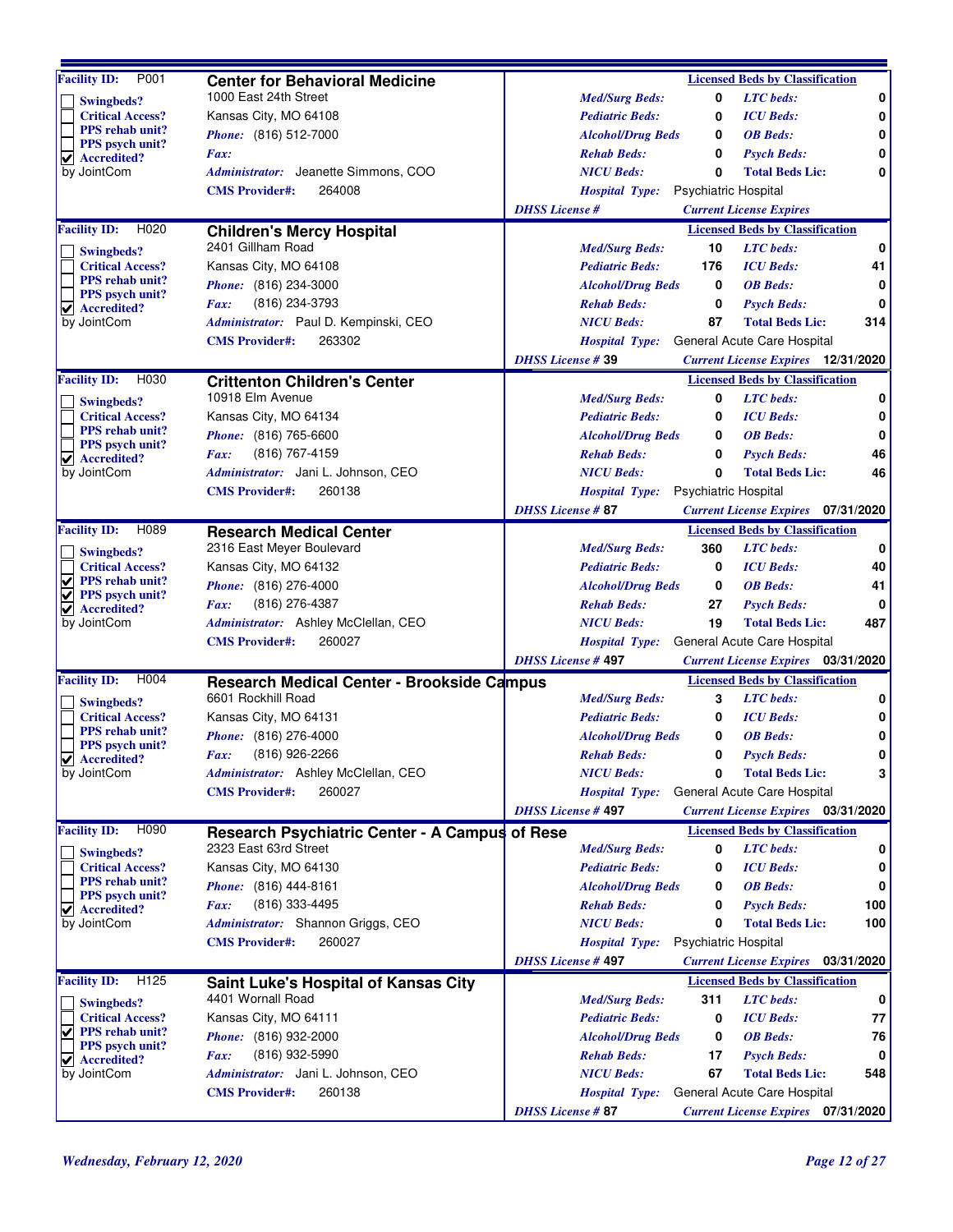## Center for Behavioral Medicine

**Facility ID:** P001

- [ ] Swingbeds?
- [ ] Critical Access?
- [ ] PPS rehab unit?
- [ ] PPS psych unit?
- [x] Accredited? by JointCom

1000 East 24th Street
Kansas City, MO 64108
*Phone:* (816) 512-7000
*Fax:*
*Administrator:* Jeanette Simmons, COO
**CMS Provider#:** 264008

| Licensed Beds by Classification | | | |
|---|---|---|---|
| *Med/Surg Beds:* | 0 | *LTC beds:* | 0 |
| *Pediatric Beds:* | 0 | *ICU Beds:* | 0 |
| *Alcohol/Drug Beds* | 0 | *OB Beds:* | 0 |
| *Rehab Beds:* | 0 | *Psych Beds:* | 0 |
| *NICU Beds:* | 0 | *Total Beds Lic:* | 0 |

*Hospital Type:* Psychiatric Hospital
*DHSS License #*
*Current License Expires*

---

## Children's Mercy Hospital

**Facility ID:** H020

- [ ] Swingbeds?
- [ ] Critical Access?
- [ ] PPS rehab unit?
- [ ] PPS psych unit?
- [x] Accredited? by JointCom

2401 Gillham Road
Kansas City, MO 64108
*Phone:* (816) 234-3000
*Fax:* (816) 234-3793
*Administrator:* Paul D. Kempinski, CEO
**CMS Provider#:** 263302

| Licensed Beds by Classification | | | |
|---|---|---|---|
| *Med/Surg Beds:* | 10 | *LTC beds:* | 0 |
| *Pediatric Beds:* | 176 | *ICU Beds:* | 41 |
| *Alcohol/Drug Beds* | 0 | *OB Beds:* | 0 |
| *Rehab Beds:* | 0 | *Psych Beds:* | 0 |
| *NICU Beds:* | 87 | *Total Beds Lic:* | 314 |

*Hospital Type:* General Acute Care Hospital
*DHSS License #* 39
*Current License Expires* 12/31/2020

---

## Crittenton Children's Center

**Facility ID:** H030

- [ ] Swingbeds?
- [ ] Critical Access?
- [ ] PPS rehab unit?
- [ ] PPS psych unit?
- [x] Accredited? by JointCom

10918 Elm Avenue
Kansas City, MO 64134
*Phone:* (816) 765-6600
*Fax:* (816) 767-4159
*Administrator:* Jani L. Johnson, CEO
**CMS Provider#:** 260138

| Licensed Beds by Classification | | | |
|---|---|---|---|
| *Med/Surg Beds:* | 0 | *LTC beds:* | 0 |
| *Pediatric Beds:* | 0 | *ICU Beds:* | 0 |
| *Alcohol/Drug Beds* | 0 | *OB Beds:* | 0 |
| *Rehab Beds:* | 0 | *Psych Beds:* | 46 |
| *NICU Beds:* | 0 | *Total Beds Lic:* | 46 |

*Hospital Type:* Psychiatric Hospital
*DHSS License #* 87
*Current License Expires* 07/31/2020

---

## Research Medical Center

**Facility ID:** H089

- [ ] Swingbeds?
- [ ] Critical Access?
- [x] PPS rehab unit?
- [x] PPS psych unit?
- [x] Accredited? by JointCom

2316 East Meyer Boulevard
Kansas City, MO 64132
*Phone:* (816) 276-4000
*Fax:* (816) 276-4387
*Administrator:* Ashley McClellan, CEO
**CMS Provider#:** 260027

| Licensed Beds by Classification | | | |
|---|---|---|---|
| *Med/Surg Beds:* | 360 | *LTC beds:* | 0 |
| *Pediatric Beds:* | 0 | *ICU Beds:* | 40 |
| *Alcohol/Drug Beds* | 0 | *OB Beds:* | 41 |
| *Rehab Beds:* | 27 | *Psych Beds:* | 0 |
| *NICU Beds:* | 19 | *Total Beds Lic:* | 487 |

*Hospital Type:* General Acute Care Hospital
*DHSS License #* 497
*Current License Expires* 03/31/2020

---

## Research Medical Center - Brookside Campus

**Facility ID:** H004

- [ ] Swingbeds?
- [ ] Critical Access?
- [ ] PPS rehab unit?
- [ ] PPS psych unit?
- [x] Accredited? by JointCom

6601 Rockhill Road
Kansas City, MO 64131
*Phone:* (816) 276-4000
*Fax:* (816) 926-2266
*Administrator:* Ashley McClellan, CEO
**CMS Provider#:** 260027

| Licensed Beds by Classification | | | |
|---|---|---|---|
| *Med/Surg Beds:* | 3 | *LTC beds:* | 0 |
| *Pediatric Beds:* | 0 | *ICU Beds:* | 0 |
| *Alcohol/Drug Beds* | 0 | *OB Beds:* | 0 |
| *Rehab Beds:* | 0 | *Psych Beds:* | 0 |
| *NICU Beds:* | 0 | *Total Beds Lic:* | 3 |

*Hospital Type:* General Acute Care Hospital
*DHSS License #* 497
*Current License Expires* 03/31/2020

---

## Research Psychiatric Center - A Campus of Rese

**Facility ID:** H090

- [ ] Swingbeds?
- [ ] Critical Access?
- [ ] PPS rehab unit?
- [ ] PPS psych unit?
- [x] Accredited? by JointCom

2323 East 63rd Street
Kansas City, MO 64130
*Phone:* (816) 444-8161
*Fax:* (816) 333-4495
*Administrator:* Shannon Griggs, CEO
**CMS Provider#:** 260027

| Licensed Beds by Classification | | | |
|---|---|---|---|
| *Med/Surg Beds:* | 0 | *LTC beds:* | 0 |
| *Pediatric Beds:* | 0 | *ICU Beds:* | 0 |
| *Alcohol/Drug Beds* | 0 | *OB Beds:* | 0 |
| *Rehab Beds:* | 0 | *Psych Beds:* | 100 |
| *NICU Beds:* | 0 | *Total Beds Lic:* | 100 |

*Hospital Type:* Psychiatric Hospital
*DHSS License #* 497
*Current License Expires* 03/31/2020

---

## Saint Luke's Hospital of Kansas City

**Facility ID:** H125

- [ ] Swingbeds?
- [ ] Critical Access?
- [x] PPS rehab unit?
- [ ] PPS psych unit?
- [x] Accredited? by JointCom

4401 Wornall Road
Kansas City, MO 64111
*Phone:* (816) 932-2000
*Fax:* (816) 932-5990
*Administrator:* Jani L. Johnson, CEO
**CMS Provider#:** 260138

| Licensed Beds by Classification | | | |
|---|---|---|---|
| *Med/Surg Beds:* | 311 | *LTC beds:* | 0 |
| *Pediatric Beds:* | 0 | *ICU Beds:* | 77 |
| *Alcohol/Drug Beds* | 0 | *OB Beds:* | 76 |
| *Rehab Beds:* | 17 | *Psych Beds:* | 0 |
| *NICU Beds:* | 67 | *Total Beds Lic:* | 548 |

*Hospital Type:* General Acute Care Hospital
*DHSS License #* 87
*Current License Expires* 07/31/2020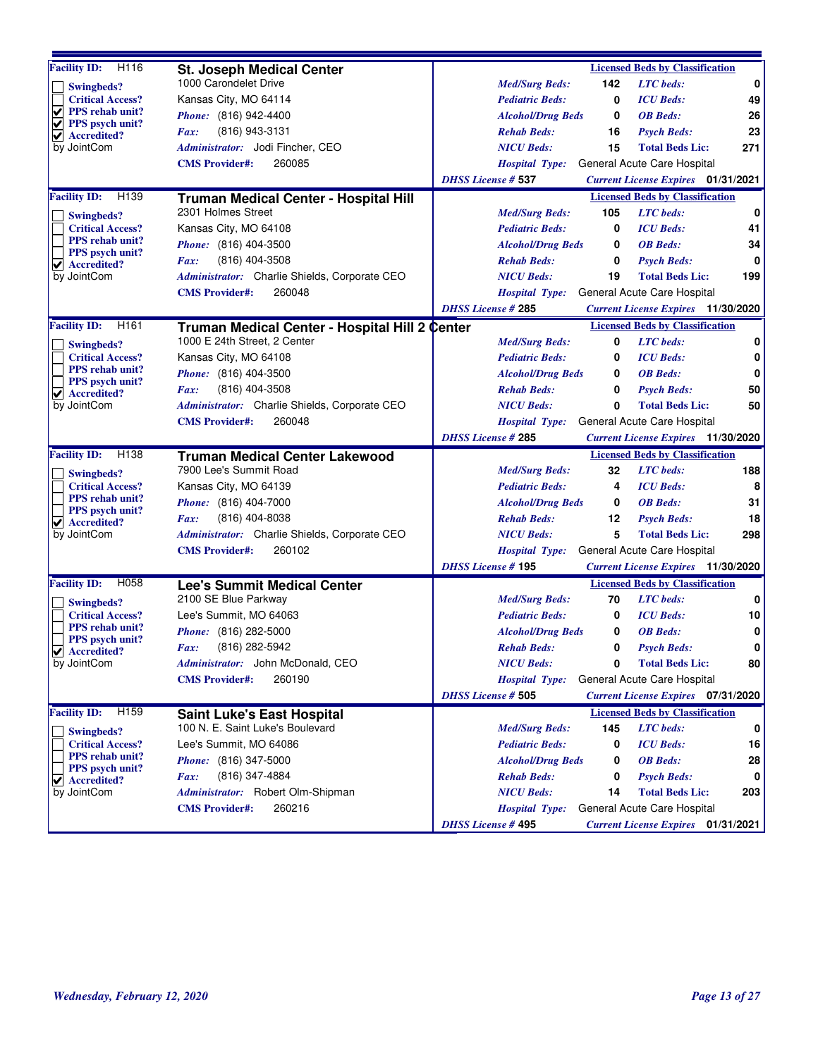## St. Joseph Medical Center

**Facility ID:** H116

- [ ] Swingbeds?
- [ ] Critical Access?
- [x] PPS rehab unit?
- [x] PPS psych unit?
- [x] Accredited? by JointCom

1000 Carondelet Drive
Kansas City, MO 64114
*Phone:* (816) 942-4400
*Fax:* (816) 943-3131
*Administrator:* Jodi Fincher, CEO
**CMS Provider#:** 260085

**Licensed Beds by Classification**

| | | | |
|---|---|---|---|
| *Med/Surg Beds:* | 142 | *LTC beds:* | 0 |
| *Pediatric Beds:* | 0 | *ICU Beds:* | 49 |
| *Alcohol/Drug Beds* | 0 | *OB Beds:* | 26 |
| *Rehab Beds:* | 16 | *Psych Beds:* | 23 |
| *NICU Beds:* | 15 | *Total Beds Lic:* | 271 |

*Hospital Type:* General Acute Care Hospital
*DHSS License #* 537 — *Current License Expires* 01/31/2021

## Truman Medical Center - Hospital Hill

**Facility ID:** H139

- [ ] Swingbeds?
- [ ] Critical Access?
- [ ] PPS rehab unit?
- [ ] PPS psych unit?
- [x] Accredited? by JointCom

2301 Holmes Street
Kansas City, MO 64108
*Phone:* (816) 404-3500
*Fax:* (816) 404-3508
*Administrator:* Charlie Shields, Corporate CEO
**CMS Provider#:** 260048

**Licensed Beds by Classification**

| | | | |
|---|---|---|---|
| *Med/Surg Beds:* | 105 | *LTC beds:* | 0 |
| *Pediatric Beds:* | 0 | *ICU Beds:* | 41 |
| *Alcohol/Drug Beds* | 0 | *OB Beds:* | 34 |
| *Rehab Beds:* | 0 | *Psych Beds:* | 0 |
| *NICU Beds:* | 19 | *Total Beds Lic:* | 199 |

*Hospital Type:* General Acute Care Hospital
*DHSS License #* 285 — *Current License Expires* 11/30/2020

## Truman Medical Center - Hospital Hill 2 Center

**Facility ID:** H161

- [ ] Swingbeds?
- [ ] Critical Access?
- [ ] PPS rehab unit?
- [ ] PPS psych unit?
- [x] Accredited? by JointCom

1000 E 24th Street, 2 Center
Kansas City, MO 64108
*Phone:* (816) 404-3500
*Fax:* (816) 404-3508
*Administrator:* Charlie Shields, Corporate CEO
**CMS Provider#:** 260048

**Licensed Beds by Classification**

| | | | |
|---|---|---|---|
| *Med/Surg Beds:* | 0 | *LTC beds:* | 0 |
| *Pediatric Beds:* | 0 | *ICU Beds:* | 0 |
| *Alcohol/Drug Beds* | 0 | *OB Beds:* | 0 |
| *Rehab Beds:* | 0 | *Psych Beds:* | 50 |
| *NICU Beds:* | 0 | *Total Beds Lic:* | 50 |

*Hospital Type:* General Acute Care Hospital
*DHSS License #* 285 — *Current License Expires* 11/30/2020

## Truman Medical Center Lakewood

**Facility ID:** H138

- [ ] Swingbeds?
- [ ] Critical Access?
- [ ] PPS rehab unit?
- [ ] PPS psych unit?
- [x] Accredited? by JointCom

7900 Lee's Summit Road
Kansas City, MO 64139
*Phone:* (816) 404-7000
*Fax:* (816) 404-8038
*Administrator:* Charlie Shields, Corporate CEO
**CMS Provider#:** 260102

**Licensed Beds by Classification**

| | | | |
|---|---|---|---|
| *Med/Surg Beds:* | 32 | *LTC beds:* | 188 |
| *Pediatric Beds:* | 4 | *ICU Beds:* | 8 |
| *Alcohol/Drug Beds* | 0 | *OB Beds:* | 31 |
| *Rehab Beds:* | 12 | *Psych Beds:* | 18 |
| *NICU Beds:* | 5 | *Total Beds Lic:* | 298 |

*Hospital Type:* General Acute Care Hospital
*DHSS License #* 195 — *Current License Expires* 11/30/2020

## Lee's Summit Medical Center

**Facility ID:** H058

- [ ] Swingbeds?
- [ ] Critical Access?
- [ ] PPS rehab unit?
- [ ] PPS psych unit?
- [x] Accredited? by JointCom

2100 SE Blue Parkway
Lee's Summit, MO 64063
*Phone:* (816) 282-5000
*Fax:* (816) 282-5942
*Administrator:* John McDonald, CEO
**CMS Provider#:** 260190

**Licensed Beds by Classification**

| | | | |
|---|---|---|---|
| *Med/Surg Beds:* | 70 | *LTC beds:* | 0 |
| *Pediatric Beds:* | 0 | *ICU Beds:* | 10 |
| *Alcohol/Drug Beds* | 0 | *OB Beds:* | 0 |
| *Rehab Beds:* | 0 | *Psych Beds:* | 0 |
| *NICU Beds:* | 0 | *Total Beds Lic:* | 80 |

*Hospital Type:* General Acute Care Hospital
*DHSS License #* 505 — *Current License Expires* 07/31/2020

## Saint Luke's East Hospital

**Facility ID:** H159

- [ ] Swingbeds?
- [ ] Critical Access?
- [ ] PPS rehab unit?
- [ ] PPS psych unit?
- [x] Accredited? by JointCom

100 N. E. Saint Luke's Boulevard
Lee's Summit, MO 64086
*Phone:* (816) 347-5000
*Fax:* (816) 347-4884
*Administrator:* Robert Olm-Shipman
**CMS Provider#:** 260216

**Licensed Beds by Classification**

| | | | |
|---|---|---|---|
| *Med/Surg Beds:* | 145 | *LTC beds:* | 0 |
| *Pediatric Beds:* | 0 | *ICU Beds:* | 16 |
| *Alcohol/Drug Beds* | 0 | *OB Beds:* | 28 |
| *Rehab Beds:* | 0 | *Psych Beds:* | 0 |
| *NICU Beds:* | 14 | *Total Beds Lic:* | 203 |

*Hospital Type:* General Acute Care Hospital
*DHSS License #* 495 — *Current License Expires* 01/31/2021

*Wednesday, February 12, 2020*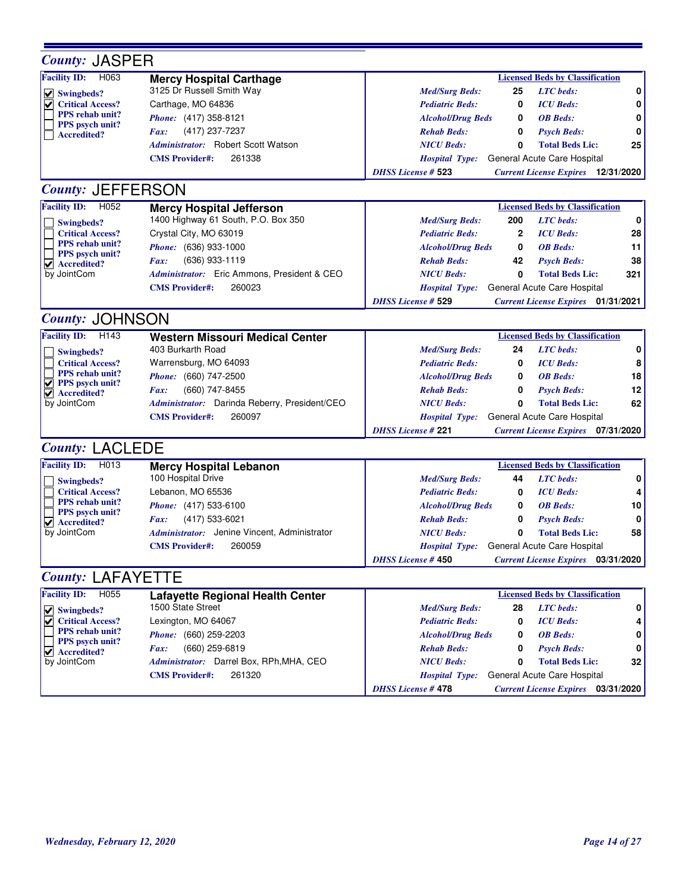## County: JASPER

**Facility ID:** H063

### Mercy Hospital Carthage

3125 Dr Russell Smith Way
Carthage, MO 64836
*Phone:* (417) 358-8121
*Fax:* (417) 237-7237
*Administrator:* Robert Scott Watson
**CMS Provider#:** 261338

- [x] Swingbeds?
- [x] Critical Access?
- [ ] PPS rehab unit?
- [ ] PPS psych unit?
- [ ] Accredited?

| Licensed Beds by Classification | | | |
|---|---|---|---|
| *Med/Surg Beds:* | 25 | *LTC beds:* | 0 |
| *Pediatric Beds:* | 0 | *ICU Beds:* | 0 |
| *Alcohol/Drug Beds* | 0 | *OB Beds:* | 0 |
| *Rehab Beds:* | 0 | *Psych Beds:* | 0 |
| *NICU Beds:* | 0 | *Total Beds Lic:* | 25 |

*Hospital Type:* General Acute Care Hospital
*DHSS License #* **523** *Current License Expires* **12/31/2020**

## County: JEFFERSON

**Facility ID:** H052

### Mercy Hospital Jefferson

1400 Highway 61 South, P.O. Box 350
Crystal City, MO 63019
*Phone:* (636) 933-1000
*Fax:* (636) 933-1119
*Administrator:* Eric Ammons, President & CEO
**CMS Provider#:** 260023

- [ ] Swingbeds?
- [ ] Critical Access?
- [ ] PPS rehab unit?
- [ ] PPS psych unit?
- [x] Accredited? by JointCom

| Licensed Beds by Classification | | | |
|---|---|---|---|
| *Med/Surg Beds:* | 200 | *LTC beds:* | 0 |
| *Pediatric Beds:* | 2 | *ICU Beds:* | 28 |
| *Alcohol/Drug Beds* | 0 | *OB Beds:* | 11 |
| *Rehab Beds:* | 42 | *Psych Beds:* | 38 |
| *NICU Beds:* | 0 | *Total Beds Lic:* | 321 |

*Hospital Type:* General Acute Care Hospital
*DHSS License #* **529** *Current License Expires* **01/31/2021**

## County: JOHNSON

**Facility ID:** H143

### Western Missouri Medical Center

403 Burkarth Road
Warrensburg, MO 64093
*Phone:* (660) 747-2500
*Fax:* (660) 747-8455
*Administrator:* Darinda Reberry, President/CEO
**CMS Provider#:** 260097

- [ ] Swingbeds?
- [ ] Critical Access?
- [ ] PPS rehab unit?
- [x] PPS psych unit?
- [x] Accredited? by JointCom

| Licensed Beds by Classification | | | |
|---|---|---|---|
| *Med/Surg Beds:* | 24 | *LTC beds:* | 0 |
| *Pediatric Beds:* | 0 | *ICU Beds:* | 8 |
| *Alcohol/Drug Beds* | 0 | *OB Beds:* | 18 |
| *Rehab Beds:* | 0 | *Psych Beds:* | 12 |
| *NICU Beds:* | 0 | *Total Beds Lic:* | 62 |

*Hospital Type:* General Acute Care Hospital
*DHSS License #* **221** *Current License Expires* **07/31/2020**

## County: LACLEDE

**Facility ID:** H013

### Mercy Hospital Lebanon

100 Hospital Drive
Lebanon, MO 65536
*Phone:* (417) 533-6100
*Fax:* (417) 533-6021
*Administrator:* Jenine Vincent, Administrator
**CMS Provider#:** 260059

- [ ] Swingbeds?
- [ ] Critical Access?
- [ ] PPS rehab unit?
- [ ] PPS psych unit?
- [x] Accredited? by JointCom

| Licensed Beds by Classification | | | |
|---|---|---|---|
| *Med/Surg Beds:* | 44 | *LTC beds:* | 0 |
| *Pediatric Beds:* | 0 | *ICU Beds:* | 4 |
| *Alcohol/Drug Beds* | 0 | *OB Beds:* | 10 |
| *Rehab Beds:* | 0 | *Psych Beds:* | 0 |
| *NICU Beds:* | 0 | *Total Beds Lic:* | 58 |

*Hospital Type:* General Acute Care Hospital
*DHSS License #* **450** *Current License Expires* **03/31/2020**

## County: LAFAYETTE

**Facility ID:** H055

### Lafayette Regional Health Center

1500 State Street
Lexington, MO 64067
*Phone:* (660) 259-2203
*Fax:* (660) 259-6819
*Administrator:* Darrel Box, RPh,MHA, CEO
**CMS Provider#:** 261320

- [x] Swingbeds?
- [x] Critical Access?
- [ ] PPS rehab unit?
- [ ] PPS psych unit?
- [x] Accredited? by JointCom

| Licensed Beds by Classification | | | |
|---|---|---|---|
| *Med/Surg Beds:* | 28 | *LTC beds:* | 0 |
| *Pediatric Beds:* | 0 | *ICU Beds:* | 4 |
| *Alcohol/Drug Beds* | 0 | *OB Beds:* | 0 |
| *Rehab Beds:* | 0 | *Psych Beds:* | 0 |
| *NICU Beds:* | 0 | *Total Beds Lic:* | 32 |

*Hospital Type:* General Acute Care Hospital
*DHSS License #* **478** *Current License Expires* **03/31/2020**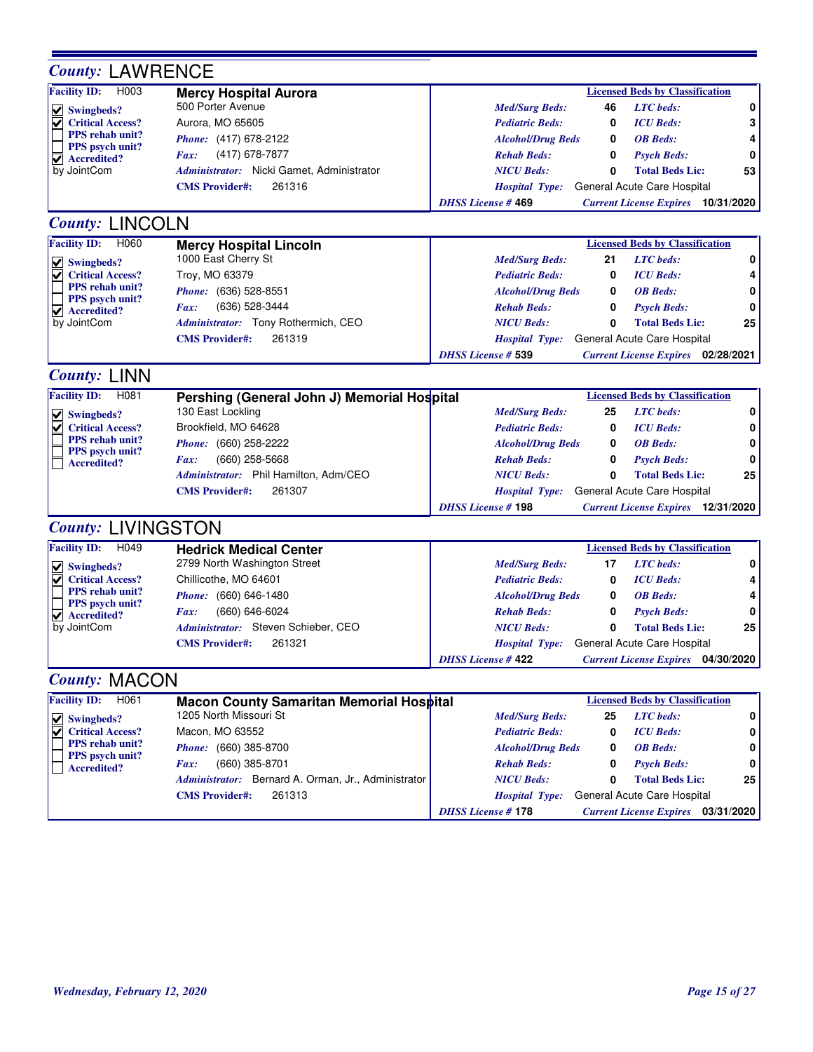## *County:* LAWRENCE

**Facility ID:** H003

**Mercy Hospital Aurora**
500 Porter Avenue
Aurora, MO 65605
*Phone:* (417) 678-2122
*Fax:* (417) 678-7877
*Administrator:* Nicki Gamet, Administrator
**CMS Provider#:** 261316

- [x] Swingbeds?
- [x] Critical Access?
- [ ] PPS rehab unit?
- [ ] PPS psych unit?
- [x] Accredited? by JointCom

| Licensed Beds by Classification | | | |
|---|---|---|---|
| *Med/Surg Beds:* | 46 | *LTC beds:* | 0 |
| *Pediatric Beds:* | 0 | *ICU Beds:* | 3 |
| *Alcohol/Drug Beds* | 0 | *OB Beds:* | 4 |
| *Rehab Beds:* | 0 | *Psych Beds:* | 0 |
| *NICU Beds:* | 0 | **Total Beds Lic:** | 53 |

*Hospital Type:* General Acute Care Hospital
*DHSS License #* **469** *Current License Expires* **10/31/2020**

## *County:* LINCOLN

**Facility ID:** H060

**Mercy Hospital Lincoln**
1000 East Cherry St
Troy, MO 63379
*Phone:* (636) 528-8551
*Fax:* (636) 528-3444
*Administrator:* Tony Rothermich, CEO
**CMS Provider#:** 261319

- [x] Swingbeds?
- [x] Critical Access?
- [ ] PPS rehab unit?
- [ ] PPS psych unit?
- [x] Accredited? by JointCom

| Licensed Beds by Classification | | | |
|---|---|---|---|
| *Med/Surg Beds:* | 21 | *LTC beds:* | 0 |
| *Pediatric Beds:* | 0 | *ICU Beds:* | 4 |
| *Alcohol/Drug Beds* | 0 | *OB Beds:* | 0 |
| *Rehab Beds:* | 0 | *Psych Beds:* | 0 |
| *NICU Beds:* | 0 | **Total Beds Lic:** | 25 |

*Hospital Type:* General Acute Care Hospital
*DHSS License #* **539** *Current License Expires* **02/28/2021**

## *County:* LINN

**Facility ID:** H081

**Pershing (General John J) Memorial Hospital**
130 East Lockling
Brookfield, MO 64628
*Phone:* (660) 258-2222
*Fax:* (660) 258-5668
*Administrator:* Phil Hamilton, Adm/CEO
**CMS Provider#:** 261307

- [x] Swingbeds?
- [x] Critical Access?
- [ ] PPS rehab unit?
- [ ] PPS psych unit?
- [ ] Accredited?

| Licensed Beds by Classification | | | |
|---|---|---|---|
| *Med/Surg Beds:* | 25 | *LTC beds:* | 0 |
| *Pediatric Beds:* | 0 | *ICU Beds:* | 0 |
| *Alcohol/Drug Beds* | 0 | *OB Beds:* | 0 |
| *Rehab Beds:* | 0 | *Psych Beds:* | 0 |
| *NICU Beds:* | 0 | **Total Beds Lic:** | 25 |

*Hospital Type:* General Acute Care Hospital
*DHSS License #* **198** *Current License Expires* **12/31/2020**

## *County:* LIVINGSTON

**Facility ID:** H049

**Hedrick Medical Center**
2799 North Washington Street
Chillicothe, MO 64601
*Phone:* (660) 646-1480
*Fax:* (660) 646-6024
*Administrator:* Steven Schieber, CEO
**CMS Provider#:** 261321

- [x] Swingbeds?
- [x] Critical Access?
- [ ] PPS rehab unit?
- [ ] PPS psych unit?
- [x] Accredited? by JointCom

| Licensed Beds by Classification | | | |
|---|---|---|---|
| *Med/Surg Beds:* | 17 | *LTC beds:* | 0 |
| *Pediatric Beds:* | 0 | *ICU Beds:* | 4 |
| *Alcohol/Drug Beds* | 0 | *OB Beds:* | 4 |
| *Rehab Beds:* | 0 | *Psych Beds:* | 0 |
| *NICU Beds:* | 0 | **Total Beds Lic:** | 25 |

*Hospital Type:* General Acute Care Hospital
*DHSS License #* **422** *Current License Expires* **04/30/2020**

## *County:* MACON

**Facility ID:** H061

**Macon County Samaritan Memorial Hospital**
1205 North Missouri St
Macon, MO 63552
*Phone:* (660) 385-8700
*Fax:* (660) 385-8701
*Administrator:* Bernard A. Orman, Jr., Administrator
**CMS Provider#:** 261313

- [x] Swingbeds?
- [x] Critical Access?
- [ ] PPS rehab unit?
- [ ] PPS psych unit?
- [ ] Accredited?

| Licensed Beds by Classification | | | |
|---|---|---|---|
| *Med/Surg Beds:* | 25 | *LTC beds:* | 0 |
| *Pediatric Beds:* | 0 | *ICU Beds:* | 0 |
| *Alcohol/Drug Beds* | 0 | *OB Beds:* | 0 |
| *Rehab Beds:* | 0 | *Psych Beds:* | 0 |
| *NICU Beds:* | 0 | **Total Beds Lic:** | 25 |

*Hospital Type:* General Acute Care Hospital
*DHSS License #* **178** *Current License Expires* **03/31/2020**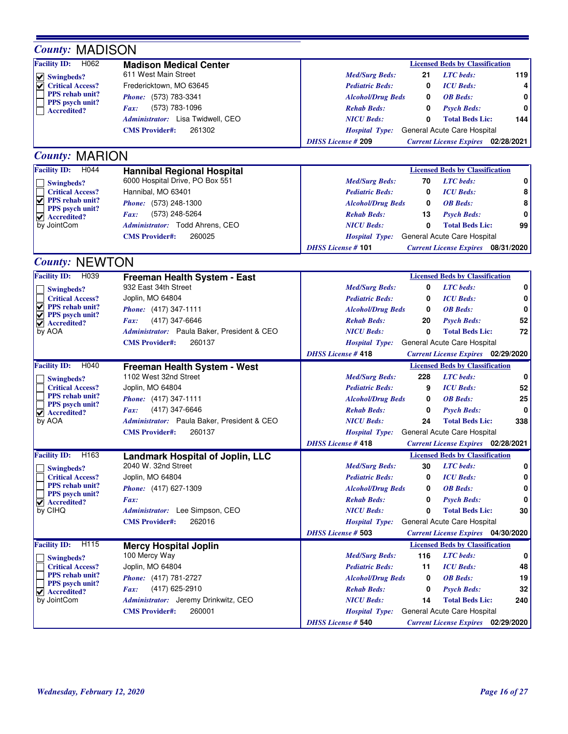## County: MADISON

**Facility ID:** H062

**Madison Medical Center**

611 West Main Street
Fredericktown, MO 63645
*Phone:* (573) 783-3341
*Fax:* (573) 783-1096
*Administrator:* Lisa Twidwell, CEO
**CMS Provider#:** 261302

- [x] Swingbeds?
- [x] Critical Access?
- [ ] PPS rehab unit?
- [ ] PPS psych unit?
- [ ] Accredited?

| Licensed Beds by Classification | | | |
|---|---|---|---|
| *Med/Surg Beds:* | 21 | *LTC beds:* | 119 |
| *Pediatric Beds:* | 0 | *ICU Beds:* | 4 |
| *Alcohol/Drug Beds* | 0 | *OB Beds:* | 0 |
| *Rehab Beds:* | 0 | *Psych Beds:* | 0 |
| *NICU Beds:* | 0 | *Total Beds Lic:* | 144 |

*Hospital Type:* General Acute Care Hospital
*DHSS License #* **209** — *Current License Expires* **02/28/2021**

## County: MARION

**Facility ID:** H044

**Hannibal Regional Hospital**

6000 Hospital Drive, PO Box 551
Hannibal, MO 63401
*Phone:* (573) 248-1300
*Fax:* (573) 248-5264
*Administrator:* Todd Ahrens, CEO
**CMS Provider#:** 260025

- [ ] Swingbeds?
- [ ] Critical Access?
- [x] PPS rehab unit?
- [ ] PPS psych unit?
- [x] Accredited? by JointCom

| Licensed Beds by Classification | | | |
|---|---|---|---|
| *Med/Surg Beds:* | 70 | *LTC beds:* | 0 |
| *Pediatric Beds:* | 0 | *ICU Beds:* | 8 |
| *Alcohol/Drug Beds* | 0 | *OB Beds:* | 8 |
| *Rehab Beds:* | 13 | *Psych Beds:* | 0 |
| *NICU Beds:* | 0 | *Total Beds Lic:* | 99 |

*Hospital Type:* General Acute Care Hospital
*DHSS License #* **101** — *Current License Expires* **08/31/2020**

## County: NEWTON

**Facility ID:** H039

**Freeman Health System - East**

932 East 34th Street
Joplin, MO 64804
*Phone:* (417) 347-1111
*Fax:* (417) 347-6646
*Administrator:* Paula Baker, President & CEO
**CMS Provider#:** 260137

- [ ] Swingbeds?
- [ ] Critical Access?
- [x] PPS rehab unit?
- [x] PPS psych unit?
- [x] Accredited? by AOA

| Licensed Beds by Classification | | | |
|---|---|---|---|
| *Med/Surg Beds:* | 0 | *LTC beds:* | 0 |
| *Pediatric Beds:* | 0 | *ICU Beds:* | 0 |
| *Alcohol/Drug Beds* | 0 | *OB Beds:* | 0 |
| *Rehab Beds:* | 20 | *Psych Beds:* | 52 |
| *NICU Beds:* | 0 | *Total Beds Lic:* | 72 |

*Hospital Type:* General Acute Care Hospital
*DHSS License #* **418** — *Current License Expires* **02/29/2020**

---

**Facility ID:** H040

**Freeman Health System - West**

1102 West 32nd Street
Joplin, MO 64804
*Phone:* (417) 347-1111
*Fax:* (417) 347-6646
*Administrator:* Paula Baker, President & CEO
**CMS Provider#:** 260137

- [ ] Swingbeds?
- [ ] Critical Access?
- [ ] PPS rehab unit?
- [ ] PPS psych unit?
- [x] Accredited? by AOA

| Licensed Beds by Classification | | | |
|---|---|---|---|
| *Med/Surg Beds:* | 228 | *LTC beds:* | 0 |
| *Pediatric Beds:* | 9 | *ICU Beds:* | 52 |
| *Alcohol/Drug Beds* | 0 | *OB Beds:* | 25 |
| *Rehab Beds:* | 0 | *Psych Beds:* | 0 |
| *NICU Beds:* | 24 | *Total Beds Lic:* | 338 |

*Hospital Type:* General Acute Care Hospital
*DHSS License #* **418** — *Current License Expires* **02/28/2021**

---

**Facility ID:** H163

**Landmark Hospital of Joplin, LLC**

2040 W. 32nd Street
Joplin, MO 64804
*Phone:* (417) 627-1309
*Fax:*
*Administrator:* Lee Simpson, CEO
**CMS Provider#:** 262016

- [ ] Swingbeds?
- [ ] Critical Access?
- [ ] PPS rehab unit?
- [ ] PPS psych unit?
- [x] Accredited? by CIHQ

| Licensed Beds by Classification | | | |
|---|---|---|---|
| *Med/Surg Beds:* | 30 | *LTC beds:* | 0 |
| *Pediatric Beds:* | 0 | *ICU Beds:* | 0 |
| *Alcohol/Drug Beds* | 0 | *OB Beds:* | 0 |
| *Rehab Beds:* | 0 | *Psych Beds:* | 0 |
| *NICU Beds:* | 0 | *Total Beds Lic:* | 30 |

*Hospital Type:* General Acute Care Hospital
*DHSS License #* **503** — *Current License Expires* **04/30/2020**

---

**Facility ID:** H115

**Mercy Hospital Joplin**

100 Mercy Way
Joplin, MO 64804
*Phone:* (417) 781-2727
*Fax:* (417) 625-2910
*Administrator:* Jeremy Drinkwitz, CEO
**CMS Provider#:** 260001

- [ ] Swingbeds?
- [ ] Critical Access?
- [ ] PPS rehab unit?
- [ ] PPS psych unit?
- [x] Accredited? by JointCom

| Licensed Beds by Classification | | | |
|---|---|---|---|
| *Med/Surg Beds:* | 116 | *LTC beds:* | 0 |
| *Pediatric Beds:* | 11 | *ICU Beds:* | 48 |
| *Alcohol/Drug Beds* | 0 | *OB Beds:* | 19 |
| *Rehab Beds:* | 0 | *Psych Beds:* | 32 |
| *NICU Beds:* | 14 | *Total Beds Lic:* | 240 |

*Hospital Type:* General Acute Care Hospital
*DHSS License #* **540** — *Current License Expires* **02/29/2020**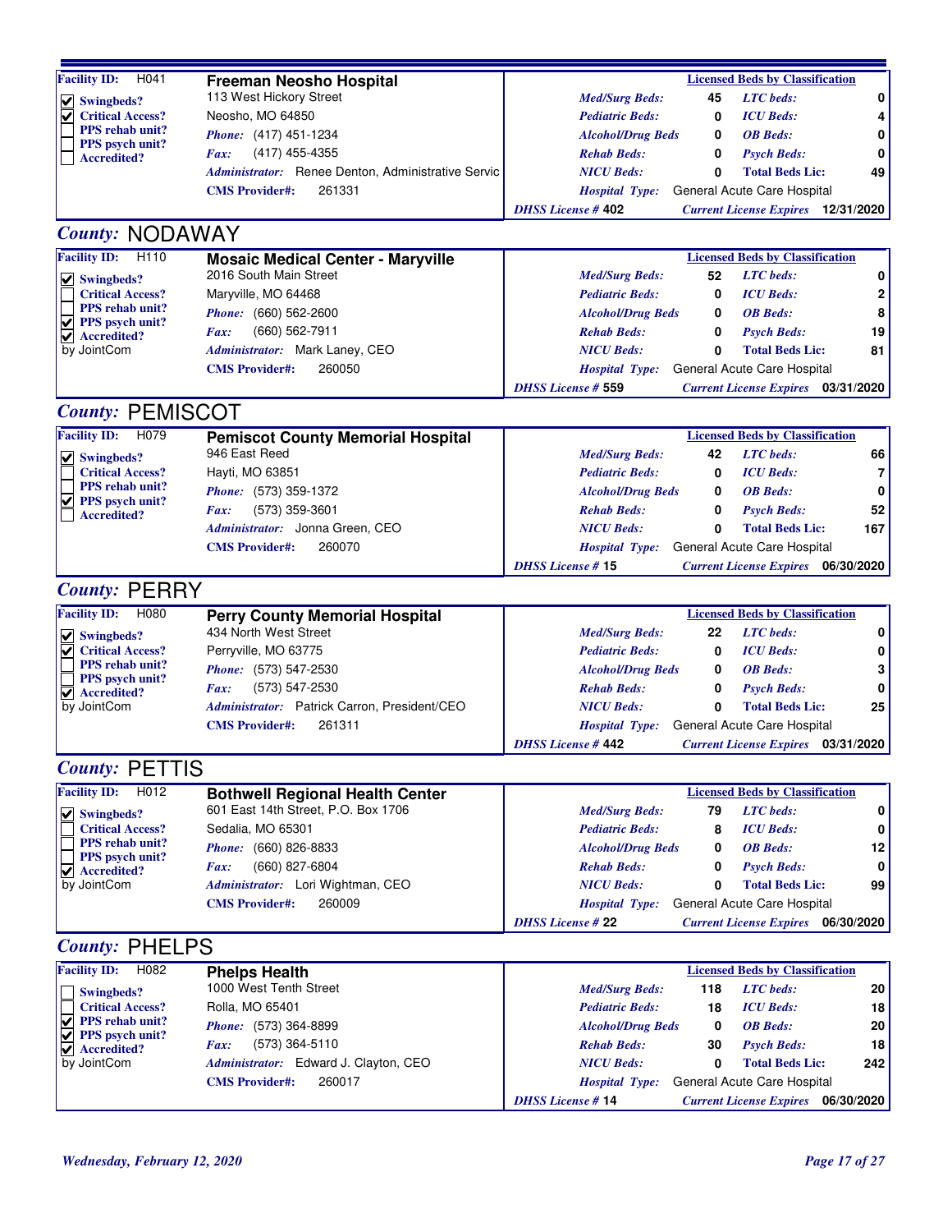**Facility ID:** H041

**Freeman Neosho Hospital**
113 West Hickory Street
Neosho, MO 64850
*Phone:* (417) 451-1234
*Fax:* (417) 455-4355
*Administrator:* Renee Denton, Administrative Servic
*CMS Provider#:* 261331

- [x] Swingbeds?
- [x] Critical Access?
- [ ] PPS rehab unit?
- [ ] PPS psych unit?
- [ ] Accredited?

| Licensed Beds by Classification | | | |
|---|---|---|---|
| *Med/Surg Beds:* | 45 | *LTC beds:* | 0 |
| *Pediatric Beds:* | 0 | *ICU Beds:* | 4 |
| *Alcohol/Drug Beds* | 0 | *OB Beds:* | 0 |
| *Rehab Beds:* | 0 | *Psych Beds:* | 0 |
| *NICU Beds:* | 0 | *Total Beds Lic:* | 49 |

*Hospital Type:* General Acute Care Hospital
*DHSS License #* 402 — *Current License Expires* 12/31/2020

## County: NODAWAY

**Facility ID:** H110

**Mosaic Medical Center - Maryville**
2016 South Main Street
Maryville, MO 64468
*Phone:* (660) 562-2600
*Fax:* (660) 562-7911
*Administrator:* Mark Laney, CEO
*CMS Provider#:* 260050

- [x] Swingbeds?
- [ ] Critical Access?
- [ ] PPS rehab unit?
- [x] PPS psych unit?
- [x] Accredited? by JointCom

| Licensed Beds by Classification | | | |
|---|---|---|---|
| *Med/Surg Beds:* | 52 | *LTC beds:* | 0 |
| *Pediatric Beds:* | 0 | *ICU Beds:* | 2 |
| *Alcohol/Drug Beds* | 0 | *OB Beds:* | 8 |
| *Rehab Beds:* | 0 | *Psych Beds:* | 19 |
| *NICU Beds:* | 0 | *Total Beds Lic:* | 81 |

*Hospital Type:* General Acute Care Hospital
*DHSS License #* 559 — *Current License Expires* 03/31/2020

## County: PEMISCOT

**Facility ID:** H079

**Pemiscot County Memorial Hospital**
946 East Reed
Hayti, MO 63851
*Phone:* (573) 359-1372
*Fax:* (573) 359-3601
*Administrator:* Jonna Green, CEO
*CMS Provider#:* 260070

- [x] Swingbeds?
- [ ] Critical Access?
- [ ] PPS rehab unit?
- [x] PPS psych unit?
- [ ] Accredited?

| Licensed Beds by Classification | | | |
|---|---|---|---|
| *Med/Surg Beds:* | 42 | *LTC beds:* | 66 |
| *Pediatric Beds:* | 0 | *ICU Beds:* | 7 |
| *Alcohol/Drug Beds* | 0 | *OB Beds:* | 0 |
| *Rehab Beds:* | 0 | *Psych Beds:* | 52 |
| *NICU Beds:* | 0 | *Total Beds Lic:* | 167 |

*Hospital Type:* General Acute Care Hospital
*DHSS License #* 15 — *Current License Expires* 06/30/2020

## County: PERRY

**Facility ID:** H080

**Perry County Memorial Hospital**
434 North West Street
Perryville, MO 63775
*Phone:* (573) 547-2530
*Fax:* (573) 547-2530
*Administrator:* Patrick Carron, President/CEO
*CMS Provider#:* 261311

- [x] Swingbeds?
- [x] Critical Access?
- [ ] PPS rehab unit?
- [ ] PPS psych unit?
- [x] Accredited? by JointCom

| Licensed Beds by Classification | | | |
|---|---|---|---|
| *Med/Surg Beds:* | 22 | *LTC beds:* | 0 |
| *Pediatric Beds:* | 0 | *ICU Beds:* | 0 |
| *Alcohol/Drug Beds* | 0 | *OB Beds:* | 3 |
| *Rehab Beds:* | 0 | *Psych Beds:* | 0 |
| *NICU Beds:* | 0 | *Total Beds Lic:* | 25 |

*Hospital Type:* General Acute Care Hospital
*DHSS License #* 442 — *Current License Expires* 03/31/2020

## County: PETTIS

**Facility ID:** H012

**Bothwell Regional Health Center**
601 East 14th Street, P.O. Box 1706
Sedalia, MO 65301
*Phone:* (660) 826-8833
*Fax:* (660) 827-6804
*Administrator:* Lori Wightman, CEO
*CMS Provider#:* 260009

- [x] Swingbeds?
- [ ] Critical Access?
- [ ] PPS rehab unit?
- [ ] PPS psych unit?
- [x] Accredited? by JointCom

| Licensed Beds by Classification | | | |
|---|---|---|---|
| *Med/Surg Beds:* | 79 | *LTC beds:* | 0 |
| *Pediatric Beds:* | 8 | *ICU Beds:* | 0 |
| *Alcohol/Drug Beds* | 0 | *OB Beds:* | 12 |
| *Rehab Beds:* | 0 | *Psych Beds:* | 0 |
| *NICU Beds:* | 0 | *Total Beds Lic:* | 99 |

*Hospital Type:* General Acute Care Hospital
*DHSS License #* 22 — *Current License Expires* 06/30/2020

## County: PHELPS

**Facility ID:** H082

**Phelps Health**
1000 West Tenth Street
Rolla, MO 65401
*Phone:* (573) 364-8899
*Fax:* (573) 364-5110
*Administrator:* Edward J. Clayton, CEO
*CMS Provider#:* 260017

- [ ] Swingbeds?
- [ ] Critical Access?
- [x] PPS rehab unit?
- [x] PPS psych unit?
- [x] Accredited? by JointCom

| Licensed Beds by Classification | | | |
|---|---|---|---|
| *Med/Surg Beds:* | 118 | *LTC beds:* | 20 |
| *Pediatric Beds:* | 18 | *ICU Beds:* | 18 |
| *Alcohol/Drug Beds* | 0 | *OB Beds:* | 20 |
| *Rehab Beds:* | 30 | *Psych Beds:* | 18 |
| *NICU Beds:* | 0 | *Total Beds Lic:* | 242 |

*Hospital Type:* General Acute Care Hospital
*DHSS License #* 14 — *Current License Expires* 06/30/2020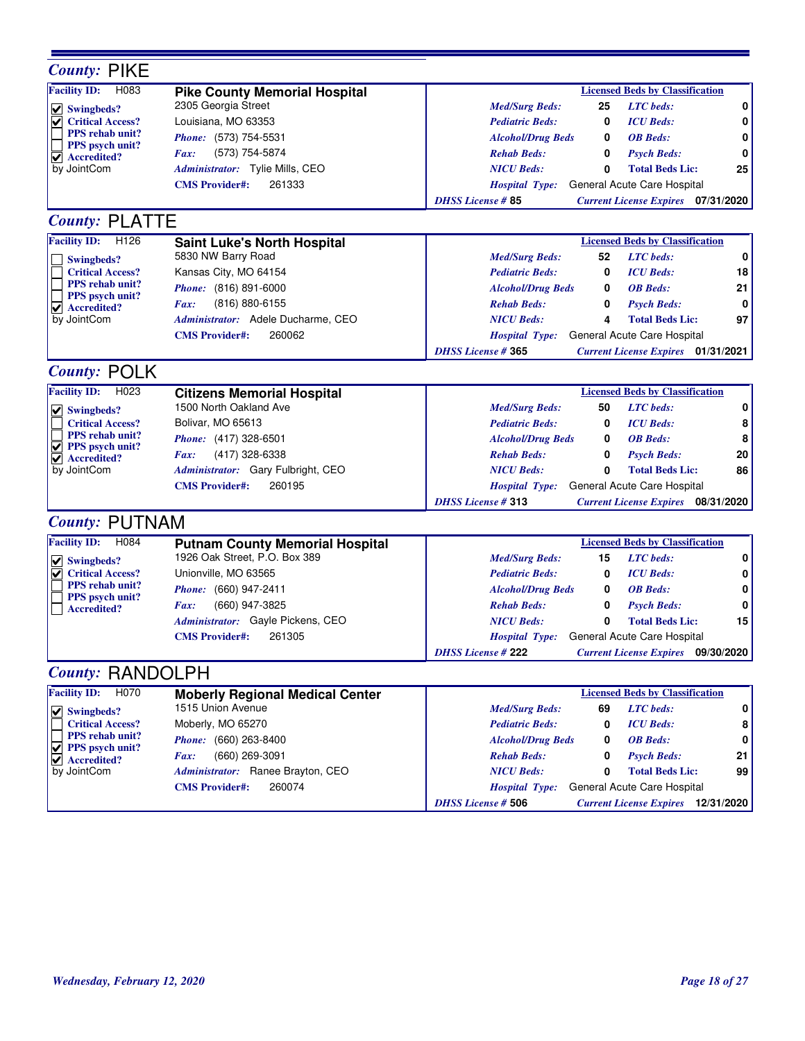## County: PIKE

**Facility ID:** H083

### Pike County Memorial Hospital

- [x] Swingbeds?
- [x] Critical Access?
- [ ] PPS rehab unit?
- [ ] PPS psych unit?
- [x] Accredited? by JointCom

2305 Georgia Street
Louisiana, MO 63353
*Phone:* (573) 754-5531
*Fax:* (573) 754-5874
*Administrator:* Tylie Mills, CEO
**CMS Provider#:** 261333

| Licensed Beds by Classification | | | |
|---|---|---|---|
| *Med/Surg Beds:* | 25 | *LTC beds:* | 0 |
| *Pediatric Beds:* | 0 | *ICU Beds:* | 0 |
| *Alcohol/Drug Beds* | 0 | *OB Beds:* | 0 |
| *Rehab Beds:* | 0 | *Psych Beds:* | 0 |
| *NICU Beds:* | 0 | *Total Beds Lic:* | 25 |

*Hospital Type:* General Acute Care Hospital
*DHSS License #* **85** *Current License Expires* **07/31/2020**

## County: PLATTE

**Facility ID:** H126

### Saint Luke's North Hospital

- [ ] Swingbeds?
- [ ] Critical Access?
- [ ] PPS rehab unit?
- [ ] PPS psych unit?
- [x] Accredited? by JointCom

5830 NW Barry Road
Kansas City, MO 64154
*Phone:* (816) 891-6000
*Fax:* (816) 880-6155
*Administrator:* Adele Ducharme, CEO
**CMS Provider#:** 260062

| Licensed Beds by Classification | | | |
|---|---|---|---|
| *Med/Surg Beds:* | 52 | *LTC beds:* | 0 |
| *Pediatric Beds:* | 0 | *ICU Beds:* | 18 |
| *Alcohol/Drug Beds* | 0 | *OB Beds:* | 21 |
| *Rehab Beds:* | 0 | *Psych Beds:* | 0 |
| *NICU Beds:* | 4 | *Total Beds Lic:* | 97 |

*Hospital Type:* General Acute Care Hospital
*DHSS License #* **365** *Current License Expires* **01/31/2021**

## County: POLK

**Facility ID:** H023

### Citizens Memorial Hospital

- [x] Swingbeds?
- [ ] Critical Access?
- [ ] PPS rehab unit?
- [x] PPS psych unit?
- [x] Accredited? by JointCom

1500 North Oakland Ave
Bolivar, MO 65613
*Phone:* (417) 328-6501
*Fax:* (417) 328-6338
*Administrator:* Gary Fulbright, CEO
**CMS Provider#:** 260195

| Licensed Beds by Classification | | | |
|---|---|---|---|
| *Med/Surg Beds:* | 50 | *LTC beds:* | 0 |
| *Pediatric Beds:* | 0 | *ICU Beds:* | 8 |
| *Alcohol/Drug Beds* | 0 | *OB Beds:* | 8 |
| *Rehab Beds:* | 0 | *Psych Beds:* | 20 |
| *NICU Beds:* | 0 | *Total Beds Lic:* | 86 |

*Hospital Type:* General Acute Care Hospital
*DHSS License #* **313** *Current License Expires* **08/31/2020**

## County: PUTNAM

**Facility ID:** H084

### Putnam County Memorial Hospital

- [x] Swingbeds?
- [x] Critical Access?
- [ ] PPS rehab unit?
- [ ] PPS psych unit?
- [ ] Accredited?

1926 Oak Street, P.O. Box 389
Unionville, MO 63565
*Phone:* (660) 947-2411
*Fax:* (660) 947-3825
*Administrator:* Gayle Pickens, CEO
**CMS Provider#:** 261305

| Licensed Beds by Classification | | | |
|---|---|---|---|
| *Med/Surg Beds:* | 15 | *LTC beds:* | 0 |
| *Pediatric Beds:* | 0 | *ICU Beds:* | 0 |
| *Alcohol/Drug Beds* | 0 | *OB Beds:* | 0 |
| *Rehab Beds:* | 0 | *Psych Beds:* | 0 |
| *NICU Beds:* | 0 | *Total Beds Lic:* | 15 |

*Hospital Type:* General Acute Care Hospital
*DHSS License #* **222** *Current License Expires* **09/30/2020**

## County: RANDOLPH

**Facility ID:** H070

### Moberly Regional Medical Center

- [x] Swingbeds?
- [ ] Critical Access?
- [ ] PPS rehab unit?
- [x] PPS psych unit?
- [x] Accredited? by JointCom

1515 Union Avenue
Moberly, MO 65270
*Phone:* (660) 263-8400
*Fax:* (660) 269-3091
*Administrator:* Ranee Brayton, CEO
**CMS Provider#:** 260074

| Licensed Beds by Classification | | | |
|---|---|---|---|
| *Med/Surg Beds:* | 69 | *LTC beds:* | 0 |
| *Pediatric Beds:* | 0 | *ICU Beds:* | 8 |
| *Alcohol/Drug Beds* | 0 | *OB Beds:* | 0 |
| *Rehab Beds:* | 0 | *Psych Beds:* | 21 |
| *NICU Beds:* | 0 | *Total Beds Lic:* | 99 |

*Hospital Type:* General Acute Care Hospital
*DHSS License #* **506** *Current License Expires* **12/31/2020**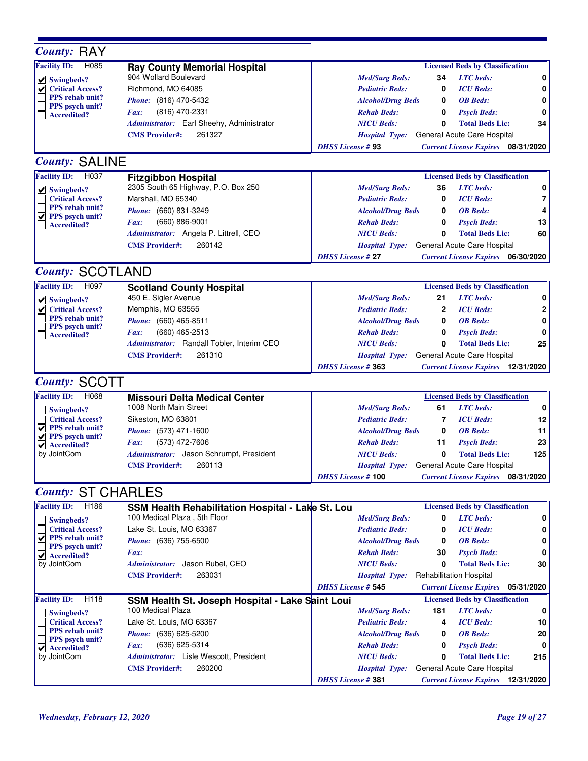## County: RAY

**Facility ID:** H085

**Ray County Memorial Hospital**
904 Wollard Boulevard
Richmond, MO 64085
*Phone:* (816) 470-5432
*Fax:* (816) 470-2331
*Administrator:* Earl Sheehy, Administrator
**CMS Provider#:** 261327

- [x] Swingbeds?
- [x] Critical Access?
- [ ] PPS rehab unit?
- [ ] PPS psych unit?
- [ ] Accredited?

| Licensed Beds by Classification | | | |
|---|---|---|---|
| *Med/Surg Beds:* | 34 | *LTC beds:* | 0 |
| *Pediatric Beds:* | 0 | *ICU Beds:* | 0 |
| *Alcohol/Drug Beds* | 0 | *OB Beds:* | 0 |
| *Rehab Beds:* | 0 | *Psych Beds:* | 0 |
| *NICU Beds:* | 0 | **Total Beds Lic:** | 34 |

*Hospital Type:* General Acute Care Hospital
*DHSS License #* **93** — *Current License Expires* **08/31/2020**

## County: SALINE

**Facility ID:** H037

**Fitzgibbon Hospital**
2305 South 65 Highway, P.O. Box 250
Marshall, MO 65340
*Phone:* (660) 831-3249
*Fax:* (660) 886-9001
*Administrator:* Angela P. Littrell, CEO
**CMS Provider#:** 260142

- [x] Swingbeds?
- [ ] Critical Access?
- [ ] PPS rehab unit?
- [x] PPS psych unit?
- [ ] Accredited?

| Licensed Beds by Classification | | | |
|---|---|---|---|
| *Med/Surg Beds:* | 36 | *LTC beds:* | 0 |
| *Pediatric Beds:* | 0 | *ICU Beds:* | 7 |
| *Alcohol/Drug Beds* | 0 | *OB Beds:* | 4 |
| *Rehab Beds:* | 0 | *Psych Beds:* | 13 |
| *NICU Beds:* | 0 | **Total Beds Lic:** | 60 |

*Hospital Type:* General Acute Care Hospital
*DHSS License #* **27** — *Current License Expires* **06/30/2020**

## County: SCOTLAND

**Facility ID:** H097

**Scotland County Hospital**
450 E. Sigler Avenue
Memphis, MO 63555
*Phone:* (660) 465-8511
*Fax:* (660) 465-2513
*Administrator:* Randall Tobler, Interim CEO
**CMS Provider#:** 261310

- [x] Swingbeds?
- [x] Critical Access?
- [ ] PPS rehab unit?
- [ ] PPS psych unit?
- [ ] Accredited?

| Licensed Beds by Classification | | | |
|---|---|---|---|
| *Med/Surg Beds:* | 21 | *LTC beds:* | 0 |
| *Pediatric Beds:* | 2 | *ICU Beds:* | 2 |
| *Alcohol/Drug Beds* | 0 | *OB Beds:* | 0 |
| *Rehab Beds:* | 0 | *Psych Beds:* | 0 |
| *NICU Beds:* | 0 | **Total Beds Lic:** | 25 |

*Hospital Type:* General Acute Care Hospital
*DHSS License #* **363** — *Current License Expires* **12/31/2020**

## County: SCOTT

**Facility ID:** H068

**Missouri Delta Medical Center**
1008 North Main Street
Sikeston, MO 63801
*Phone:* (573) 471-1600
*Fax:* (573) 472-7606
*Administrator:* Jason Schrumpf, President
**CMS Provider#:** 260113

- [ ] Swingbeds?
- [ ] Critical Access?
- [x] PPS rehab unit?
- [x] PPS psych unit?
- [x] Accredited? by JointCom

| Licensed Beds by Classification | | | |
|---|---|---|---|
| *Med/Surg Beds:* | 61 | *LTC beds:* | 0 |
| *Pediatric Beds:* | 7 | *ICU Beds:* | 12 |
| *Alcohol/Drug Beds* | 0 | *OB Beds:* | 11 |
| *Rehab Beds:* | 11 | *Psych Beds:* | 23 |
| *NICU Beds:* | 0 | **Total Beds Lic:** | 125 |

*Hospital Type:* General Acute Care Hospital
*DHSS License #* **100** — *Current License Expires* **08/31/2020**

## County: ST CHARLES

**Facility ID:** H186

**SSM Health Rehabilitation Hospital - Lake St. Lou**
100 Medical Plaza , 5th Floor
Lake St. Louis, MO 63367
*Phone:* (636) 755-6500
*Fax:*
*Administrator:* Jason Rubel, CEO
**CMS Provider#:** 263031

- [ ] Swingbeds?
- [ ] Critical Access?
- [x] PPS rehab unit?
- [ ] PPS psych unit?
- [x] Accredited? by JointCom

| Licensed Beds by Classification | | | |
|---|---|---|---|
| *Med/Surg Beds:* | 0 | *LTC beds:* | 0 |
| *Pediatric Beds:* | 0 | *ICU Beds:* | 0 |
| *Alcohol/Drug Beds* | 0 | *OB Beds:* | 0 |
| *Rehab Beds:* | 30 | *Psych Beds:* | 0 |
| *NICU Beds:* | 0 | **Total Beds Lic:** | 30 |

*Hospital Type:* Rehabilitation Hospital
*DHSS License #* **545** — *Current License Expires* **05/31/2020**

**Facility ID:** H118

**SSM Health St. Joseph Hospital - Lake Saint Loui**
100 Medical Plaza
Lake St. Louis, MO 63367
*Phone:* (636) 625-5200
*Fax:* (636) 625-5314
*Administrator:* Lisle Wescott, President
**CMS Provider#:** 260200

- [ ] Swingbeds?
- [ ] Critical Access?
- [ ] PPS rehab unit?
- [ ] PPS psych unit?
- [x] Accredited? by JointCom

| Licensed Beds by Classification | | | |
|---|---|---|---|
| *Med/Surg Beds:* | 181 | *LTC beds:* | 0 |
| *Pediatric Beds:* | 4 | *ICU Beds:* | 10 |
| *Alcohol/Drug Beds* | 0 | *OB Beds:* | 20 |
| *Rehab Beds:* | 0 | *Psych Beds:* | 0 |
| *NICU Beds:* | 0 | **Total Beds Lic:** | 215 |

*Hospital Type:* General Acute Care Hospital
*DHSS License #* **381** — *Current License Expires* **12/31/2020**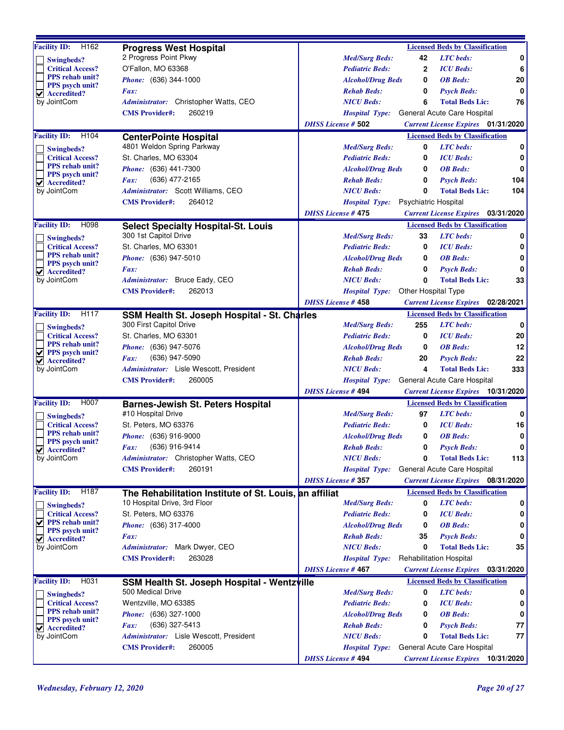## Progress West Hospital

**Facility ID:** H162

- [ ] Swingbeds?
- [ ] Critical Access?
- [ ] PPS rehab unit?
- [ ] PPS psych unit?
- [x] Accredited? by JointCom

2 Progress Point Pkwy
O'Fallon, MO 63368
*Phone:* (636) 344-1000
*Fax:*
*Administrator:* Christopher Watts, CEO
**CMS Provider#:** 260219

**Licensed Beds by Classification**

| | | | |
|---|---|---|---|
| *Med/Surg Beds:* | 42 | *LTC beds:* | 0 |
| *Pediatric Beds:* | 2 | *ICU Beds:* | 6 |
| *Alcohol/Drug Beds* | 0 | *OB Beds:* | 20 |
| *Rehab Beds:* | 0 | *Psych Beds:* | 0 |
| *NICU Beds:* | 6 | *Total Beds Lic:* | 76 |

*Hospital Type:* General Acute Care Hospital
*DHSS License #* 502 — *Current License Expires* 01/31/2020

---

## CenterPointe Hospital

**Facility ID:** H104

- [ ] Swingbeds?
- [ ] Critical Access?
- [ ] PPS rehab unit?
- [ ] PPS psych unit?
- [x] Accredited? by JointCom

4801 Weldon Spring Parkway
St. Charles, MO 63304
*Phone:* (636) 441-7300
*Fax:* (636) 477-2165
*Administrator:* Scott Williams, CEO
**CMS Provider#:** 264012

**Licensed Beds by Classification**

| | | | |
|---|---|---|---|
| *Med/Surg Beds:* | 0 | *LTC beds:* | 0 |
| *Pediatric Beds:* | 0 | *ICU Beds:* | 0 |
| *Alcohol/Drug Beds* | 0 | *OB Beds:* | 0 |
| *Rehab Beds:* | 0 | *Psych Beds:* | 104 |
| *NICU Beds:* | 0 | *Total Beds Lic:* | 104 |

*Hospital Type:* Psychiatric Hospital
*DHSS License #* 475 — *Current License Expires* 03/31/2020

---

## Select Specialty Hospital-St. Louis

**Facility ID:** H098

- [ ] Swingbeds?
- [ ] Critical Access?
- [ ] PPS rehab unit?
- [ ] PPS psych unit?
- [x] Accredited? by JointCom

300 1st Capitol Drive
St. Charles, MO 63301
*Phone:* (636) 947-5010
*Fax:*
*Administrator:* Bruce Eady, CEO
**CMS Provider#:** 262013

**Licensed Beds by Classification**

| | | | |
|---|---|---|---|
| *Med/Surg Beds:* | 33 | *LTC beds:* | 0 |
| *Pediatric Beds:* | 0 | *ICU Beds:* | 0 |
| *Alcohol/Drug Beds* | 0 | *OB Beds:* | 0 |
| *Rehab Beds:* | 0 | *Psych Beds:* | 0 |
| *NICU Beds:* | 0 | *Total Beds Lic:* | 33 |

*Hospital Type:* Other Hospital Type
*DHSS License #* 458 — *Current License Expires* 02/28/2021

---

## SSM Health St. Joseph Hospital - St. Charles

**Facility ID:** H117

- [ ] Swingbeds?
- [ ] Critical Access?
- [ ] PPS rehab unit?
- [x] PPS psych unit?
- [x] Accredited? by JointCom

300 First Capitol Drive
St. Charles, MO 63301
*Phone:* (636) 947-5076
*Fax:* (636) 947-5090
*Administrator:* Lisle Wescott, President
**CMS Provider#:** 260005

**Licensed Beds by Classification**

| | | | |
|---|---|---|---|
| *Med/Surg Beds:* | 255 | *LTC beds:* | 0 |
| *Pediatric Beds:* | 0 | *ICU Beds:* | 20 |
| *Alcohol/Drug Beds* | 0 | *OB Beds:* | 12 |
| *Rehab Beds:* | 20 | *Psych Beds:* | 22 |
| *NICU Beds:* | 4 | *Total Beds Lic:* | 333 |

*Hospital Type:* General Acute Care Hospital
*DHSS License #* 494 — *Current License Expires* 10/31/2020

---

## Barnes-Jewish St. Peters Hospital

**Facility ID:** H007

- [ ] Swingbeds?
- [ ] Critical Access?
- [ ] PPS rehab unit?
- [ ] PPS psych unit?
- [x] Accredited? by JointCom

#10 Hospital Drive
St. Peters, MO 63376
*Phone:* (636) 916-9000
*Fax:* (636) 916-9414
*Administrator:* Christopher Watts, CEO
**CMS Provider#:** 260191

**Licensed Beds by Classification**

| | | | |
|---|---|---|---|
| *Med/Surg Beds:* | 97 | *LTC beds:* | 0 |
| *Pediatric Beds:* | 0 | *ICU Beds:* | 16 |
| *Alcohol/Drug Beds* | 0 | *OB Beds:* | 0 |
| *Rehab Beds:* | 0 | *Psych Beds:* | 0 |
| *NICU Beds:* | 0 | *Total Beds Lic:* | 113 |

*Hospital Type:* General Acute Care Hospital
*DHSS License #* 357 — *Current License Expires* 08/31/2020

---

## The Rehabilitation Institute of St. Louis, an affiliat

**Facility ID:** H187

- [ ] Swingbeds?
- [ ] Critical Access?
- [x] PPS rehab unit?
- [ ] PPS psych unit?
- [x] Accredited? by JointCom

10 Hospital Drive, 3rd Floor
St. Peters, MO 63376
*Phone:* (636) 317-4000
*Fax:*
*Administrator:* Mark Dwyer, CEO
**CMS Provider#:** 263028

**Licensed Beds by Classification**

| | | | |
|---|---|---|---|
| *Med/Surg Beds:* | 0 | *LTC beds:* | 0 |
| *Pediatric Beds:* | 0 | *ICU Beds:* | 0 |
| *Alcohol/Drug Beds* | 0 | *OB Beds:* | 0 |
| *Rehab Beds:* | 35 | *Psych Beds:* | 0 |
| *NICU Beds:* | 0 | *Total Beds Lic:* | 35 |

*Hospital Type:* Rehabilitation Hospital
*DHSS License #* 467 — *Current License Expires* 03/31/2020

---

## SSM Health St. Joseph Hospital - Wentzville

**Facility ID:** H031

- [ ] Swingbeds?
- [ ] Critical Access?
- [ ] PPS rehab unit?
- [ ] PPS psych unit?
- [x] Accredited? by JointCom

500 Medical Drive
Wentzville, MO 63385
*Phone:* (636) 327-1000
*Fax:* (636) 327-5413
*Administrator:* Lisle Wescott, President
**CMS Provider#:** 260005

**Licensed Beds by Classification**

| | | | |
|---|---|---|---|
| *Med/Surg Beds:* | 0 | *LTC beds:* | 0 |
| *Pediatric Beds:* | 0 | *ICU Beds:* | 0 |
| *Alcohol/Drug Beds* | 0 | *OB Beds:* | 0 |
| *Rehab Beds:* | 0 | *Psych Beds:* | 77 |
| *NICU Beds:* | 0 | *Total Beds Lic:* | 77 |

*Hospital Type:* General Acute Care Hospital
*DHSS License #* 494 — *Current License Expires* 10/31/2020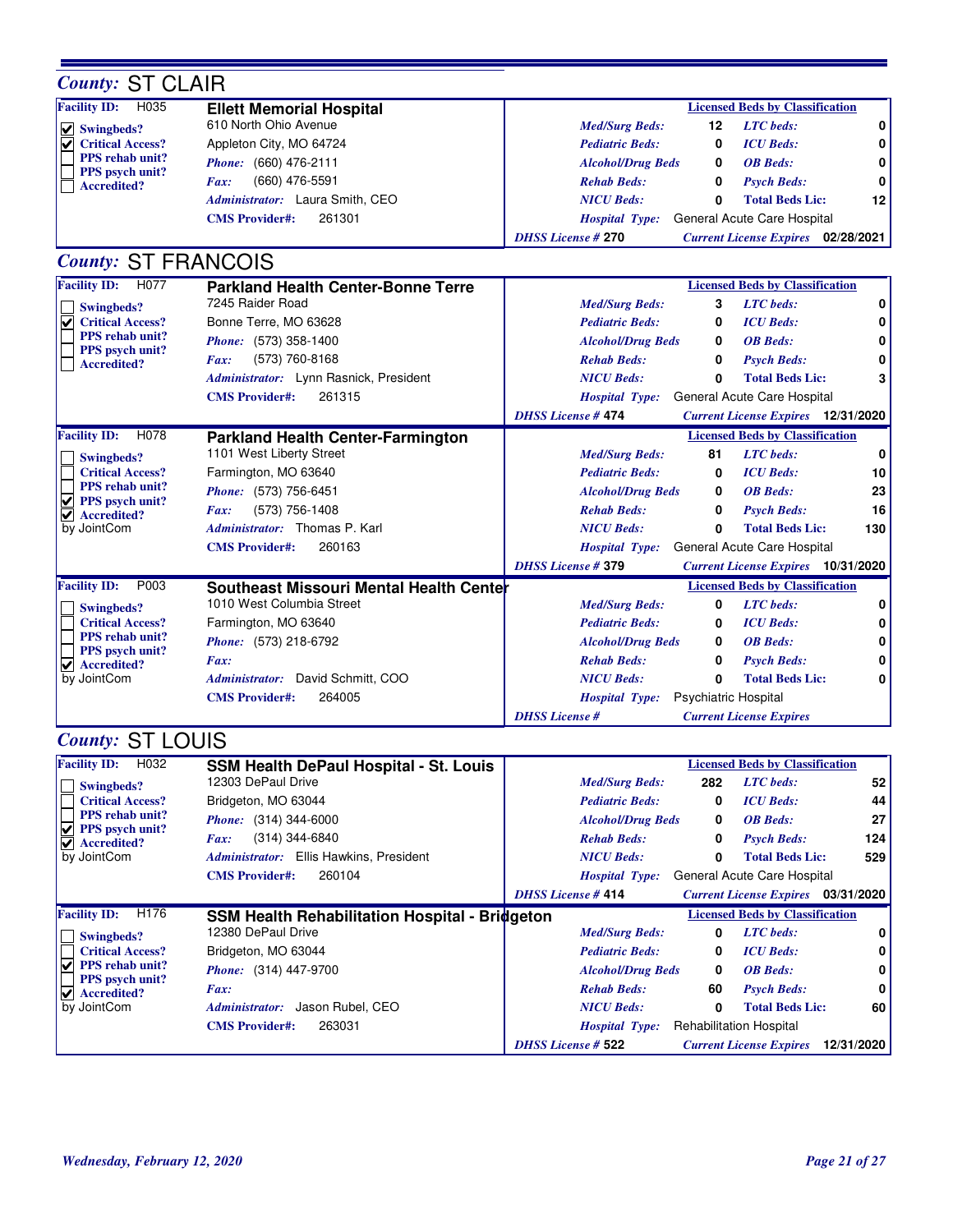## County: ST CLAIR

| Facility ID: H035 | **Ellett Memorial Hospital** | Licensed Beds by Classification | | | |
|---|---|---|---|---|---|
| ☑ Swingbeds? | 610 North Ohio Avenue | *Med/Surg Beds:* | 12 | *LTC beds:* | 0 |
| ☑ Critical Access? | Appleton City, MO 64724 | *Pediatric Beds:* | 0 | *ICU Beds:* | 0 |
| ☐ PPS rehab unit? | *Phone:* (660) 476-2111 | *Alcohol/Drug Beds* | 0 | *OB Beds:* | 0 |
| ☐ PPS psych unit? | *Fax:* (660) 476-5591 | *Rehab Beds:* | 0 | *Psych Beds:* | 0 |
| ☐ Accredited? | *Administrator:* Laura Smith, CEO | *NICU Beds:* | 0 | *Total Beds Lic:* | 12 |
| | *CMS Provider#:* 261301 | *Hospital Type:* | General Acute Care Hospital | | |
| | | *DHSS License #* 270 | | *Current License Expires* | 02/28/2021 |

## County: ST FRANCOIS

| Facility ID: H077 | **Parkland Health Center-Bonne Terre** | Licensed Beds by Classification | | | |
|---|---|---|---|---|---|
| ☐ Swingbeds? | 7245 Raider Road | *Med/Surg Beds:* | 3 | *LTC beds:* | 0 |
| ☑ Critical Access? | Bonne Terre, MO 63628 | *Pediatric Beds:* | 0 | *ICU Beds:* | 0 |
| ☐ PPS rehab unit? | *Phone:* (573) 358-1400 | *Alcohol/Drug Beds* | 0 | *OB Beds:* | 0 |
| ☐ PPS psych unit? | *Fax:* (573) 760-8168 | *Rehab Beds:* | 0 | *Psych Beds:* | 0 |
| ☐ Accredited? | *Administrator:* Lynn Rasnick, President | *NICU Beds:* | 0 | *Total Beds Lic:* | 3 |
| | *CMS Provider#:* 261315 | *Hospital Type:* | General Acute Care Hospital | | |
| | | *DHSS License #* 474 | | *Current License Expires* | 12/31/2020 |

| Facility ID: H078 | **Parkland Health Center-Farmington** | Licensed Beds by Classification | | | |
|---|---|---|---|---|---|
| ☐ Swingbeds? | 1101 West Liberty Street | *Med/Surg Beds:* | 81 | *LTC beds:* | 0 |
| ☐ Critical Access? | Farmington, MO 63640 | *Pediatric Beds:* | 0 | *ICU Beds:* | 10 |
| ☐ PPS rehab unit? | *Phone:* (573) 756-6451 | *Alcohol/Drug Beds* | 0 | *OB Beds:* | 23 |
| ☑ PPS psych unit? | *Fax:* (573) 756-1408 | *Rehab Beds:* | 0 | *Psych Beds:* | 16 |
| ☑ Accredited? by JointCom | *Administrator:* Thomas P. Karl | *NICU Beds:* | 0 | *Total Beds Lic:* | 130 |
| | *CMS Provider#:* 260163 | *Hospital Type:* | General Acute Care Hospital | | |
| | | *DHSS License #* 379 | | *Current License Expires* | 10/31/2020 |

| Facility ID: P003 | **Southeast Missouri Mental Health Center** | Licensed Beds by Classification | | | |
|---|---|---|---|---|---|
| ☐ Swingbeds? | 1010 West Columbia Street | *Med/Surg Beds:* | 0 | *LTC beds:* | 0 |
| ☐ Critical Access? | Farmington, MO 63640 | *Pediatric Beds:* | 0 | *ICU Beds:* | 0 |
| ☐ PPS rehab unit? | *Phone:* (573) 218-6792 | *Alcohol/Drug Beds* | 0 | *OB Beds:* | 0 |
| ☐ PPS psych unit? | *Fax:* | *Rehab Beds:* | 0 | *Psych Beds:* | 0 |
| ☑ Accredited? by JointCom | *Administrator:* David Schmitt, COO | *NICU Beds:* | 0 | *Total Beds Lic:* | 0 |
| | *CMS Provider#:* 264005 | *Hospital Type:* | Psychiatric Hospital | | |
| | | *DHSS License #* | | *Current License Expires* | |

## County: ST LOUIS

| Facility ID: H032 | **SSM Health DePaul Hospital - St. Louis** | Licensed Beds by Classification | | | |
|---|---|---|---|---|---|
| ☐ Swingbeds? | 12303 DePaul Drive | *Med/Surg Beds:* | 282 | *LTC beds:* | 52 |
| ☐ Critical Access? | Bridgeton, MO 63044 | *Pediatric Beds:* | 0 | *ICU Beds:* | 44 |
| ☐ PPS rehab unit? | *Phone:* (314) 344-6000 | *Alcohol/Drug Beds* | 0 | *OB Beds:* | 27 |
| ☑ PPS psych unit? | *Fax:* (314) 344-6840 | *Rehab Beds:* | 0 | *Psych Beds:* | 124 |
| ☑ Accredited? by JointCom | *Administrator:* Ellis Hawkins, President | *NICU Beds:* | 0 | *Total Beds Lic:* | 529 |
| | *CMS Provider#:* 260104 | *Hospital Type:* | General Acute Care Hospital | | |
| | | *DHSS License #* 414 | | *Current License Expires* | 03/31/2020 |

| Facility ID: H176 | **SSM Health Rehabilitation Hospital - Bridgeton** | Licensed Beds by Classification | | | |
|---|---|---|---|---|---|
| ☐ Swingbeds? | 12380 DePaul Drive | *Med/Surg Beds:* | 0 | *LTC beds:* | 0 |
| ☐ Critical Access? | Bridgeton, MO 63044 | *Pediatric Beds:* | 0 | *ICU Beds:* | 0 |
| ☑ PPS rehab unit? | *Phone:* (314) 447-9700 | *Alcohol/Drug Beds* | 0 | *OB Beds:* | 0 |
| ☐ PPS psych unit? | *Fax:* | *Rehab Beds:* | 60 | *Psych Beds:* | 0 |
| ☑ Accredited? by JointCom | *Administrator:* Jason Rubel, CEO | *NICU Beds:* | 0 | *Total Beds Lic:* | 60 |
| | *CMS Provider#:* 263031 | *Hospital Type:* | Rehabilitation Hospital | | |
| | | *DHSS License #* 522 | | *Current License Expires* | 12/31/2020 |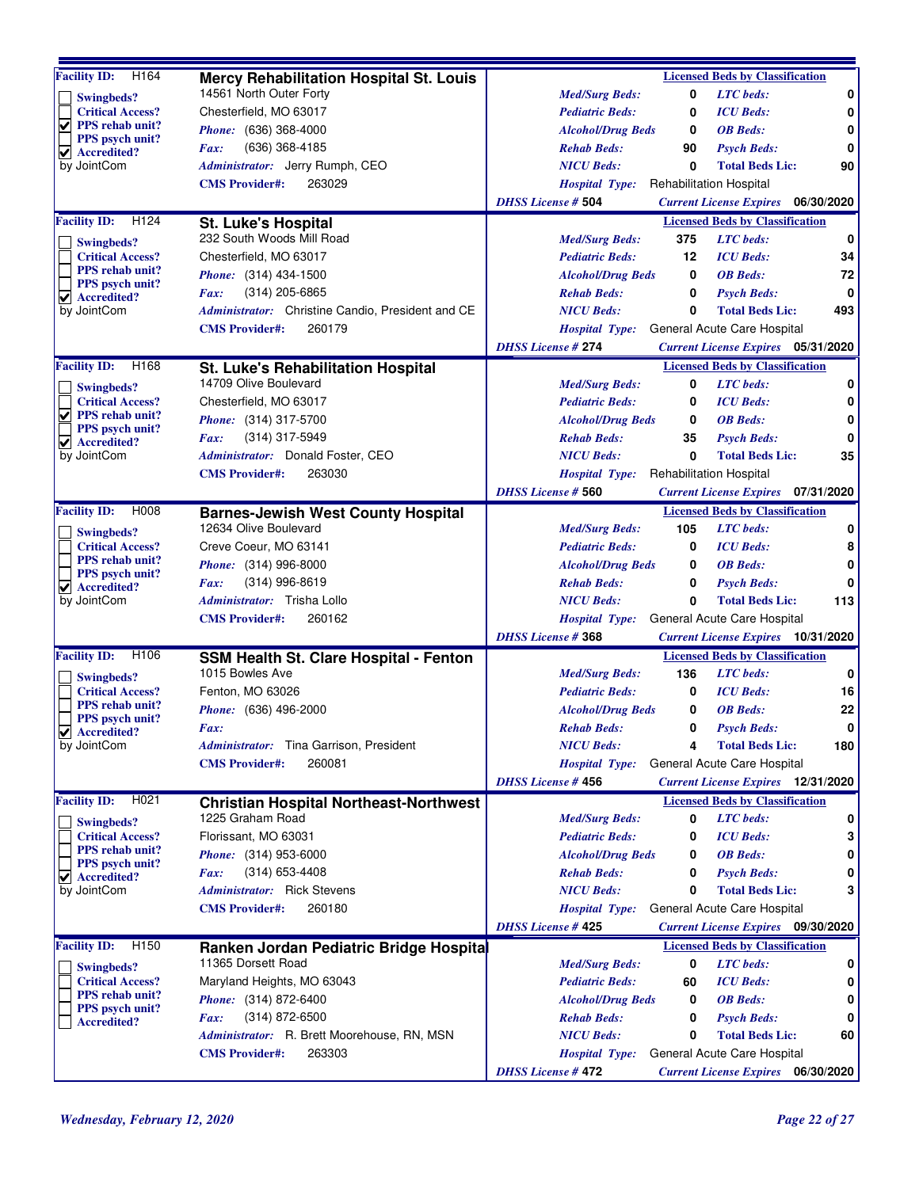## Mercy Rehabilitation Hospital St. Louis

**Facility ID:** H164

- [ ] Swingbeds?
- [ ] Critical Access?
- [x] PPS rehab unit?
- [ ] PPS psych unit?
- [x] Accredited? by JointCom

14561 North Outer Forty
Chesterfield, MO 63017

*Phone:* (636) 368-4000
*Fax:* (636) 368-4185
*Administrator:* Jerry Rumph, CEO
**CMS Provider#:** 263029

| Licensed Beds by Classification | | | |
|---|---|---|---|
| *Med/Surg Beds:* | 0 | *LTC beds:* | 0 |
| *Pediatric Beds:* | 0 | *ICU Beds:* | 0 |
| *Alcohol/Drug Beds* | 0 | *OB Beds:* | 0 |
| *Rehab Beds:* | 90 | *Psych Beds:* | 0 |
| *NICU Beds:* | 0 | *Total Beds Lic:* | 90 |

*Hospital Type:* Rehabilitation Hospital
*DHSS License #* 504
*Current License Expires* 06/30/2020

---

## St. Luke's Hospital

**Facility ID:** H124

- [ ] Swingbeds?
- [ ] Critical Access?
- [ ] PPS rehab unit?
- [ ] PPS psych unit?
- [x] Accredited? by JointCom

232 South Woods Mill Road
Chesterfield, MO 63017

*Phone:* (314) 434-1500
*Fax:* (314) 205-6865
*Administrator:* Christine Candio, President and CE
**CMS Provider#:** 260179

| Licensed Beds by Classification | | | |
|---|---|---|---|
| *Med/Surg Beds:* | 375 | *LTC beds:* | 0 |
| *Pediatric Beds:* | 12 | *ICU Beds:* | 34 |
| *Alcohol/Drug Beds* | 0 | *OB Beds:* | 72 |
| *Rehab Beds:* | 0 | *Psych Beds:* | 0 |
| *NICU Beds:* | 0 | *Total Beds Lic:* | 493 |

*Hospital Type:* General Acute Care Hospital
*DHSS License #* 274
*Current License Expires* 05/31/2020

---

## St. Luke's Rehabilitation Hospital

**Facility ID:** H168

- [ ] Swingbeds?
- [ ] Critical Access?
- [x] PPS rehab unit?
- [ ] PPS psych unit?
- [x] Accredited? by JointCom

14709 Olive Boulevard
Chesterfield, MO 63017

*Phone:* (314) 317-5700
*Fax:* (314) 317-5949
*Administrator:* Donald Foster, CEO
**CMS Provider#:** 263030

| Licensed Beds by Classification | | | |
|---|---|---|---|
| *Med/Surg Beds:* | 0 | *LTC beds:* | 0 |
| *Pediatric Beds:* | 0 | *ICU Beds:* | 0 |
| *Alcohol/Drug Beds* | 0 | *OB Beds:* | 0 |
| *Rehab Beds:* | 35 | *Psych Beds:* | 0 |
| *NICU Beds:* | 0 | *Total Beds Lic:* | 35 |

*Hospital Type:* Rehabilitation Hospital
*DHSS License #* 560
*Current License Expires* 07/31/2020

---

## Barnes-Jewish West County Hospital

**Facility ID:** H008

- [ ] Swingbeds?
- [ ] Critical Access?
- [ ] PPS rehab unit?
- [ ] PPS psych unit?
- [x] Accredited? by JointCom

12634 Olive Boulevard
Creve Coeur, MO 63141

*Phone:* (314) 996-8000
*Fax:* (314) 996-8619
*Administrator:* Trisha Lollo
**CMS Provider#:** 260162

| Licensed Beds by Classification | | | |
|---|---|---|---|
| *Med/Surg Beds:* | 105 | *LTC beds:* | 0 |
| *Pediatric Beds:* | 0 | *ICU Beds:* | 8 |
| *Alcohol/Drug Beds* | 0 | *OB Beds:* | 0 |
| *Rehab Beds:* | 0 | *Psych Beds:* | 0 |
| *NICU Beds:* | 0 | *Total Beds Lic:* | 113 |

*Hospital Type:* General Acute Care Hospital
*DHSS License #* 368
*Current License Expires* 10/31/2020

---

## SSM Health St. Clare Hospital - Fenton

**Facility ID:** H106

- [ ] Swingbeds?
- [ ] Critical Access?
- [ ] PPS rehab unit?
- [ ] PPS psych unit?
- [x] Accredited? by JointCom

1015 Bowles Ave
Fenton, MO 63026

*Phone:* (636) 496-2000
*Fax:*
*Administrator:* Tina Garrison, President
**CMS Provider#:** 260081

| Licensed Beds by Classification | | | |
|---|---|---|---|
| *Med/Surg Beds:* | 136 | *LTC beds:* | 0 |
| *Pediatric Beds:* | 0 | *ICU Beds:* | 16 |
| *Alcohol/Drug Beds* | 0 | *OB Beds:* | 22 |
| *Rehab Beds:* | 0 | *Psych Beds:* | 0 |
| *NICU Beds:* | 4 | *Total Beds Lic:* | 180 |

*Hospital Type:* General Acute Care Hospital
*DHSS License #* 456
*Current License Expires* 12/31/2020

---

## Christian Hospital Northeast-Northwest

**Facility ID:** H021

- [ ] Swingbeds?
- [ ] Critical Access?
- [ ] PPS rehab unit?
- [ ] PPS psych unit?
- [x] Accredited? by JointCom

1225 Graham Road
Florissant, MO 63031

*Phone:* (314) 953-6000
*Fax:* (314) 653-4408
*Administrator:* Rick Stevens
**CMS Provider#:** 260180

| Licensed Beds by Classification | | | |
|---|---|---|---|
| *Med/Surg Beds:* | 0 | *LTC beds:* | 0 |
| *Pediatric Beds:* | 0 | *ICU Beds:* | 3 |
| *Alcohol/Drug Beds* | 0 | *OB Beds:* | 0 |
| *Rehab Beds:* | 0 | *Psych Beds:* | 0 |
| *NICU Beds:* | 0 | *Total Beds Lic:* | 3 |

*Hospital Type:* General Acute Care Hospital
*DHSS License #* 425
*Current License Expires* 09/30/2020

---

## Ranken Jordan Pediatric Bridge Hospital

**Facility ID:** H150

- [ ] Swingbeds?
- [ ] Critical Access?
- [ ] PPS rehab unit?
- [ ] PPS psych unit?
- [ ] Accredited?

11365 Dorsett Road
Maryland Heights, MO 63043

*Phone:* (314) 872-6400
*Fax:* (314) 872-6500
*Administrator:* R. Brett Moorehouse, RN, MSN
**CMS Provider#:** 263303

| Licensed Beds by Classification | | | |
|---|---|---|---|
| *Med/Surg Beds:* | 0 | *LTC beds:* | 0 |
| *Pediatric Beds:* | 60 | *ICU Beds:* | 0 |
| *Alcohol/Drug Beds* | 0 | *OB Beds:* | 0 |
| *Rehab Beds:* | 0 | *Psych Beds:* | 0 |
| *NICU Beds:* | 0 | *Total Beds Lic:* | 60 |

*Hospital Type:* General Acute Care Hospital
*DHSS License #* 472
*Current License Expires* 06/30/2020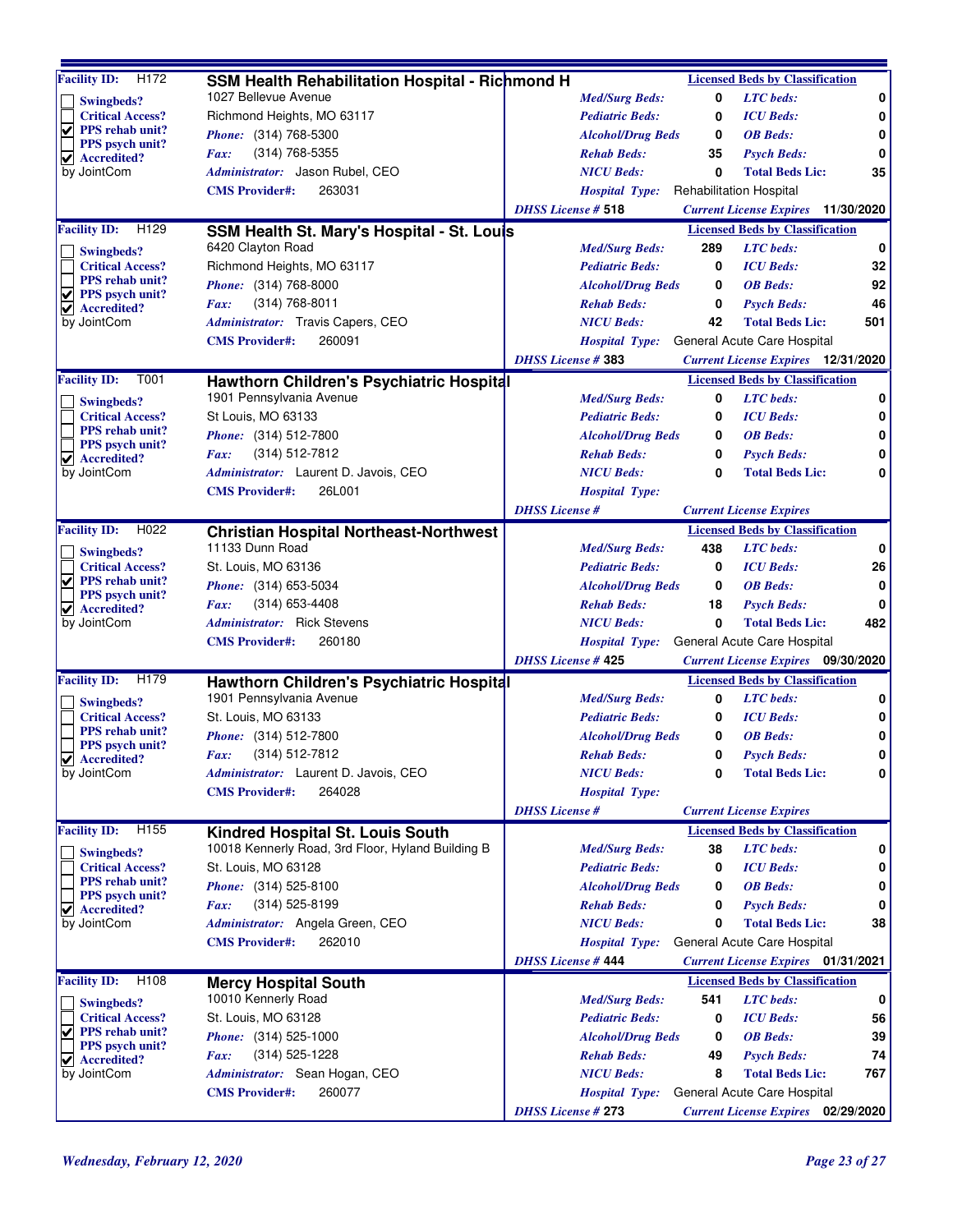## SSM Health Rehabilitation Hospital - Richmond H

**Facility ID:** H172

- [ ] Swingbeds?
- [ ] Critical Access?
- [x] PPS rehab unit?
- [ ] PPS psych unit?
- [x] Accredited? by JointCom

1027 Bellevue Avenue
Richmond Heights, MO 63117
*Phone:* (314) 768-5300
*Fax:* (314) 768-5355
*Administrator:* Jason Rubel, CEO
**CMS Provider#:** 263031

| Licensed Beds by Classification | | | |
|---|---|---|---|
| *Med/Surg Beds:* | 0 | *LTC beds:* | 0 |
| *Pediatric Beds:* | 0 | *ICU Beds:* | 0 |
| *Alcohol/Drug Beds* | 0 | *OB Beds:* | 0 |
| *Rehab Beds:* | 35 | *Psych Beds:* | 0 |
| *NICU Beds:* | 0 | *Total Beds Lic:* | 35 |

*Hospital Type:* Rehabilitation Hospital
*DHSS License #* **518** *Current License Expires* **11/30/2020**

---

## SSM Health St. Mary's Hospital - St. Louis

**Facility ID:** H129

- [ ] Swingbeds?
- [ ] Critical Access?
- [ ] PPS rehab unit?
- [x] PPS psych unit?
- [x] Accredited? by JointCom

6420 Clayton Road
Richmond Heights, MO 63117
*Phone:* (314) 768-8000
*Fax:* (314) 768-8011
*Administrator:* Travis Capers, CEO
**CMS Provider#:** 260091

| Licensed Beds by Classification | | | |
|---|---|---|---|
| *Med/Surg Beds:* | 289 | *LTC beds:* | 0 |
| *Pediatric Beds:* | 0 | *ICU Beds:* | 32 |
| *Alcohol/Drug Beds* | 0 | *OB Beds:* | 92 |
| *Rehab Beds:* | 0 | *Psych Beds:* | 46 |
| *NICU Beds:* | 42 | *Total Beds Lic:* | 501 |

*Hospital Type:* General Acute Care Hospital
*DHSS License #* **383** *Current License Expires* **12/31/2020**

---

## Hawthorn Children's Psychiatric Hospital

**Facility ID:** T001

- [ ] Swingbeds?
- [ ] Critical Access?
- [ ] PPS rehab unit?
- [ ] PPS psych unit?
- [x] Accredited? by JointCom

1901 Pennsylvania Avenue
St Louis, MO 63133
*Phone:* (314) 512-7800
*Fax:* (314) 512-7812
*Administrator:* Laurent D. Javois, CEO
**CMS Provider#:** 26L001

| Licensed Beds by Classification | | | |
|---|---|---|---|
| *Med/Surg Beds:* | 0 | *LTC beds:* | 0 |
| *Pediatric Beds:* | 0 | *ICU Beds:* | 0 |
| *Alcohol/Drug Beds* | 0 | *OB Beds:* | 0 |
| *Rehab Beds:* | 0 | *Psych Beds:* | 0 |
| *NICU Beds:* | 0 | *Total Beds Lic:* | 0 |

*Hospital Type:*
*DHSS License #* *Current License Expires*

---

## Christian Hospital Northeast-Northwest

**Facility ID:** H022

- [ ] Swingbeds?
- [ ] Critical Access?
- [x] PPS rehab unit?
- [ ] PPS psych unit?
- [x] Accredited? by JointCom

11133 Dunn Road
St. Louis, MO 63136
*Phone:* (314) 653-5034
*Fax:* (314) 653-4408
*Administrator:* Rick Stevens
**CMS Provider#:** 260180

| Licensed Beds by Classification | | | |
|---|---|---|---|
| *Med/Surg Beds:* | 438 | *LTC beds:* | 0 |
| *Pediatric Beds:* | 0 | *ICU Beds:* | 26 |
| *Alcohol/Drug Beds* | 0 | *OB Beds:* | 0 |
| *Rehab Beds:* | 18 | *Psych Beds:* | 0 |
| *NICU Beds:* | 0 | *Total Beds Lic:* | 482 |

*Hospital Type:* General Acute Care Hospital
*DHSS License #* **425** *Current License Expires* **09/30/2020**

---

## Hawthorn Children's Psychiatric Hospital

**Facility ID:** H179

- [ ] Swingbeds?
- [ ] Critical Access?
- [ ] PPS rehab unit?
- [ ] PPS psych unit?
- [x] Accredited? by JointCom

1901 Pennsylvania Avenue
St. Louis, MO 63133
*Phone:* (314) 512-7800
*Fax:* (314) 512-7812
*Administrator:* Laurent D. Javois, CEO
**CMS Provider#:** 264028

| Licensed Beds by Classification | | | |
|---|---|---|---|
| *Med/Surg Beds:* | 0 | *LTC beds:* | 0 |
| *Pediatric Beds:* | 0 | *ICU Beds:* | 0 |
| *Alcohol/Drug Beds* | 0 | *OB Beds:* | 0 |
| *Rehab Beds:* | 0 | *Psych Beds:* | 0 |
| *NICU Beds:* | 0 | *Total Beds Lic:* | 0 |

*Hospital Type:*
*DHSS License #* *Current License Expires*

---

## Kindred Hospital St. Louis South

**Facility ID:** H155

- [ ] Swingbeds?
- [ ] Critical Access?
- [ ] PPS rehab unit?
- [ ] PPS psych unit?
- [x] Accredited? by JointCom

10018 Kennerly Road, 3rd Floor, Hyland Building B
St. Louis, MO 63128
*Phone:* (314) 525-8100
*Fax:* (314) 525-8199
*Administrator:* Angela Green, CEO
**CMS Provider#:** 262010

| Licensed Beds by Classification | | | |
|---|---|---|---|
| *Med/Surg Beds:* | 38 | *LTC beds:* | 0 |
| *Pediatric Beds:* | 0 | *ICU Beds:* | 0 |
| *Alcohol/Drug Beds* | 0 | *OB Beds:* | 0 |
| *Rehab Beds:* | 0 | *Psych Beds:* | 0 |
| *NICU Beds:* | 0 | *Total Beds Lic:* | 38 |

*Hospital Type:* General Acute Care Hospital
*DHSS License #* **444** *Current License Expires* **01/31/2021**

---

## Mercy Hospital South

**Facility ID:** H108

- [ ] Swingbeds?
- [ ] Critical Access?
- [x] PPS rehab unit?
- [ ] PPS psych unit?
- [x] Accredited? by JointCom

10010 Kennerly Road
St. Louis, MO 63128
*Phone:* (314) 525-1000
*Fax:* (314) 525-1228
*Administrator:* Sean Hogan, CEO
**CMS Provider#:** 260077

| Licensed Beds by Classification | | | |
|---|---|---|---|
| *Med/Surg Beds:* | 541 | *LTC beds:* | 0 |
| *Pediatric Beds:* | 0 | *ICU Beds:* | 56 |
| *Alcohol/Drug Beds* | 0 | *OB Beds:* | 39 |
| *Rehab Beds:* | 49 | *Psych Beds:* | 74 |
| *NICU Beds:* | 8 | *Total Beds Lic:* | 767 |

*Hospital Type:* General Acute Care Hospital
*DHSS License #* **273** *Current License Expires* **02/29/2020**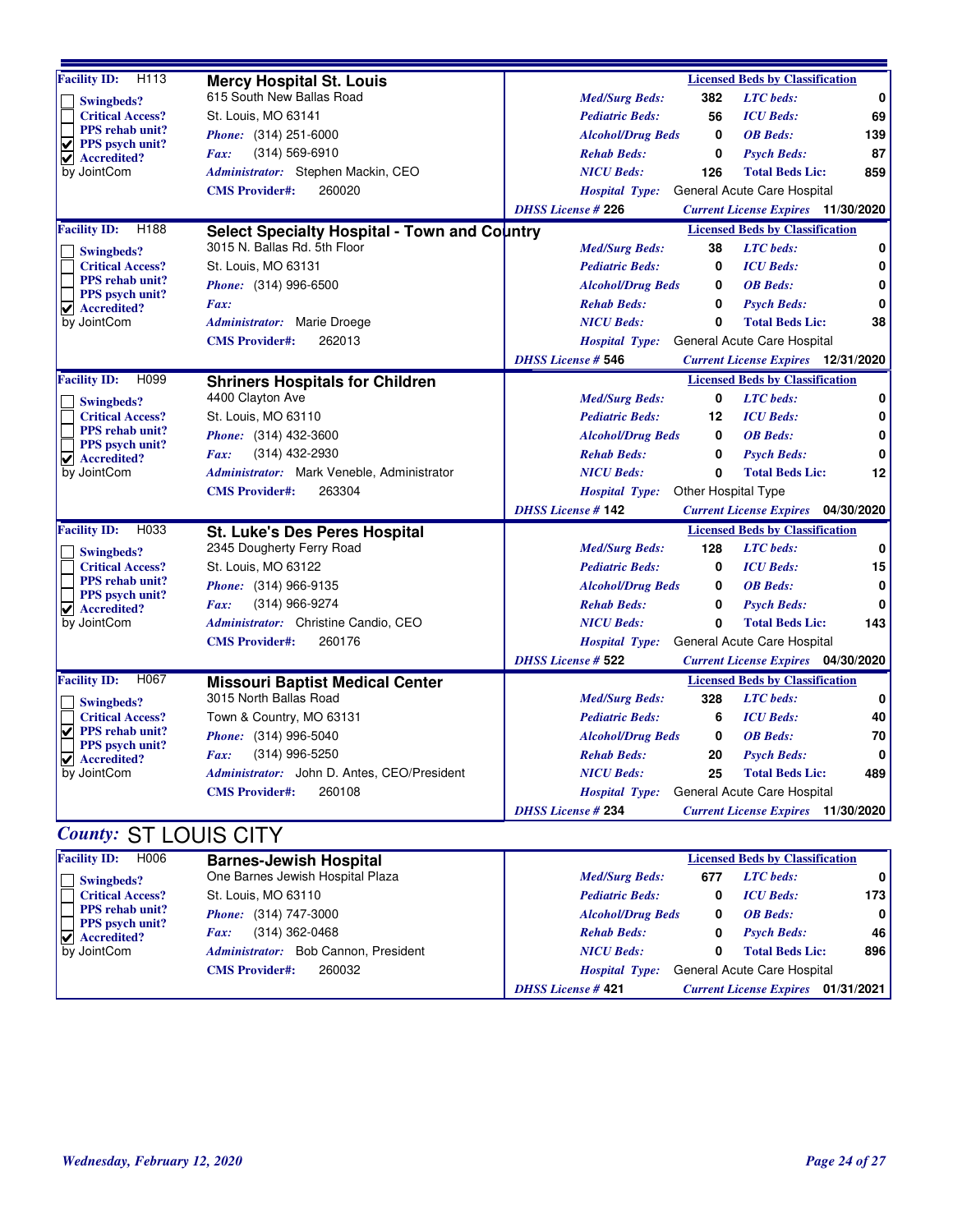## Mercy Hospital St. Louis

**Facility ID:** H113

- [ ] Swingbeds?
- [ ] Critical Access?
- [ ] PPS rehab unit?
- [x] PPS psych unit?
- [x] Accredited? by JointCom

615 South New Ballas Road
St. Louis, MO 63141
**Phone:** (314) 251-6000
**Fax:** (314) 569-6910
**Administrator:** Stephen Mackin, CEO
**CMS Provider#:** 260020

**Licensed Beds by Classification**

| | | | |
|---|---|---|---|
| Med/Surg Beds: | 382 | LTC beds: | 0 |
| Pediatric Beds: | 56 | ICU Beds: | 69 |
| Alcohol/Drug Beds | 0 | OB Beds: | 139 |
| Rehab Beds: | 0 | Psych Beds: | 87 |
| NICU Beds: | 126 | Total Beds Lic: | 859 |

**Hospital Type:** General Acute Care Hospital
**DHSS License #** 226 **Current License Expires** 11/30/2020

## Select Specialty Hospital - Town and Country

**Facility ID:** H188

- [ ] Swingbeds?
- [ ] Critical Access?
- [ ] PPS rehab unit?
- [ ] PPS psych unit?
- [x] Accredited? by JointCom

3015 N. Ballas Rd. 5th Floor
St. Louis, MO 63131
**Phone:** (314) 996-6500
**Fax:**
**Administrator:** Marie Droege
**CMS Provider#:** 262013

**Licensed Beds by Classification**

| | | | |
|---|---|---|---|
| Med/Surg Beds: | 38 | LTC beds: | 0 |
| Pediatric Beds: | 0 | ICU Beds: | 0 |
| Alcohol/Drug Beds | 0 | OB Beds: | 0 |
| Rehab Beds: | 0 | Psych Beds: | 0 |
| NICU Beds: | 0 | Total Beds Lic: | 38 |

**Hospital Type:** General Acute Care Hospital
**DHSS License #** 546 **Current License Expires** 12/31/2020

## Shriners Hospitals for Children

**Facility ID:** H099

- [ ] Swingbeds?
- [ ] Critical Access?
- [ ] PPS rehab unit?
- [ ] PPS psych unit?
- [x] Accredited? by JointCom

4400 Clayton Ave
St. Louis, MO 63110
**Phone:** (314) 432-3600
**Fax:** (314) 432-2930
**Administrator:** Mark Veneble, Administrator
**CMS Provider#:** 263304

**Licensed Beds by Classification**

| | | | |
|---|---|---|---|
| Med/Surg Beds: | 0 | LTC beds: | 0 |
| Pediatric Beds: | 12 | ICU Beds: | 0 |
| Alcohol/Drug Beds | 0 | OB Beds: | 0 |
| Rehab Beds: | 0 | Psych Beds: | 0 |
| NICU Beds: | 0 | Total Beds Lic: | 12 |

**Hospital Type:** Other Hospital Type
**DHSS License #** 142 **Current License Expires** 04/30/2020

## St. Luke's Des Peres Hospital

**Facility ID:** H033

- [ ] Swingbeds?
- [ ] Critical Access?
- [ ] PPS rehab unit?
- [ ] PPS psych unit?
- [x] Accredited? by JointCom

2345 Dougherty Ferry Road
St. Louis, MO 63122
**Phone:** (314) 966-9135
**Fax:** (314) 966-9274
**Administrator:** Christine Candio, CEO
**CMS Provider#:** 260176

**Licensed Beds by Classification**

| | | | |
|---|---|---|---|
| Med/Surg Beds: | 128 | LTC beds: | 0 |
| Pediatric Beds: | 0 | ICU Beds: | 15 |
| Alcohol/Drug Beds | 0 | OB Beds: | 0 |
| Rehab Beds: | 0 | Psych Beds: | 0 |
| NICU Beds: | 0 | Total Beds Lic: | 143 |

**Hospital Type:** General Acute Care Hospital
**DHSS License #** 522 **Current License Expires** 04/30/2020

## Missouri Baptist Medical Center

**Facility ID:** H067

- [ ] Swingbeds?
- [ ] Critical Access?
- [x] PPS rehab unit?
- [ ] PPS psych unit?
- [x] Accredited? by JointCom

3015 North Ballas Road
Town & Country, MO 63131
**Phone:** (314) 996-5040
**Fax:** (314) 996-5250
**Administrator:** John D. Antes, CEO/President
**CMS Provider#:** 260108

**Licensed Beds by Classification**

| | | | |
|---|---|---|---|
| Med/Surg Beds: | 328 | LTC beds: | 0 |
| Pediatric Beds: | 6 | ICU Beds: | 40 |
| Alcohol/Drug Beds | 0 | OB Beds: | 70 |
| Rehab Beds: | 20 | Psych Beds: | 0 |
| NICU Beds: | 25 | Total Beds Lic: | 489 |

**Hospital Type:** General Acute Care Hospital
**DHSS License #** 234 **Current License Expires** 11/30/2020

# *County:* ST LOUIS CITY

## Barnes-Jewish Hospital

**Facility ID:** H006

- [ ] Swingbeds?
- [ ] Critical Access?
- [ ] PPS rehab unit?
- [ ] PPS psych unit?
- [x] Accredited? by JointCom

One Barnes Jewish Hospital Plaza
St. Louis, MO 63110
**Phone:** (314) 747-3000
**Fax:** (314) 362-0468
**Administrator:** Bob Cannon, President
**CMS Provider#:** 260032

**Licensed Beds by Classification**

| | | | |
|---|---|---|---|
| Med/Surg Beds: | 677 | LTC beds: | 0 |
| Pediatric Beds: | 0 | ICU Beds: | 173 |
| Alcohol/Drug Beds | 0 | OB Beds: | 0 |
| Rehab Beds: | 0 | Psych Beds: | 46 |
| NICU Beds: | 0 | Total Beds Lic: | 896 |

**Hospital Type:** General Acute Care Hospital
**DHSS License #** 421 **Current License Expires** 01/31/2021

*Wednesday, February 12, 2020*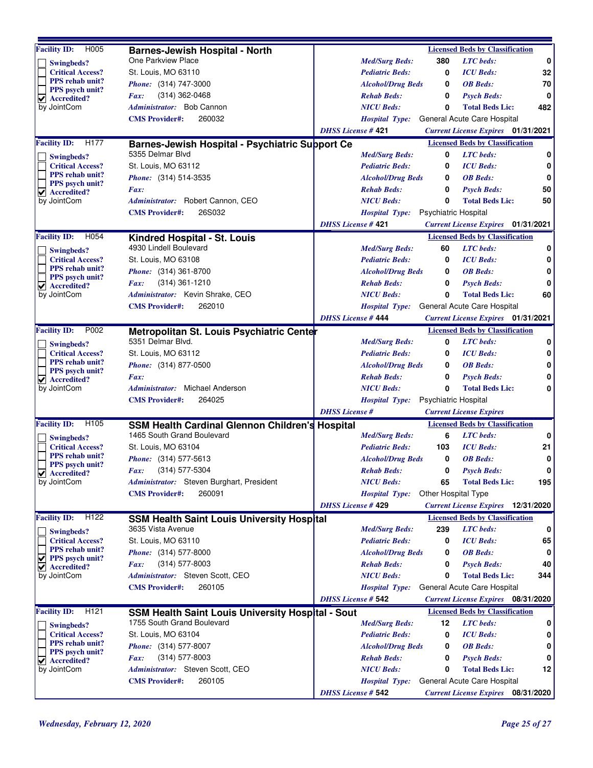## Facility ID: H005 — Barnes-Jewish Hospital - North

| | | | | | |
|---|---|---|---|---|---|
| Swingbeds? ☐ | One Parkview Place | *Med/Surg Beds:* 380 | *LTC beds:* 0 | | |
| Critical Access? ☐ | St. Louis, MO 63110 | *Pediatric Beds:* 0 | *ICU Beds:* 32 | | |
| PPS rehab unit? ☐ | *Phone:* (314) 747-3000 | *Alcohol/Drug Beds* 0 | *OB Beds:* 70 | | |
| PPS psych unit? ☐ | *Fax:* (314) 362-0468 | *Rehab Beds:* 0 | *Psych Beds:* 0 | | |
| Accredited? ☑ by JointCom | *Administrator:* Bob Cannon | *NICU Beds:* 0 | *Total Beds Lic:* 482 | | |
| | *CMS Provider#:* 260032 | *Hospital Type:* General Acute Care Hospital | | | |
| | | *DHSS License #* 421 | *Current License Expires* 01/31/2021 | | |

## Facility ID: H177 — Barnes-Jewish Hospital - Psychiatric Support Ce

| | | | | | |
|---|---|---|---|---|---|
| Swingbeds? ☐ | 5355 Delmar Blvd | *Med/Surg Beds:* 0 | *LTC beds:* 0 | | |
| Critical Access? ☐ | St. Louis, MO 63112 | *Pediatric Beds:* 0 | *ICU Beds:* 0 | | |
| PPS rehab unit? ☐ | *Phone:* (314) 514-3535 | *Alcohol/Drug Beds* 0 | *OB Beds:* 0 | | |
| PPS psych unit? ☐ | *Fax:* | *Rehab Beds:* 0 | *Psych Beds:* 50 | | |
| Accredited? ☑ by JointCom | *Administrator:* Robert Cannon, CEO | *NICU Beds:* 0 | *Total Beds Lic:* 50 | | |
| | *CMS Provider#:* 26S032 | *Hospital Type:* Psychiatric Hospital | | | |
| | | *DHSS License #* 421 | *Current License Expires* 01/31/2021 | | |

## Facility ID: H054 — Kindred Hospital - St. Louis

| | | | | | |
|---|---|---|---|---|---|
| Swingbeds? ☐ | 4930 Lindell Boulevard | *Med/Surg Beds:* 60 | *LTC beds:* 0 | | |
| Critical Access? ☐ | St. Louis, MO 63108 | *Pediatric Beds:* 0 | *ICU Beds:* 0 | | |
| PPS rehab unit? ☐ | *Phone:* (314) 361-8700 | *Alcohol/Drug Beds* 0 | *OB Beds:* 0 | | |
| PPS psych unit? ☐ | *Fax:* (314) 361-1210 | *Rehab Beds:* 0 | *Psych Beds:* 0 | | |
| Accredited? ☑ by JointCom | *Administrator:* Kevin Shrake, CEO | *NICU Beds:* 0 | *Total Beds Lic:* 60 | | |
| | *CMS Provider#:* 262010 | *Hospital Type:* General Acute Care Hospital | | | |
| | | *DHSS License #* 444 | *Current License Expires* 01/31/2021 | | |

## Facility ID: P002 — Metropolitan St. Louis Psychiatric Center

| | | | | | |
|---|---|---|---|---|---|
| Swingbeds? ☐ | 5351 Delmar Blvd. | *Med/Surg Beds:* 0 | *LTC beds:* 0 | | |
| Critical Access? ☐ | St. Louis, MO 63112 | *Pediatric Beds:* 0 | *ICU Beds:* 0 | | |
| PPS rehab unit? ☐ | *Phone:* (314) 877-0500 | *Alcohol/Drug Beds* 0 | *OB Beds:* 0 | | |
| PPS psych unit? ☐ | *Fax:* | *Rehab Beds:* 0 | *Psych Beds:* 0 | | |
| Accredited? ☑ by JointCom | *Administrator:* Michael Anderson | *NICU Beds:* 0 | *Total Beds Lic:* 0 | | |
| | *CMS Provider#:* 264025 | *Hospital Type:* Psychiatric Hospital | | | |
| | | *DHSS License #* | *Current License Expires* | | |

## Facility ID: H105 — SSM Health Cardinal Glennon Children's Hospital

| | | | | | |
|---|---|---|---|---|---|
| Swingbeds? ☐ | 1465 South Grand Boulevard | *Med/Surg Beds:* 6 | *LTC beds:* 0 | | |
| Critical Access? ☐ | St. Louis, MO 63104 | *Pediatric Beds:* 103 | *ICU Beds:* 21 | | |
| PPS rehab unit? ☐ | *Phone:* (314) 577-5613 | *Alcohol/Drug Beds* 0 | *OB Beds:* 0 | | |
| PPS psych unit? ☐ | *Fax:* (314) 577-5304 | *Rehab Beds:* 0 | *Psych Beds:* 0 | | |
| Accredited? ☑ by JointCom | *Administrator:* Steven Burghart, President | *NICU Beds:* 65 | *Total Beds Lic:* 195 | | |
| | *CMS Provider#:* 260091 | *Hospital Type:* Other Hospital Type | | | |
| | | *DHSS License #* 429 | *Current License Expires* 12/31/2020 | | |

## Facility ID: H122 — SSM Health Saint Louis University Hospital

| | | | | | |
|---|---|---|---|---|---|
| Swingbeds? ☐ | 3635 Vista Avenue | *Med/Surg Beds:* 239 | *LTC beds:* 0 | | |
| Critical Access? ☐ | St. Louis, MO 63110 | *Pediatric Beds:* 0 | *ICU Beds:* 65 | | |
| PPS rehab unit? ☐ | *Phone:* (314) 577-8000 | *Alcohol/Drug Beds* 0 | *OB Beds:* 0 | | |
| PPS psych unit? ☑ | *Fax:* (314) 577-8003 | *Rehab Beds:* 0 | *Psych Beds:* 40 | | |
| Accredited? ☑ by JointCom | *Administrator:* Steven Scott, CEO | *NICU Beds:* 0 | *Total Beds Lic:* 344 | | |
| | *CMS Provider#:* 260105 | *Hospital Type:* General Acute Care Hospital | | | |
| | | *DHSS License #* 542 | *Current License Expires* 08/31/2020 | | |

## Facility ID: H121 — SSM Health Saint Louis University Hospital - Sout

| | | | | | |
|---|---|---|---|---|---|
| Swingbeds? ☐ | 1755 South Grand Boulevard | *Med/Surg Beds:* 12 | *LTC beds:* 0 | | |
| Critical Access? ☐ | St. Louis, MO 63104 | *Pediatric Beds:* 0 | *ICU Beds:* 0 | | |
| PPS rehab unit? ☐ | *Phone:* (314) 577-8007 | *Alcohol/Drug Beds* 0 | *OB Beds:* 0 | | |
| PPS psych unit? ☐ | *Fax:* (314) 577-8003 | *Rehab Beds:* 0 | *Psych Beds:* 0 | | |
| Accredited? ☑ by JointCom | *Administrator:* Steven Scott, CEO | *NICU Beds:* 0 | *Total Beds Lic:* 12 | | |
| | *CMS Provider#:* 260105 | *Hospital Type:* General Acute Care Hospital | | | |
| | | *DHSS License #* 542 | *Current License Expires* 08/31/2020 | | |

*Wednesday, February 12, 2020*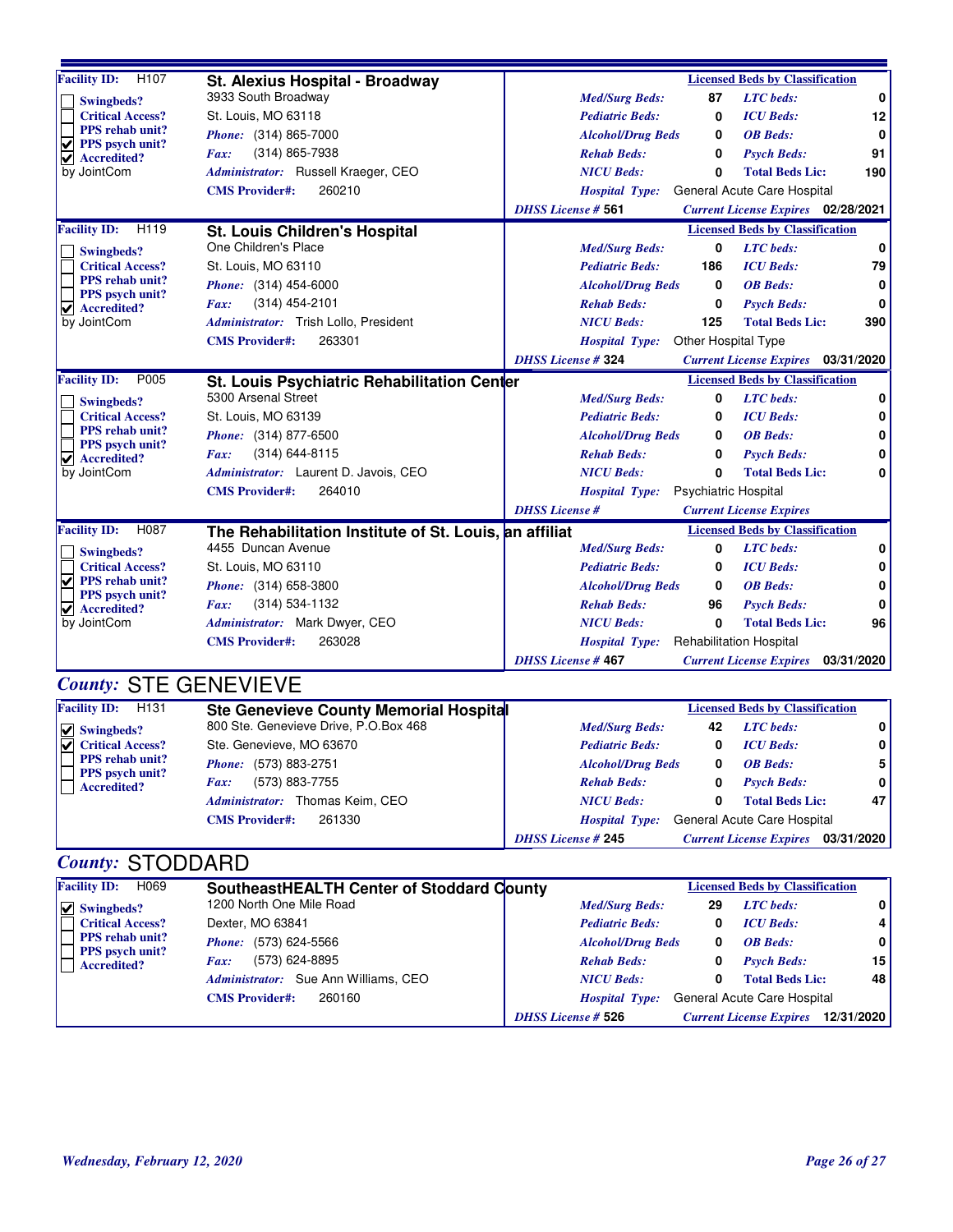**Facility ID:** H107

## St. Alexius Hospital - Broadway

3933 South Broadway
St. Louis, MO 63118
*Phone:* (314) 865-7000
*Fax:* (314) 865-7938
*Administrator:* Russell Kraeger, CEO
**CMS Provider#:** 260210

- [ ] Swingbeds?
- [ ] Critical Access?
- [ ] PPS rehab unit?
- [x] PPS psych unit?
- [x] Accredited? by JointCom

**Licensed Beds by Classification**

| | | | |
|---|---|---|---|
| *Med/Surg Beds:* | 87 | *LTC beds:* | 0 |
| *Pediatric Beds:* | 0 | *ICU Beds:* | 12 |
| *Alcohol/Drug Beds* | 0 | *OB Beds:* | 0 |
| *Rehab Beds:* | 0 | *Psych Beds:* | 91 |
| *NICU Beds:* | 0 | **Total Beds Lic:** | 190 |

*Hospital Type:* General Acute Care Hospital
*DHSS License #* 561 — *Current License Expires* 02/28/2021

---

**Facility ID:** H119

## St. Louis Children's Hospital

One Children's Place
St. Louis, MO 63110
*Phone:* (314) 454-6000
*Fax:* (314) 454-2101
*Administrator:* Trish Lollo, President
**CMS Provider#:** 263301

- [ ] Swingbeds?
- [ ] Critical Access?
- [ ] PPS rehab unit?
- [ ] PPS psych unit?
- [x] Accredited? by JointCom

**Licensed Beds by Classification**

| | | | |
|---|---|---|---|
| *Med/Surg Beds:* | 0 | *LTC beds:* | 0 |
| *Pediatric Beds:* | 186 | *ICU Beds:* | 79 |
| *Alcohol/Drug Beds* | 0 | *OB Beds:* | 0 |
| *Rehab Beds:* | 0 | *Psych Beds:* | 0 |
| *NICU Beds:* | 125 | **Total Beds Lic:** | 390 |

*Hospital Type:* Other Hospital Type
*DHSS License #* 324 — *Current License Expires* 03/31/2020

---

**Facility ID:** P005

## St. Louis Psychiatric Rehabilitation Center

5300 Arsenal Street
St. Louis, MO 63139
*Phone:* (314) 877-6500
*Fax:* (314) 644-8115
*Administrator:* Laurent D. Javois, CEO
**CMS Provider#:** 264010

- [ ] Swingbeds?
- [ ] Critical Access?
- [ ] PPS rehab unit?
- [ ] PPS psych unit?
- [x] Accredited? by JointCom

**Licensed Beds by Classification**

| | | | |
|---|---|---|---|
| *Med/Surg Beds:* | 0 | *LTC beds:* | 0 |
| *Pediatric Beds:* | 0 | *ICU Beds:* | 0 |
| *Alcohol/Drug Beds* | 0 | *OB Beds:* | 0 |
| *Rehab Beds:* | 0 | *Psych Beds:* | 0 |
| *NICU Beds:* | 0 | **Total Beds Lic:** | 0 |

*Hospital Type:* Psychiatric Hospital
*DHSS License #* — *Current License Expires*

---

**Facility ID:** H087

## The Rehabilitation Institute of St. Louis, an affiliat

4455 Duncan Avenue
St. Louis, MO 63110
*Phone:* (314) 658-3800
*Fax:* (314) 534-1132
*Administrator:* Mark Dwyer, CEO
**CMS Provider#:** 263028

- [ ] Swingbeds?
- [ ] Critical Access?
- [x] PPS rehab unit?
- [ ] PPS psych unit?
- [x] Accredited? by JointCom

**Licensed Beds by Classification**

| | | | |
|---|---|---|---|
| *Med/Surg Beds:* | 0 | *LTC beds:* | 0 |
| *Pediatric Beds:* | 0 | *ICU Beds:* | 0 |
| *Alcohol/Drug Beds* | 0 | *OB Beds:* | 0 |
| *Rehab Beds:* | 96 | *Psych Beds:* | 0 |
| *NICU Beds:* | 0 | **Total Beds Lic:** | 96 |

*Hospital Type:* Rehabilitation Hospital
*DHSS License #* 467 — *Current License Expires* 03/31/2020

# *County:* STE GENEVIEVE

**Facility ID:** H131

## Ste Genevieve County Memorial Hospital

800 Ste. Genevieve Drive, P.O.Box 468
Ste. Genevieve, MO 63670
*Phone:* (573) 883-2751
*Fax:* (573) 883-7755
*Administrator:* Thomas Keim, CEO
**CMS Provider#:** 261330

- [x] Swingbeds?
- [x] Critical Access?
- [ ] PPS rehab unit?
- [ ] PPS psych unit?
- [ ] Accredited?

**Licensed Beds by Classification**

| | | | |
|---|---|---|---|
| *Med/Surg Beds:* | 42 | *LTC beds:* | 0 |
| *Pediatric Beds:* | 0 | *ICU Beds:* | 0 |
| *Alcohol/Drug Beds* | 0 | *OB Beds:* | 5 |
| *Rehab Beds:* | 0 | *Psych Beds:* | 0 |
| *NICU Beds:* | 0 | **Total Beds Lic:** | 47 |

*Hospital Type:* General Acute Care Hospital
*DHSS License #* 245 — *Current License Expires* 03/31/2020

# *County:* STODDARD

**Facility ID:** H069

## SoutheastHEALTH Center of Stoddard County

1200 North One Mile Road
Dexter, MO 63841
*Phone:* (573) 624-5566
*Fax:* (573) 624-8895
*Administrator:* Sue Ann Williams, CEO
**CMS Provider#:** 260160

- [x] Swingbeds?
- [ ] Critical Access?
- [ ] PPS rehab unit?
- [ ] PPS psych unit?
- [ ] Accredited?

**Licensed Beds by Classification**

| | | | |
|---|---|---|---|
| *Med/Surg Beds:* | 29 | *LTC beds:* | 0 |
| *Pediatric Beds:* | 0 | *ICU Beds:* | 4 |
| *Alcohol/Drug Beds* | 0 | *OB Beds:* | 0 |
| *Rehab Beds:* | 0 | *Psych Beds:* | 15 |
| *NICU Beds:* | 0 | **Total Beds Lic:** | 48 |

*Hospital Type:* General Acute Care Hospital
*DHSS License #* 526 — *Current License Expires* 12/31/2020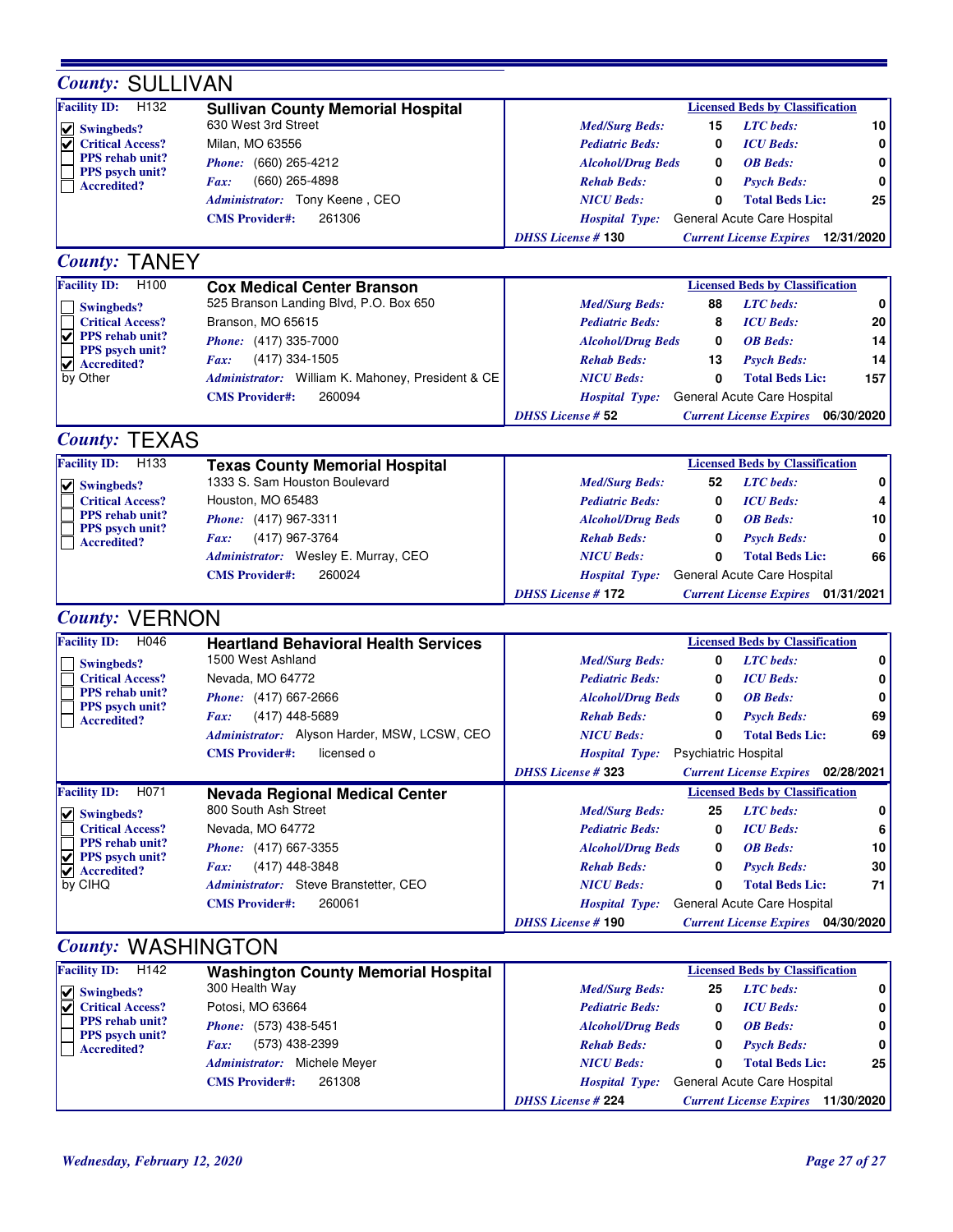## *County:* SULLIVAN

| | | | |
|---|---|---|---|
| **Facility ID:** H132 | **Sullivan County Memorial Hospital** | | **Licensed Beds by Classification** |
| ☑ Swingbeds? | 630 West 3rd Street | *Med/Surg Beds:* 15 | *LTC beds:* 10 |
| ☑ Critical Access? | Milan, MO 63556 | *Pediatric Beds:* 0 | *ICU Beds:* 0 |
| ☐ PPS rehab unit? | *Phone:* (660) 265-4212 | *Alcohol/Drug Beds* 0 | *OB Beds:* 0 |
| ☐ PPS psych unit? | *Fax:* (660) 265-4898 | *Rehab Beds:* 0 | *Psych Beds:* 0 |
| ☐ Accredited? | *Administrator:* Tony Keene , CEO | *NICU Beds:* 0 | *Total Beds Lic:* 25 |
| | *CMS Provider#:* 261306 | *Hospital Type:* General Acute Care Hospital | |
| | | *DHSS License #* 130 | *Current License Expires* 12/31/2020 |

## *County:* TANEY

| | | | |
|---|---|---|---|
| **Facility ID:** H100 | **Cox Medical Center Branson** | | **Licensed Beds by Classification** |
| ☐ Swingbeds? | 525 Branson Landing Blvd, P.O. Box 650 | *Med/Surg Beds:* 88 | *LTC beds:* 0 |
| ☐ Critical Access? | Branson, MO 65615 | *Pediatric Beds:* 8 | *ICU Beds:* 20 |
| ☑ PPS rehab unit? | *Phone:* (417) 335-7000 | *Alcohol/Drug Beds* 0 | *OB Beds:* 14 |
| ☐ PPS psych unit? | *Fax:* (417) 334-1505 | *Rehab Beds:* 13 | *Psych Beds:* 14 |
| ☑ Accredited? by Other | *Administrator:* William K. Mahoney, President & CE | *NICU Beds:* 0 | *Total Beds Lic:* 157 |
| | *CMS Provider#:* 260094 | *Hospital Type:* General Acute Care Hospital | |
| | | *DHSS License #* 52 | *Current License Expires* 06/30/2020 |

## *County:* TEXAS

| | | | |
|---|---|---|---|
| **Facility ID:** H133 | **Texas County Memorial Hospital** | | **Licensed Beds by Classification** |
| ☑ Swingbeds? | 1333 S. Sam Houston Boulevard | *Med/Surg Beds:* 52 | *LTC beds:* 0 |
| ☐ Critical Access? | Houston, MO 65483 | *Pediatric Beds:* 0 | *ICU Beds:* 4 |
| ☐ PPS rehab unit? | *Phone:* (417) 967-3311 | *Alcohol/Drug Beds* 0 | *OB Beds:* 10 |
| ☐ PPS psych unit? | *Fax:* (417) 967-3764 | *Rehab Beds:* 0 | *Psych Beds:* 0 |
| ☐ Accredited? | *Administrator:* Wesley E. Murray, CEO | *NICU Beds:* 0 | *Total Beds Lic:* 66 |
| | *CMS Provider#:* 260024 | *Hospital Type:* General Acute Care Hospital | |
| | | *DHSS License #* 172 | *Current License Expires* 01/31/2021 |

## *County:* VERNON

| | | | |
|---|---|---|---|
| **Facility ID:** H046 | **Heartland Behavioral Health Services** | | **Licensed Beds by Classification** |
| ☐ Swingbeds? | 1500 West Ashland | *Med/Surg Beds:* 0 | *LTC beds:* 0 |
| ☐ Critical Access? | Nevada, MO 64772 | *Pediatric Beds:* 0 | *ICU Beds:* 0 |
| ☐ PPS rehab unit? | *Phone:* (417) 667-2666 | *Alcohol/Drug Beds* 0 | *OB Beds:* 0 |
| ☐ PPS psych unit? | *Fax:* (417) 448-5689 | *Rehab Beds:* 0 | *Psych Beds:* 69 |
| ☐ Accredited? | *Administrator:* Alyson Harder, MSW, LCSW, CEO | *NICU Beds:* 0 | *Total Beds Lic:* 69 |
| | *CMS Provider#:* licensed o | *Hospital Type:* Psychiatric Hospital | |
| | | *DHSS License #* 323 | *Current License Expires* 02/28/2021 |

| | | | |
|---|---|---|---|
| **Facility ID:** H071 | **Nevada Regional Medical Center** | | **Licensed Beds by Classification** |
| ☑ Swingbeds? | 800 South Ash Street | *Med/Surg Beds:* 25 | *LTC beds:* 0 |
| ☐ Critical Access? | Nevada, MO 64772 | *Pediatric Beds:* 0 | *ICU Beds:* 6 |
| ☐ PPS rehab unit? | *Phone:* (417) 667-3355 | *Alcohol/Drug Beds* 0 | *OB Beds:* 10 |
| ☑ PPS psych unit? | *Fax:* (417) 448-3848 | *Rehab Beds:* 0 | *Psych Beds:* 30 |
| ☑ Accredited? by CIHQ | *Administrator:* Steve Branstetter, CEO | *NICU Beds:* 0 | *Total Beds Lic:* 71 |
| | *CMS Provider#:* 260061 | *Hospital Type:* General Acute Care Hospital | |
| | | *DHSS License #* 190 | *Current License Expires* 04/30/2020 |

## *County:* WASHINGTON

| | | | |
|---|---|---|---|
| **Facility ID:** H142 | **Washington County Memorial Hospital** | | **Licensed Beds by Classification** |
| ☑ Swingbeds? | 300 Health Way | *Med/Surg Beds:* 25 | *LTC beds:* 0 |
| ☑ Critical Access? | Potosi, MO 63664 | *Pediatric Beds:* 0 | *ICU Beds:* 0 |
| ☐ PPS rehab unit? | *Phone:* (573) 438-5451 | *Alcohol/Drug Beds* 0 | *OB Beds:* 0 |
| ☐ PPS psych unit? | *Fax:* (573) 438-2399 | *Rehab Beds:* 0 | *Psych Beds:* 0 |
| ☐ Accredited? | *Administrator:* Michele Meyer | *NICU Beds:* 0 | *Total Beds Lic:* 25 |
| | *CMS Provider#:* 261308 | *Hospital Type:* General Acute Care Hospital | |
| | | *DHSS License #* 224 | *Current License Expires* 11/30/2020 |